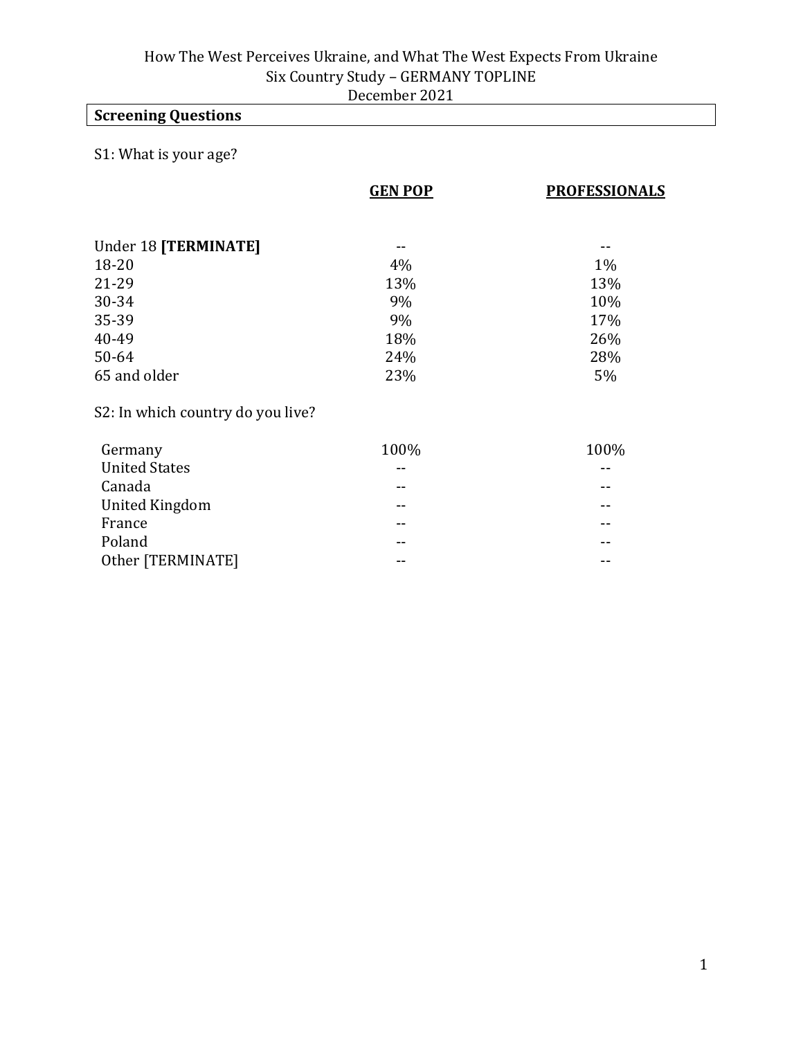How The West Perceives Ukraine, and What The West Expects From Ukraine
Six Country Study – GERMANY TOPLINE
December 2021

## Screening Questions

S1: What is your age?

| | **GEN POP** | **PROFESSIONALS** |
|---|---|---|
| Under 18 **[TERMINATE]** | -- | -- |
| 18-20 | 4% | 1% |
| 21-29 | 13% | 13% |
| 30-34 | 9% | 10% |
| 35-39 | 9% | 17% |
| 40-49 | 18% | 26% |
| 50-64 | 24% | 28% |
| 65 and older | 23% | 5% |

S2: In which country do you live?

| | **GEN POP** | **PROFESSIONALS** |
|---|---|---|
| Germany | 100% | 100% |
| United States | -- | -- |
| Canada | -- | -- |
| United Kingdom | -- | -- |
| France | -- | -- |
| Poland | -- | -- |
| Other [TERMINATE] | -- | -- |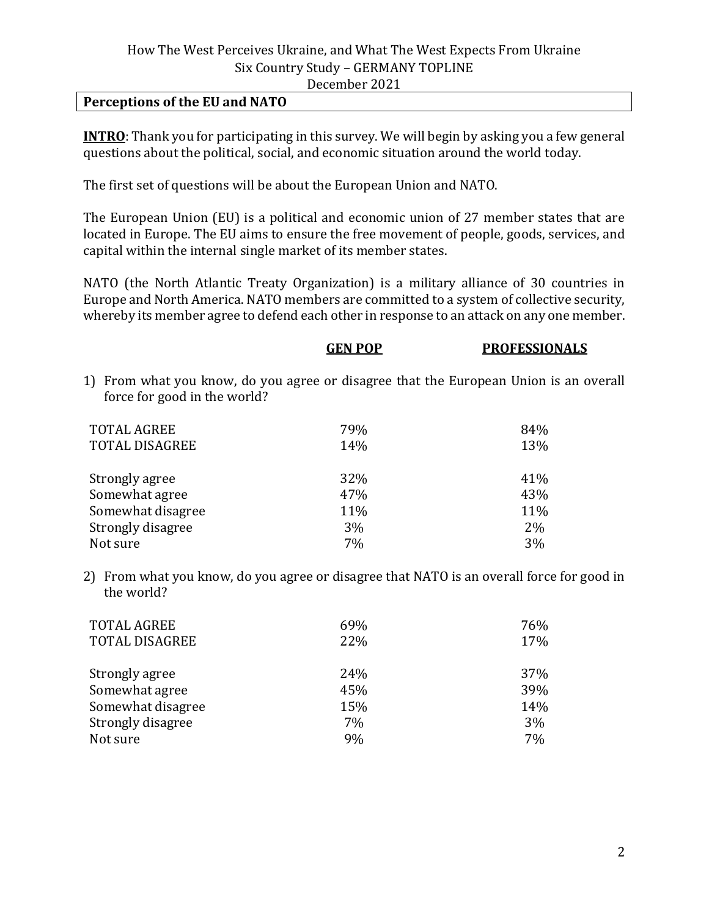How The West Perceives Ukraine, and What The West Expects From Ukraine
Six Country Study – GERMANY TOPLINE
December 2021

## Perceptions of the EU and NATO

**INTRO**: Thank you for participating in this survey. We will begin by asking you a few general questions about the political, social, and economic situation around the world today.

The first set of questions will be about the European Union and NATO.

The European Union (EU) is a political and economic union of 27 member states that are located in Europe. The EU aims to ensure the free movement of people, goods, services, and capital within the internal single market of its member states.

NATO (the North Atlantic Treaty Organization) is a military alliance of 30 countries in Europe and North America. NATO members are committed to a system of collective security, whereby its member agree to defend each other in response to an attack on any one member.

1) From what you know, do you agree or disagree that the European Union is an overall force for good in the world?

| | GEN POP | PROFESSIONALS |
|---|---|---|
| TOTAL AGREE | 79% | 84% |
| TOTAL DISAGREE | 14% | 13% |
| | | |
| Strongly agree | 32% | 41% |
| Somewhat agree | 47% | 43% |
| Somewhat disagree | 11% | 11% |
| Strongly disagree | 3% | 2% |
| Not sure | 7% | 3% |

2) From what you know, do you agree or disagree that NATO is an overall force for good in the world?

| | GEN POP | PROFESSIONALS |
|---|---|---|
| TOTAL AGREE | 69% | 76% |
| TOTAL DISAGREE | 22% | 17% |
| | | |
| Strongly agree | 24% | 37% |
| Somewhat agree | 45% | 39% |
| Somewhat disagree | 15% | 14% |
| Strongly disagree | 7% | 3% |
| Not sure | 9% | 7% |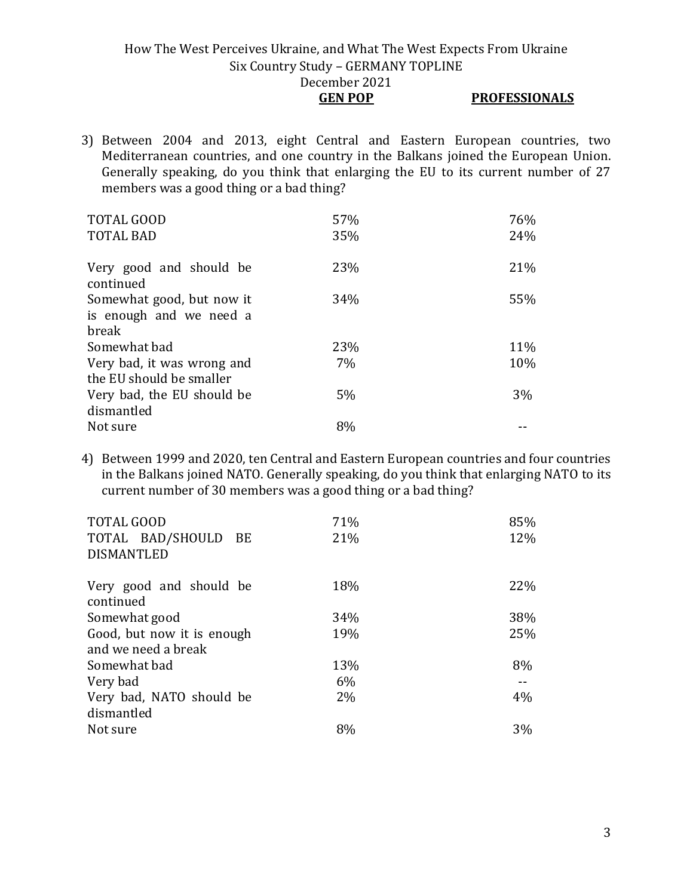3) Between 2004 and 2013, eight Central and Eastern European countries, two Mediterranean countries, and one country in the Balkans joined the European Union. Generally speaking, do you think that enlarging the EU to its current number of 27 members was a good thing or a bad thing?

| | GEN POP | PROFESSIONALS |
|---|---|---|
| TOTAL GOOD | 57% | 76% |
| TOTAL BAD | 35% | 24% |
| Very good and should be continued | 23% | 21% |
| Somewhat good, but now it is enough and we need a break | 34% | 55% |
| Somewhat bad | 23% | 11% |
| Very bad, it was wrong and the EU should be smaller | 7% | 10% |
| Very bad, the EU should be dismantled | 5% | 3% |
| Not sure | 8% | -- |

4) Between 1999 and 2020, ten Central and Eastern European countries and four countries in the Balkans joined NATO. Generally speaking, do you think that enlarging NATO to its current number of 30 members was a good thing or a bad thing?

| | GEN POP | PROFESSIONALS |
|---|---|---|
| TOTAL GOOD | 71% | 85% |
| TOTAL BAD/SHOULD BE DISMANTLED | 21% | 12% |
| Very good and should be continued | 18% | 22% |
| Somewhat good | 34% | 38% |
| Good, but now it is enough and we need a break | 19% | 25% |
| Somewhat bad | 13% | 8% |
| Very bad | 6% | -- |
| Very bad, NATO should be dismantled | 2% | 4% |
| Not sure | 8% | 3% |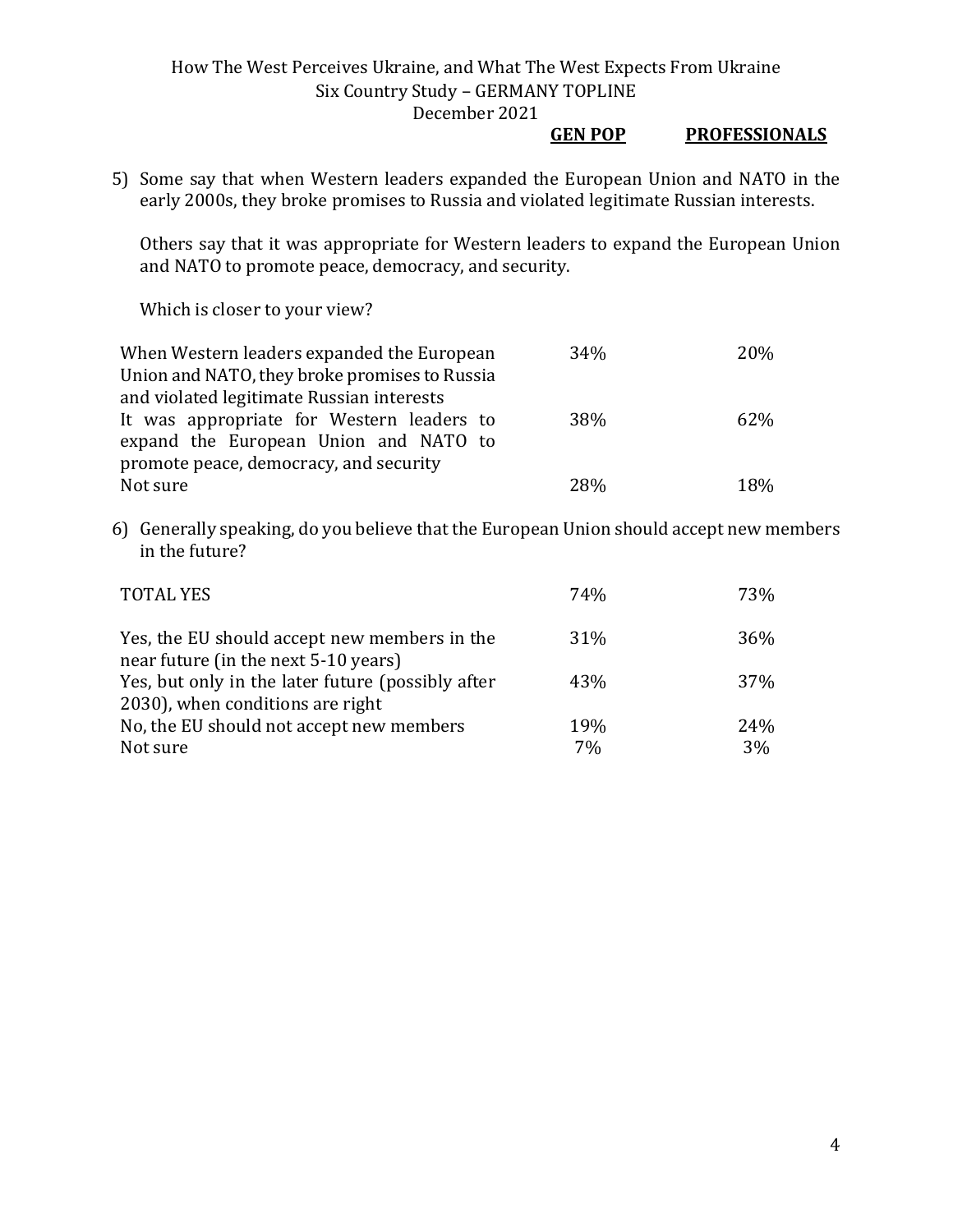5) Some say that when Western leaders expanded the European Union and NATO in the early 2000s, they broke promises to Russia and violated legitimate Russian interests.

   Others say that it was appropriate for Western leaders to expand the European Union and NATO to promote peace, democracy, and security.

   Which is closer to your view?

| | GEN POP | PROFESSIONALS |
|---|---|---|
| When Western leaders expanded the European Union and NATO, they broke promises to Russia and violated legitimate Russian interests | 34% | 20% |
| It was appropriate for Western leaders to expand the European Union and NATO to promote peace, democracy, and security | 38% | 62% |
| Not sure | 28% | 18% |

6) Generally speaking, do you believe that the European Union should accept new members in the future?

| | GEN POP | PROFESSIONALS |
|---|---|---|
| TOTAL YES | 74% | 73% |
| Yes, the EU should accept new members in the near future (in the next 5-10 years) | 31% | 36% |
| Yes, but only in the later future (possibly after 2030), when conditions are right | 43% | 37% |
| No, the EU should not accept new members | 19% | 24% |
| Not sure | 7% | 3% |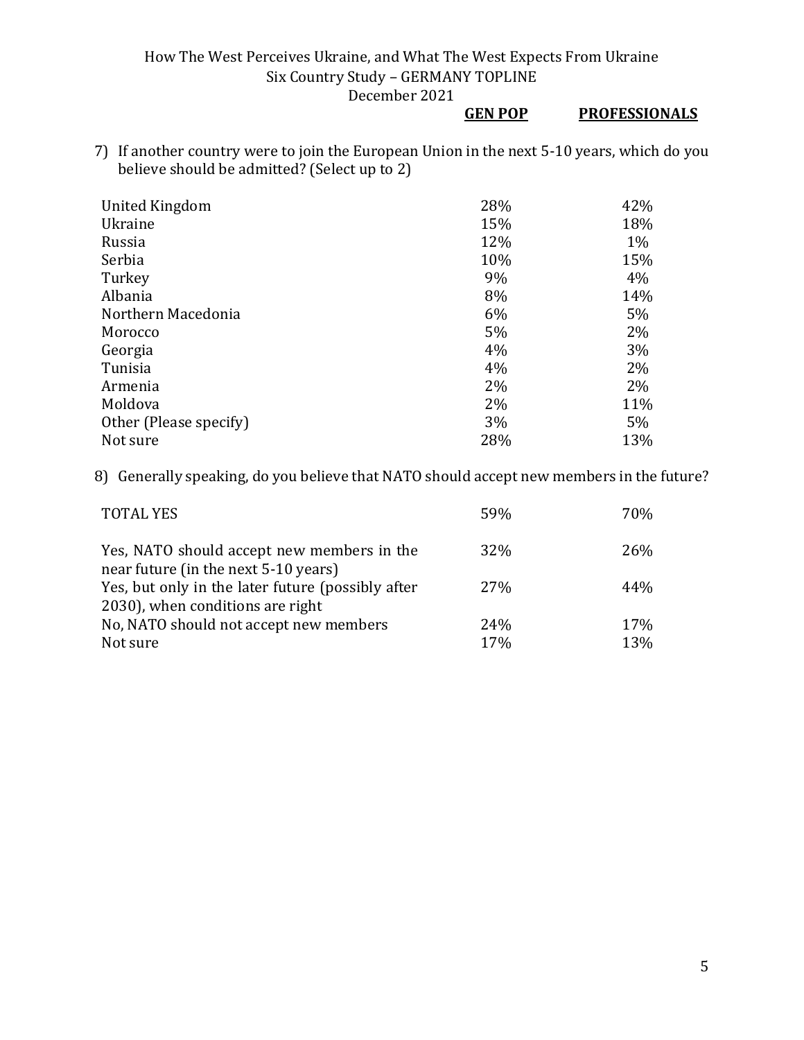7) If another country were to join the European Union in the next 5-10 years, which do you believe should be admitted? (Select up to 2)

| | GEN POP | PROFESSIONALS |
|---|---|---|
| United Kingdom | 28% | 42% |
| Ukraine | 15% | 18% |
| Russia | 12% | 1% |
| Serbia | 10% | 15% |
| Turkey | 9% | 4% |
| Albania | 8% | 14% |
| Northern Macedonia | 6% | 5% |
| Morocco | 5% | 2% |
| Georgia | 4% | 3% |
| Tunisia | 4% | 2% |
| Armenia | 2% | 2% |
| Moldova | 2% | 11% |
| Other (Please specify) | 3% | 5% |
| Not sure | 28% | 13% |

8) Generally speaking, do you believe that NATO should accept new members in the future?

| | GEN POP | PROFESSIONALS |
|---|---|---|
| TOTAL YES | 59% | 70% |
| Yes, NATO should accept new members in the near future (in the next 5-10 years) | 32% | 26% |
| Yes, but only in the later future (possibly after 2030), when conditions are right | 27% | 44% |
| No, NATO should not accept new members | 24% | 17% |
| Not sure | 17% | 13% |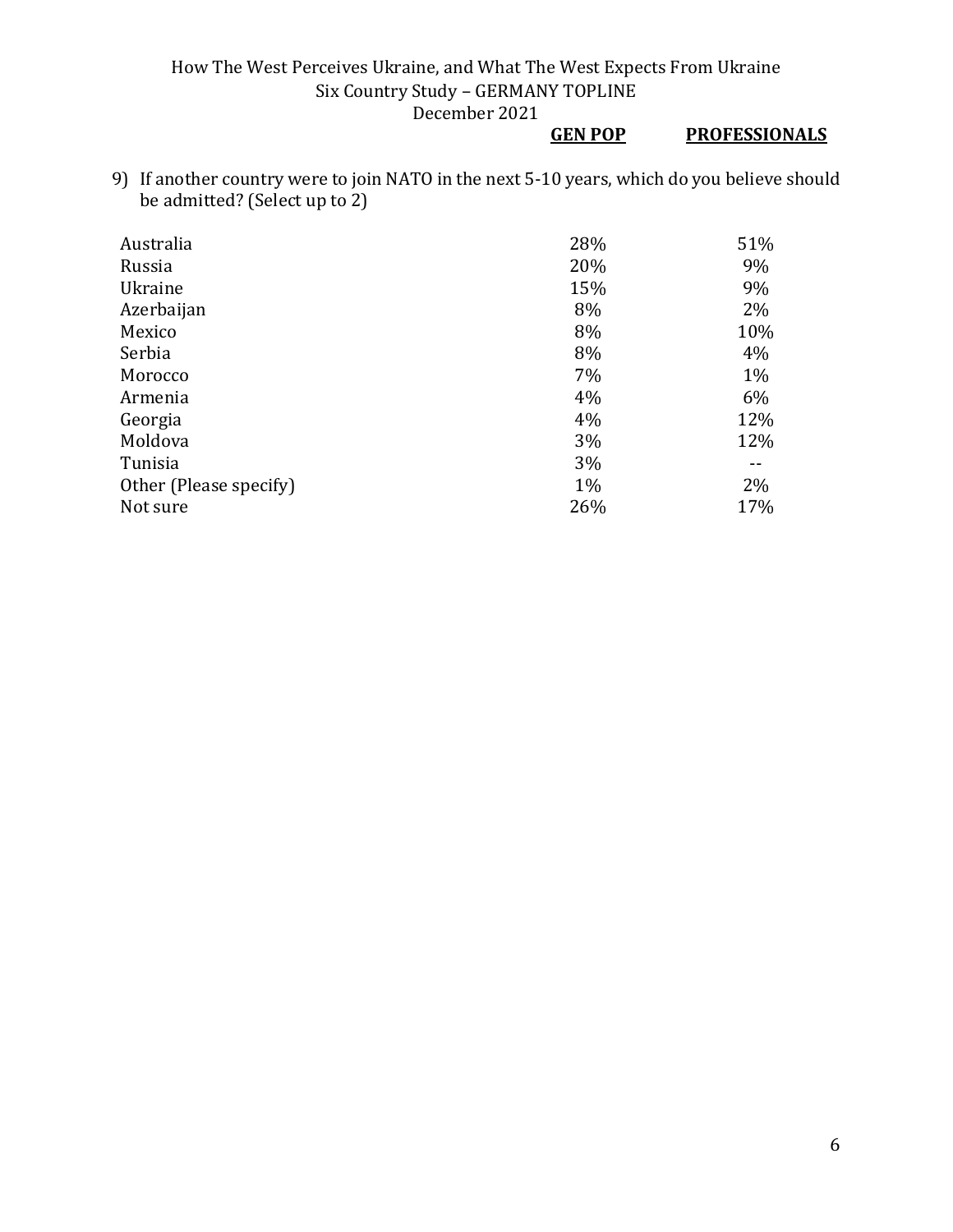9) If another country were to join NATO in the next 5-10 years, which do you believe should be admitted? (Select up to 2)

| | GEN POP | PROFESSIONALS |
|---|---|---|
| Australia | 28% | 51% |
| Russia | 20% | 9% |
| Ukraine | 15% | 9% |
| Azerbaijan | 8% | 2% |
| Mexico | 8% | 10% |
| Serbia | 8% | 4% |
| Morocco | 7% | 1% |
| Armenia | 4% | 6% |
| Georgia | 4% | 12% |
| Moldova | 3% | 12% |
| Tunisia | 3% | -- |
| Other (Please specify) | 1% | 2% |
| Not sure | 26% | 17% |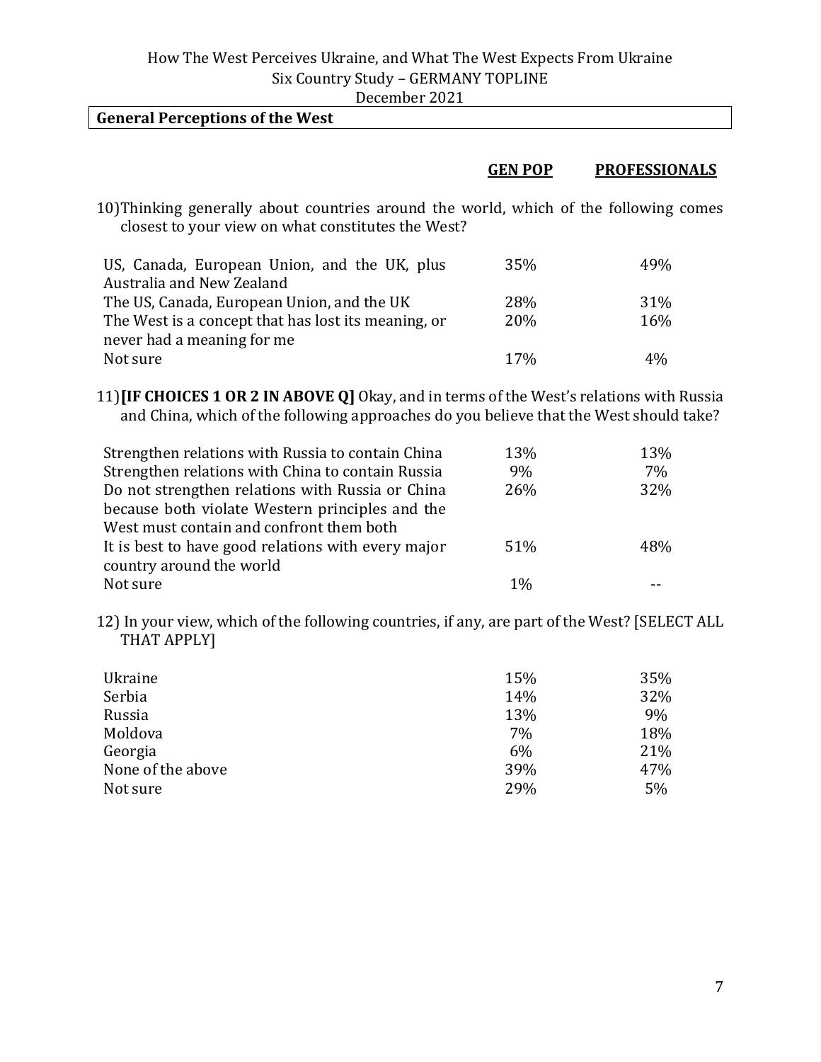## General Perceptions of the West

10) Thinking generally about countries around the world, which of the following comes closest to your view on what constitutes the West?

| | GEN POP | PROFESSIONALS |
|---|---|---|
| US, Canada, European Union, and the UK, plus Australia and New Zealand | 35% | 49% |
| The US, Canada, European Union, and the UK | 28% | 31% |
| The West is a concept that has lost its meaning, or never had a meaning for me | 20% | 16% |
| Not sure | 17% | 4% |

11) **[IF CHOICES 1 OR 2 IN ABOVE Q]** Okay, and in terms of the West's relations with Russia and China, which of the following approaches do you believe that the West should take?

| | GEN POP | PROFESSIONALS |
|---|---|---|
| Strengthen relations with Russia to contain China | 13% | 13% |
| Strengthen relations with China to contain Russia | 9% | 7% |
| Do not strengthen relations with Russia or China because both violate Western principles and the West must contain and confront them both | 26% | 32% |
| It is best to have good relations with every major country around the world | 51% | 48% |
| Not sure | 1% | -- |

12) In your view, which of the following countries, if any, are part of the West? [SELECT ALL THAT APPLY]

| | GEN POP | PROFESSIONALS |
|---|---|---|
| Ukraine | 15% | 35% |
| Serbia | 14% | 32% |
| Russia | 13% | 9% |
| Moldova | 7% | 18% |
| Georgia | 6% | 21% |
| None of the above | 39% | 47% |
| Not sure | 29% | 5% |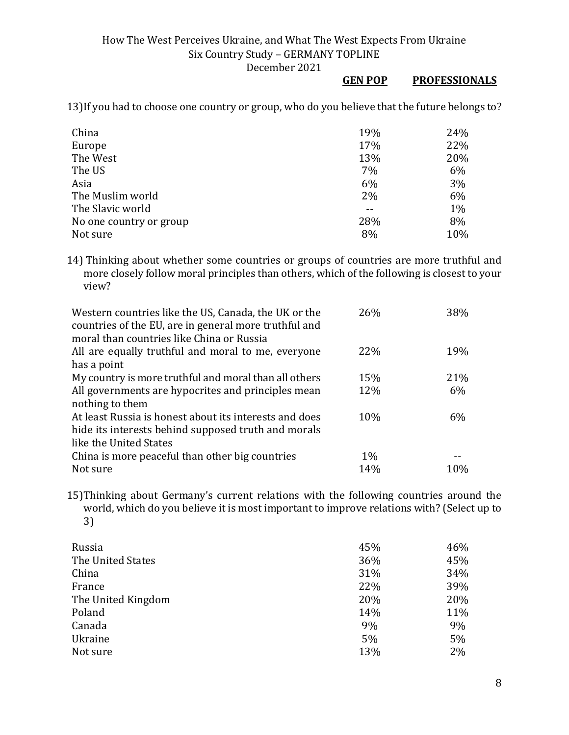| | GEN POP | PROFESSIONALS |
|---|---|---|

13) If you had to choose one country or group, who do you believe that the future belongs to?

| | GEN POP | PROFESSIONALS |
|---|---|---|
| China | 19% | 24% |
| Europe | 17% | 22% |
| The West | 13% | 20% |
| The US | 7% | 6% |
| Asia | 6% | 3% |
| The Muslim world | 2% | 6% |
| The Slavic world | -- | 1% |
| No one country or group | 28% | 8% |
| Not sure | 8% | 10% |

14) Thinking about whether some countries or groups of countries are more truthful and more closely follow moral principles than others, which of the following is closest to your view?

| | GEN POP | PROFESSIONALS |
|---|---|---|
| Western countries like the US, Canada, the UK or the countries of the EU, are in general more truthful and moral than countries like China or Russia | 26% | 38% |
| All are equally truthful and moral to me, everyone has a point | 22% | 19% |
| My country is more truthful and moral than all others | 15% | 21% |
| All governments are hypocrites and principles mean nothing to them | 12% | 6% |
| At least Russia is honest about its interests and does hide its interests behind supposed truth and morals like the United States | 10% | 6% |
| China is more peaceful than other big countries | 1% | -- |
| Not sure | 14% | 10% |

15) Thinking about Germany's current relations with the following countries around the world, which do you believe it is most important to improve relations with? (Select up to 3)

| | GEN POP | PROFESSIONALS |
|---|---|---|
| Russia | 45% | 46% |
| The United States | 36% | 45% |
| China | 31% | 34% |
| France | 22% | 39% |
| The United Kingdom | 20% | 20% |
| Poland | 14% | 11% |
| Canada | 9% | 9% |
| Ukraine | 5% | 5% |
| Not sure | 13% | 2% |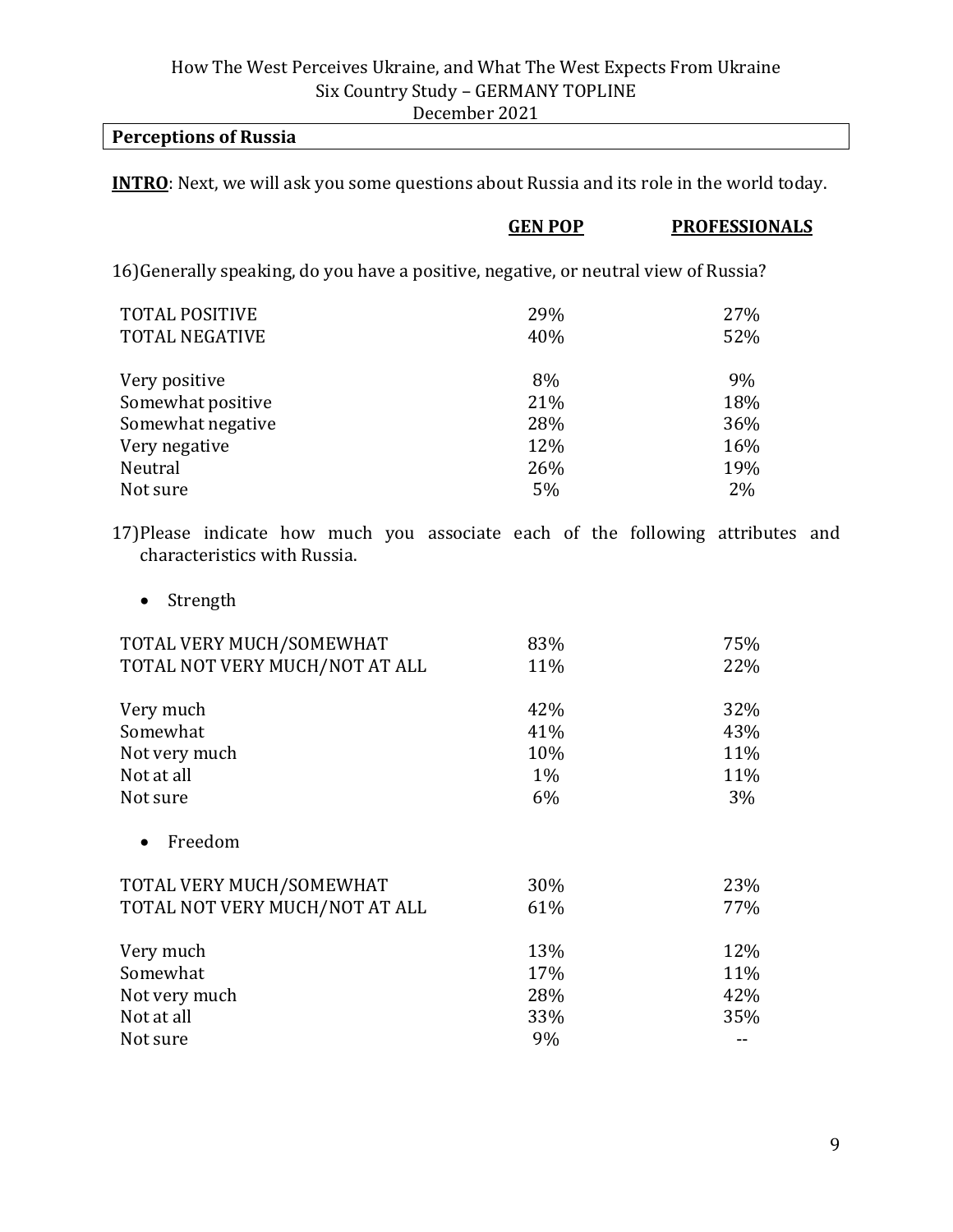How The West Perceives Ukraine, and What The West Expects From Ukraine
Six Country Study – GERMANY TOPLINE
December 2021

## Perceptions of Russia

**INTRO**: Next, we will ask you some questions about Russia and its role in the world today.

16) Generally speaking, do you have a positive, negative, or neutral view of Russia?

| | GEN POP | PROFESSIONALS |
|---|---|---|
| TOTAL POSITIVE | 29% | 27% |
| TOTAL NEGATIVE | 40% | 52% |
| | | |
| Very positive | 8% | 9% |
| Somewhat positive | 21% | 18% |
| Somewhat negative | 28% | 36% |
| Very negative | 12% | 16% |
| Neutral | 26% | 19% |
| Not sure | 5% | 2% |

17) Please indicate how much you associate each of the following attributes and characteristics with Russia.

- Strength

| | GEN POP | PROFESSIONALS |
|---|---|---|
| TOTAL VERY MUCH/SOMEWHAT | 83% | 75% |
| TOTAL NOT VERY MUCH/NOT AT ALL | 11% | 22% |
| | | |
| Very much | 42% | 32% |
| Somewhat | 41% | 43% |
| Not very much | 10% | 11% |
| Not at all | 1% | 11% |
| Not sure | 6% | 3% |

- Freedom

| | GEN POP | PROFESSIONALS |
|---|---|---|
| TOTAL VERY MUCH/SOMEWHAT | 30% | 23% |
| TOTAL NOT VERY MUCH/NOT AT ALL | 61% | 77% |
| | | |
| Very much | 13% | 12% |
| Somewhat | 17% | 11% |
| Not very much | 28% | 42% |
| Not at all | 33% | 35% |
| Not sure | 9% | -- |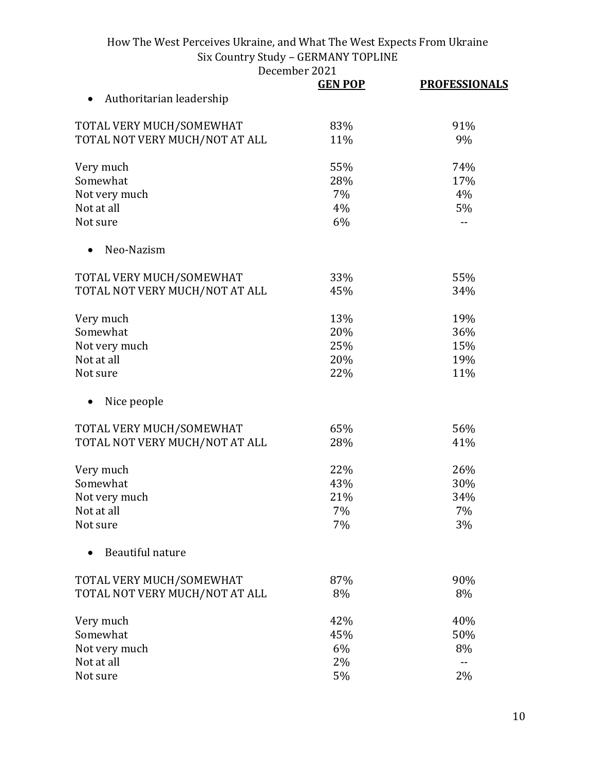| | GEN POP | PROFESSIONALS |
|---|---|---|
| • Authoritarian leadership | | |
| TOTAL VERY MUCH/SOMEWHAT | 83% | 91% |
| TOTAL NOT VERY MUCH/NOT AT ALL | 11% | 9% |
| Very much | 55% | 74% |
| Somewhat | 28% | 17% |
| Not very much | 7% | 4% |
| Not at all | 4% | 5% |
| Not sure | 6% | -- |
| • Neo-Nazism | | |
| TOTAL VERY MUCH/SOMEWHAT | 33% | 55% |
| TOTAL NOT VERY MUCH/NOT AT ALL | 45% | 34% |
| Very much | 13% | 19% |
| Somewhat | 20% | 36% |
| Not very much | 25% | 15% |
| Not at all | 20% | 19% |
| Not sure | 22% | 11% |
| • Nice people | | |
| TOTAL VERY MUCH/SOMEWHAT | 65% | 56% |
| TOTAL NOT VERY MUCH/NOT AT ALL | 28% | 41% |
| Very much | 22% | 26% |
| Somewhat | 43% | 30% |
| Not very much | 21% | 34% |
| Not at all | 7% | 7% |
| Not sure | 7% | 3% |
| • Beautiful nature | | |
| TOTAL VERY MUCH/SOMEWHAT | 87% | 90% |
| TOTAL NOT VERY MUCH/NOT AT ALL | 8% | 8% |
| Very much | 42% | 40% |
| Somewhat | 45% | 50% |
| Not very much | 6% | 8% |
| Not at all | 2% | -- |
| Not sure | 5% | 2% |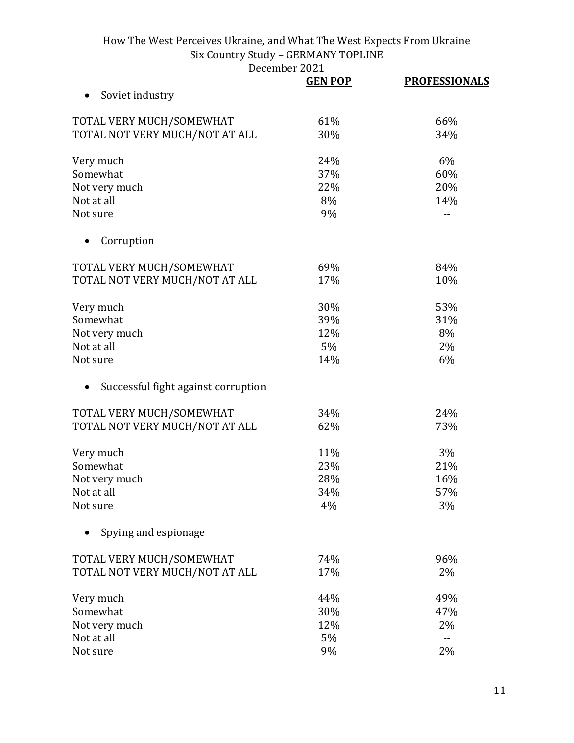| | GEN POP | PROFESSIONALS |
|---|---|---|
| **• Soviet industry** | | |
| TOTAL VERY MUCH/SOMEWHAT | 61% | 66% |
| TOTAL NOT VERY MUCH/NOT AT ALL | 30% | 34% |
| Very much | 24% | 6% |
| Somewhat | 37% | 60% |
| Not very much | 22% | 20% |
| Not at all | 8% | 14% |
| Not sure | 9% | -- |
| **• Corruption** | | |
| TOTAL VERY MUCH/SOMEWHAT | 69% | 84% |
| TOTAL NOT VERY MUCH/NOT AT ALL | 17% | 10% |
| Very much | 30% | 53% |
| Somewhat | 39% | 31% |
| Not very much | 12% | 8% |
| Not at all | 5% | 2% |
| Not sure | 14% | 6% |
| **• Successful fight against corruption** | | |
| TOTAL VERY MUCH/SOMEWHAT | 34% | 24% |
| TOTAL NOT VERY MUCH/NOT AT ALL | 62% | 73% |
| Very much | 11% | 3% |
| Somewhat | 23% | 21% |
| Not very much | 28% | 16% |
| Not at all | 34% | 57% |
| Not sure | 4% | 3% |
| **• Spying and espionage** | | |
| TOTAL VERY MUCH/SOMEWHAT | 74% | 96% |
| TOTAL NOT VERY MUCH/NOT AT ALL | 17% | 2% |
| Very much | 44% | 49% |
| Somewhat | 30% | 47% |
| Not very much | 12% | 2% |
| Not at all | 5% | -- |
| Not sure | 9% | 2% |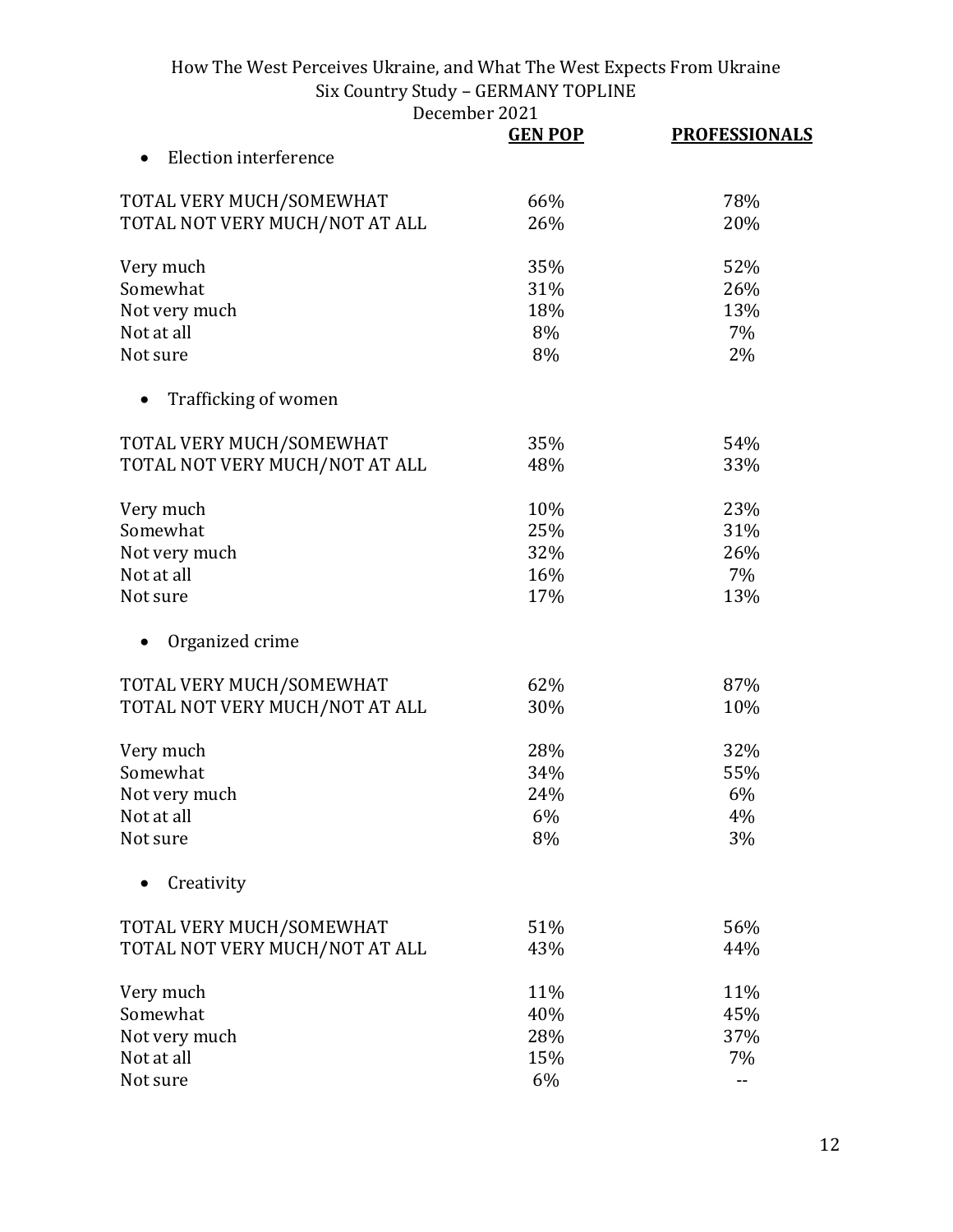|  | GEN POP | PROFESSIONALS |
|---|---|---|
| • Election interference | | |
| TOTAL VERY MUCH/SOMEWHAT | 66% | 78% |
| TOTAL NOT VERY MUCH/NOT AT ALL | 26% | 20% |
| Very much | 35% | 52% |
| Somewhat | 31% | 26% |
| Not very much | 18% | 13% |
| Not at all | 8% | 7% |
| Not sure | 8% | 2% |
| • Trafficking of women | | |
| TOTAL VERY MUCH/SOMEWHAT | 35% | 54% |
| TOTAL NOT VERY MUCH/NOT AT ALL | 48% | 33% |
| Very much | 10% | 23% |
| Somewhat | 25% | 31% |
| Not very much | 32% | 26% |
| Not at all | 16% | 7% |
| Not sure | 17% | 13% |
| • Organized crime | | |
| TOTAL VERY MUCH/SOMEWHAT | 62% | 87% |
| TOTAL NOT VERY MUCH/NOT AT ALL | 30% | 10% |
| Very much | 28% | 32% |
| Somewhat | 34% | 55% |
| Not very much | 24% | 6% |
| Not at all | 6% | 4% |
| Not sure | 8% | 3% |
| • Creativity | | |
| TOTAL VERY MUCH/SOMEWHAT | 51% | 56% |
| TOTAL NOT VERY MUCH/NOT AT ALL | 43% | 44% |
| Very much | 11% | 11% |
| Somewhat | 40% | 45% |
| Not very much | 28% | 37% |
| Not at all | 15% | 7% |
| Not sure | 6% | -- |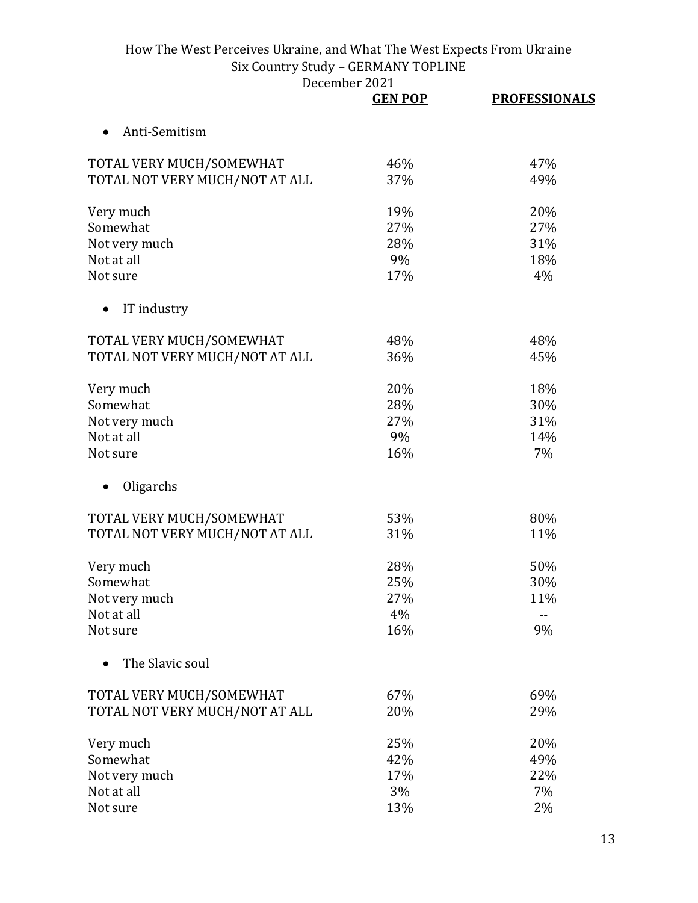| | GEN POP | PROFESSIONALS |
|---|---|---|
| **Anti-Semitism** | | |
| TOTAL VERY MUCH/SOMEWHAT | 46% | 47% |
| TOTAL NOT VERY MUCH/NOT AT ALL | 37% | 49% |
| Very much | 19% | 20% |
| Somewhat | 27% | 27% |
| Not very much | 28% | 31% |
| Not at all | 9% | 18% |
| Not sure | 17% | 4% |
| **IT industry** | | |
| TOTAL VERY MUCH/SOMEWHAT | 48% | 48% |
| TOTAL NOT VERY MUCH/NOT AT ALL | 36% | 45% |
| Very much | 20% | 18% |
| Somewhat | 28% | 30% |
| Not very much | 27% | 31% |
| Not at all | 9% | 14% |
| Not sure | 16% | 7% |
| **Oligarchs** | | |
| TOTAL VERY MUCH/SOMEWHAT | 53% | 80% |
| TOTAL NOT VERY MUCH/NOT AT ALL | 31% | 11% |
| Very much | 28% | 50% |
| Somewhat | 25% | 30% |
| Not very much | 27% | 11% |
| Not at all | 4% | -- |
| Not sure | 16% | 9% |
| **The Slavic soul** | | |
| TOTAL VERY MUCH/SOMEWHAT | 67% | 69% |
| TOTAL NOT VERY MUCH/NOT AT ALL | 20% | 29% |
| Very much | 25% | 20% |
| Somewhat | 42% | 49% |
| Not very much | 17% | 22% |
| Not at all | 3% | 7% |
| Not sure | 13% | 2% |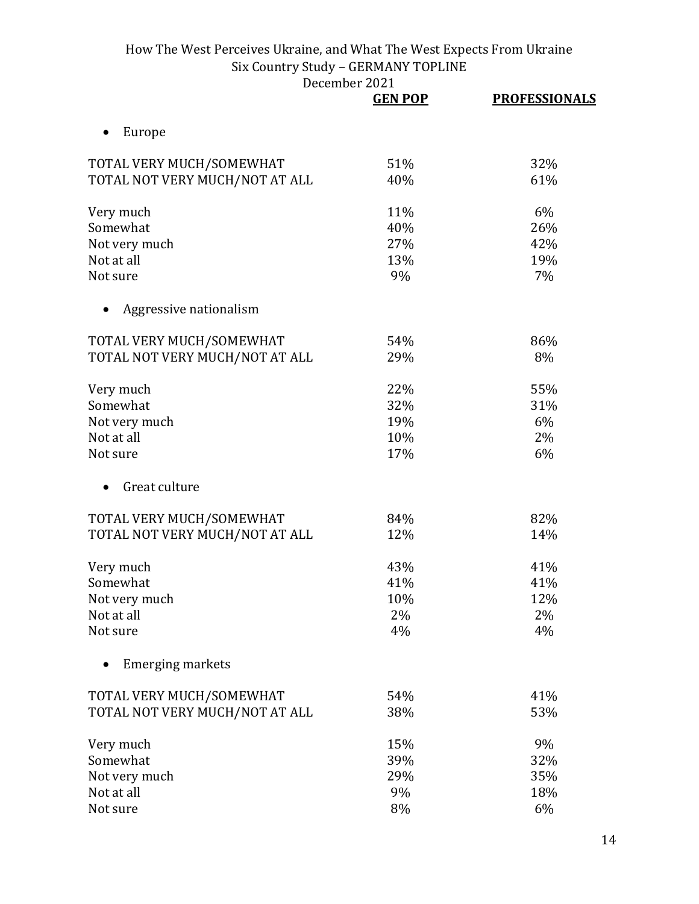| | GEN POP | PROFESSIONALS |
|---|---|---|
| **• Europe** | | |
| TOTAL VERY MUCH/SOMEWHAT | 51% | 32% |
| TOTAL NOT VERY MUCH/NOT AT ALL | 40% | 61% |
| Very much | 11% | 6% |
| Somewhat | 40% | 26% |
| Not very much | 27% | 42% |
| Not at all | 13% | 19% |
| Not sure | 9% | 7% |
| **• Aggressive nationalism** | | |
| TOTAL VERY MUCH/SOMEWHAT | 54% | 86% |
| TOTAL NOT VERY MUCH/NOT AT ALL | 29% | 8% |
| Very much | 22% | 55% |
| Somewhat | 32% | 31% |
| Not very much | 19% | 6% |
| Not at all | 10% | 2% |
| Not sure | 17% | 6% |
| **• Great culture** | | |
| TOTAL VERY MUCH/SOMEWHAT | 84% | 82% |
| TOTAL NOT VERY MUCH/NOT AT ALL | 12% | 14% |
| Very much | 43% | 41% |
| Somewhat | 41% | 41% |
| Not very much | 10% | 12% |
| Not at all | 2% | 2% |
| Not sure | 4% | 4% |
| **• Emerging markets** | | |
| TOTAL VERY MUCH/SOMEWHAT | 54% | 41% |
| TOTAL NOT VERY MUCH/NOT AT ALL | 38% | 53% |
| Very much | 15% | 9% |
| Somewhat | 39% | 32% |
| Not very much | 29% | 35% |
| Not at all | 9% | 18% |
| Not sure | 8% | 6% |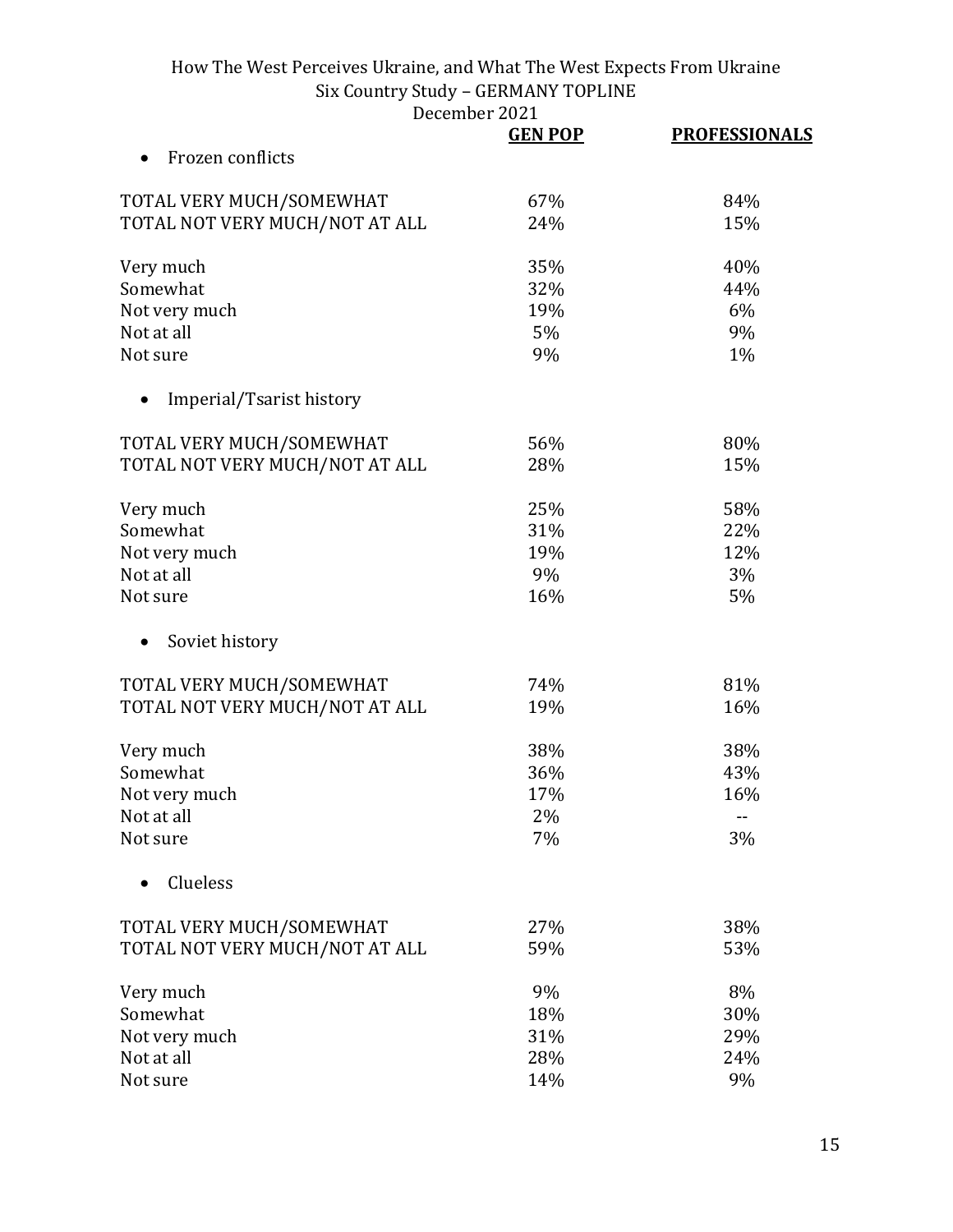| | GEN POP | PROFESSIONALS |
|---|---|---|
| • Frozen conflicts | | |
| TOTAL VERY MUCH/SOMEWHAT | 67% | 84% |
| TOTAL NOT VERY MUCH/NOT AT ALL | 24% | 15% |
| Very much | 35% | 40% |
| Somewhat | 32% | 44% |
| Not very much | 19% | 6% |
| Not at all | 5% | 9% |
| Not sure | 9% | 1% |
| • Imperial/Tsarist history | | |
| TOTAL VERY MUCH/SOMEWHAT | 56% | 80% |
| TOTAL NOT VERY MUCH/NOT AT ALL | 28% | 15% |
| Very much | 25% | 58% |
| Somewhat | 31% | 22% |
| Not very much | 19% | 12% |
| Not at all | 9% | 3% |
| Not sure | 16% | 5% |
| • Soviet history | | |
| TOTAL VERY MUCH/SOMEWHAT | 74% | 81% |
| TOTAL NOT VERY MUCH/NOT AT ALL | 19% | 16% |
| Very much | 38% | 38% |
| Somewhat | 36% | 43% |
| Not very much | 17% | 16% |
| Not at all | 2% | -- |
| Not sure | 7% | 3% |
| • Clueless | | |
| TOTAL VERY MUCH/SOMEWHAT | 27% | 38% |
| TOTAL NOT VERY MUCH/NOT AT ALL | 59% | 53% |
| Very much | 9% | 8% |
| Somewhat | 18% | 30% |
| Not very much | 31% | 29% |
| Not at all | 28% | 24% |
| Not sure | 14% | 9% |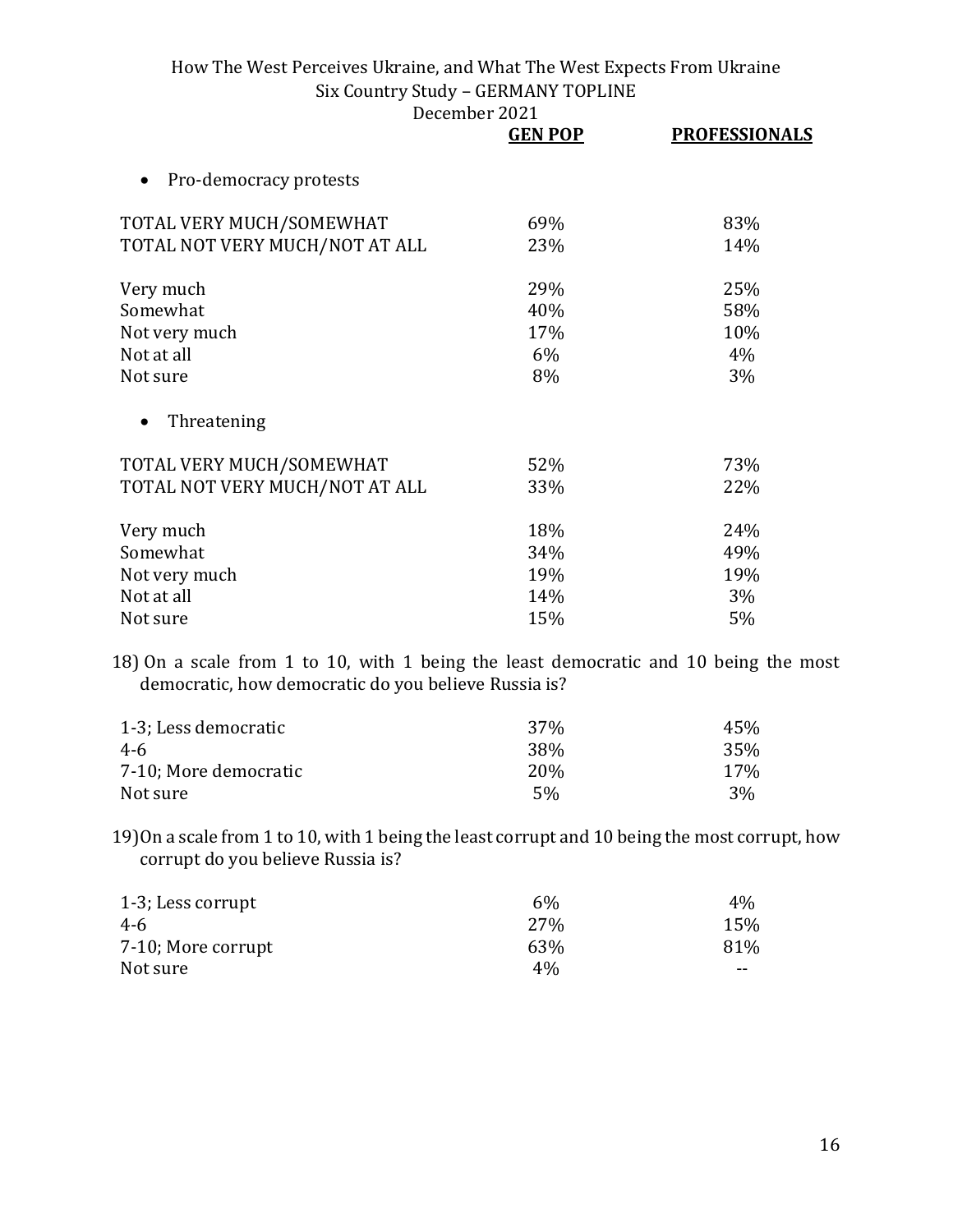|  | GEN POP | PROFESSIONALS |
|---|---|---|
| • Pro-democracy protests | | |
| TOTAL VERY MUCH/SOMEWHAT | 69% | 83% |
| TOTAL NOT VERY MUCH/NOT AT ALL | 23% | 14% |
| Very much | 29% | 25% |
| Somewhat | 40% | 58% |
| Not very much | 17% | 10% |
| Not at all | 6% | 4% |
| Not sure | 8% | 3% |
| • Threatening | | |
| TOTAL VERY MUCH/SOMEWHAT | 52% | 73% |
| TOTAL NOT VERY MUCH/NOT AT ALL | 33% | 22% |
| Very much | 18% | 24% |
| Somewhat | 34% | 49% |
| Not very much | 19% | 19% |
| Not at all | 14% | 3% |
| Not sure | 15% | 5% |

18) On a scale from 1 to 10, with 1 being the least democratic and 10 being the most democratic, how democratic do you believe Russia is?

|  | GEN POP | PROFESSIONALS |
|---|---|---|
| 1-3; Less democratic | 37% | 45% |
| 4-6 | 38% | 35% |
| 7-10; More democratic | 20% | 17% |
| Not sure | 5% | 3% |

19) On a scale from 1 to 10, with 1 being the least corrupt and 10 being the most corrupt, how corrupt do you believe Russia is?

|  | GEN POP | PROFESSIONALS |
|---|---|---|
| 1-3; Less corrupt | 6% | 4% |
| 4-6 | 27% | 15% |
| 7-10; More corrupt | 63% | 81% |
| Not sure | 4% | -- |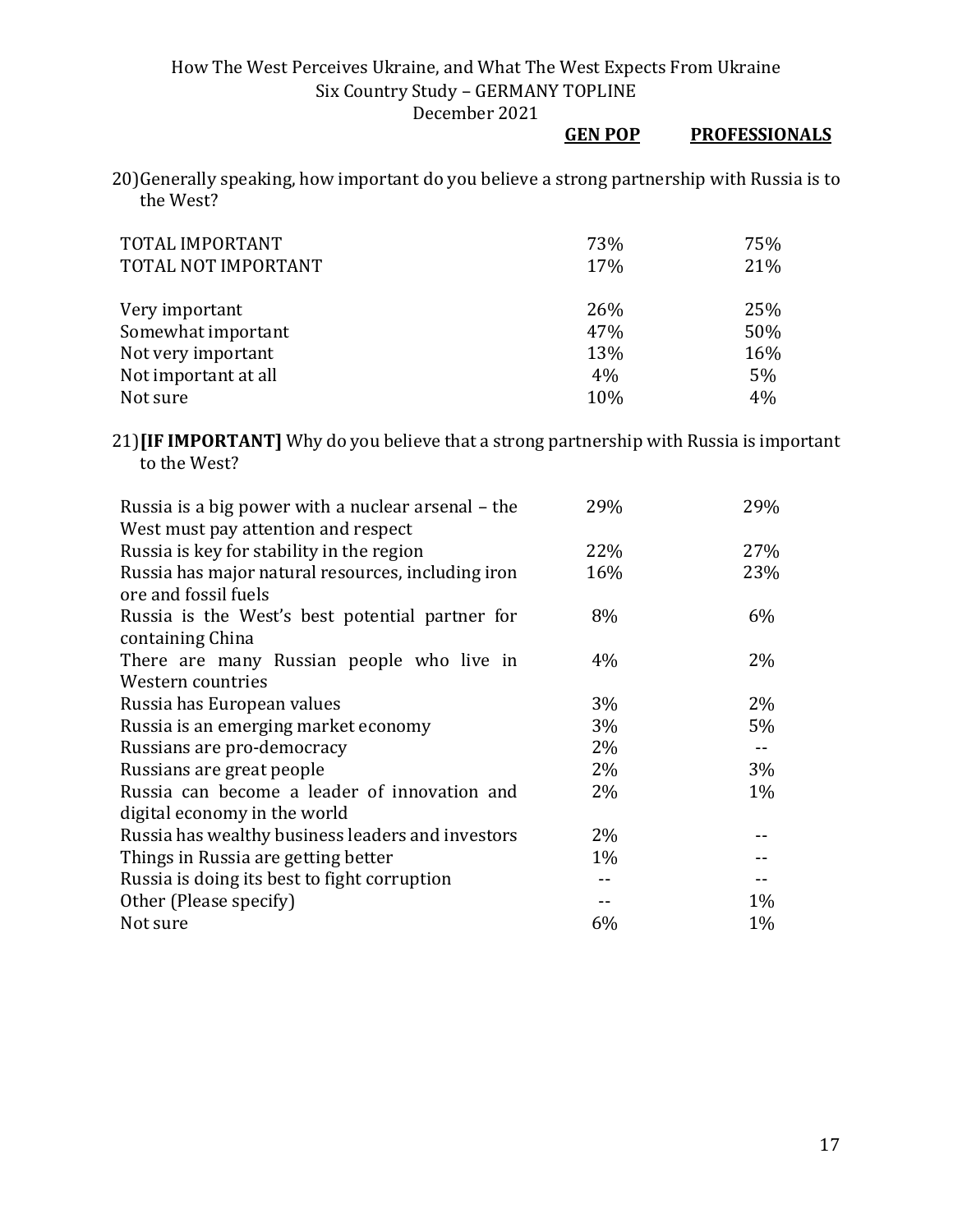20) Generally speaking, how important do you believe a strong partnership with Russia is to the West?

| | GEN POP | PROFESSIONALS |
|---|---|---|
| TOTAL IMPORTANT | 73% | 75% |
| TOTAL NOT IMPORTANT | 17% | 21% |
| | | |
| Very important | 26% | 25% |
| Somewhat important | 47% | 50% |
| Not very important | 13% | 16% |
| Not important at all | 4% | 5% |
| Not sure | 10% | 4% |

21) **[IF IMPORTANT]** Why do you believe that a strong partnership with Russia is important to the West?

| | GEN POP | PROFESSIONALS |
|---|---|---|
| Russia is a big power with a nuclear arsenal – the West must pay attention and respect | 29% | 29% |
| Russia is key for stability in the region | 22% | 27% |
| Russia has major natural resources, including iron ore and fossil fuels | 16% | 23% |
| Russia is the West's best potential partner for containing China | 8% | 6% |
| There are many Russian people who live in Western countries | 4% | 2% |
| Russia has European values | 3% | 2% |
| Russia is an emerging market economy | 3% | 5% |
| Russians are pro-democracy | 2% | -- |
| Russians are great people | 2% | 3% |
| Russia can become a leader of innovation and digital economy in the world | 2% | 1% |
| Russia has wealthy business leaders and investors | 2% | -- |
| Things in Russia are getting better | 1% | -- |
| Russia is doing its best to fight corruption | -- | -- |
| Other (Please specify) | -- | 1% |
| Not sure | 6% | 1% |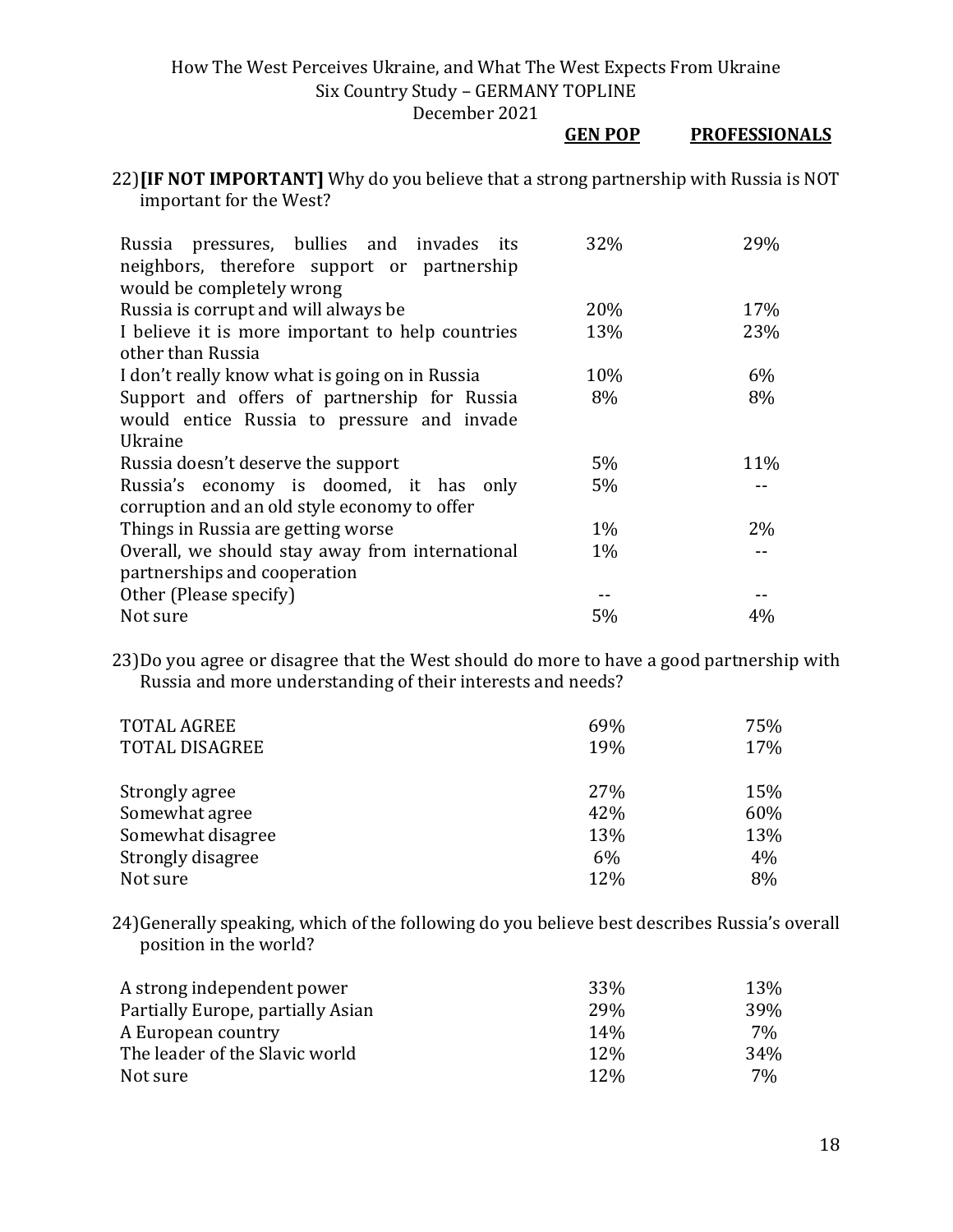22) **[IF NOT IMPORTANT]** Why do you believe that a strong partnership with Russia is NOT important for the West?

| | GEN POP | PROFESSIONALS |
|---|---|---|
| Russia pressures, bullies and invades its neighbors, therefore support or partnership would be completely wrong | 32% | 29% |
| Russia is corrupt and will always be | 20% | 17% |
| I believe it is more important to help countries other than Russia | 13% | 23% |
| I don't really know what is going on in Russia | 10% | 6% |
| Support and offers of partnership for Russia would entice Russia to pressure and invade Ukraine | 8% | 8% |
| Russia doesn't deserve the support | 5% | 11% |
| Russia's economy is doomed, it has only corruption and an old style economy to offer | 5% | -- |
| Things in Russia are getting worse | 1% | 2% |
| Overall, we should stay away from international partnerships and cooperation | 1% | -- |
| Other (Please specify) | -- | -- |
| Not sure | 5% | 4% |

23) Do you agree or disagree that the West should do more to have a good partnership with Russia and more understanding of their interests and needs?

| | GEN POP | PROFESSIONALS |
|---|---|---|
| TOTAL AGREE | 69% | 75% |
| TOTAL DISAGREE | 19% | 17% |
| Strongly agree | 27% | 15% |
| Somewhat agree | 42% | 60% |
| Somewhat disagree | 13% | 13% |
| Strongly disagree | 6% | 4% |
| Not sure | 12% | 8% |

24) Generally speaking, which of the following do you believe best describes Russia's overall position in the world?

| | GEN POP | PROFESSIONALS |
|---|---|---|
| A strong independent power | 33% | 13% |
| Partially Europe, partially Asian | 29% | 39% |
| A European country | 14% | 7% |
| The leader of the Slavic world | 12% | 34% |
| Not sure | 12% | 7% |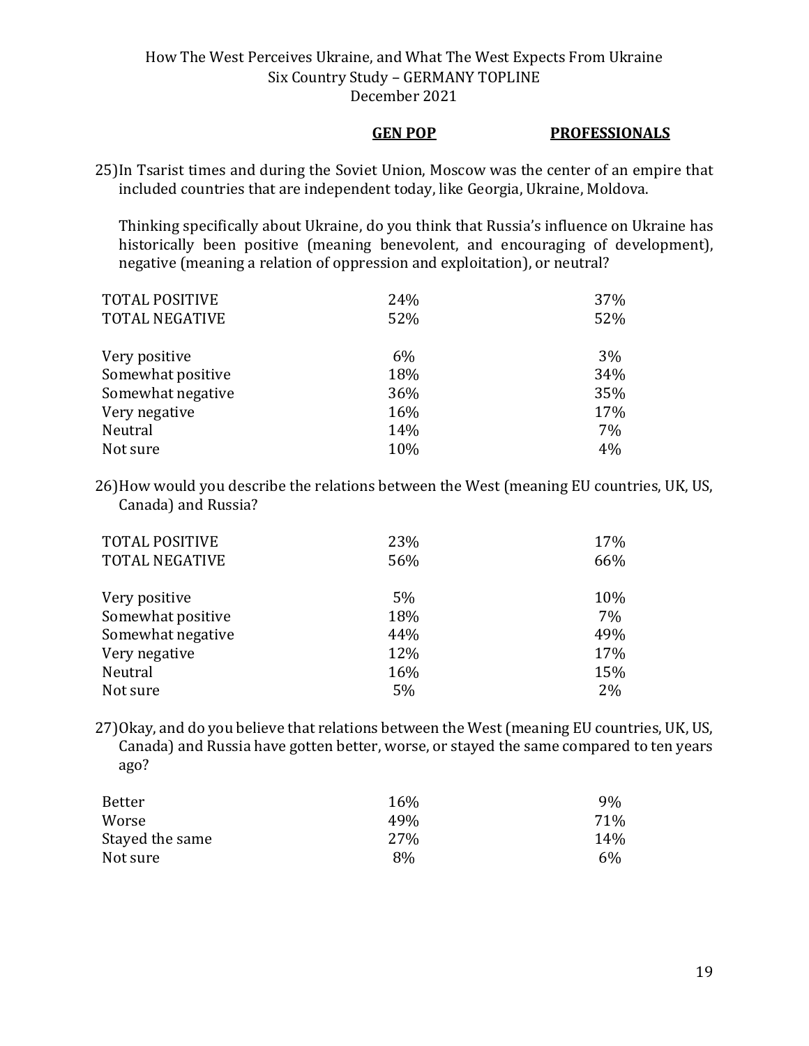| | GEN POP | PROFESSIONALS |
|---|---|---|

25) In Tsarist times and during the Soviet Union, Moscow was the center of an empire that included countries that are independent today, like Georgia, Ukraine, Moldova.

Thinking specifically about Ukraine, do you think that Russia's influence on Ukraine has historically been positive (meaning benevolent, and encouraging of development), negative (meaning a relation of oppression and exploitation), or neutral?

| | GEN POP | PROFESSIONALS |
|---|---|---|
| TOTAL POSITIVE | 24% | 37% |
| TOTAL NEGATIVE | 52% | 52% |
| Very positive | 6% | 3% |
| Somewhat positive | 18% | 34% |
| Somewhat negative | 36% | 35% |
| Very negative | 16% | 17% |
| Neutral | 14% | 7% |
| Not sure | 10% | 4% |

26) How would you describe the relations between the West (meaning EU countries, UK, US, Canada) and Russia?

| | GEN POP | PROFESSIONALS |
|---|---|---|
| TOTAL POSITIVE | 23% | 17% |
| TOTAL NEGATIVE | 56% | 66% |
| Very positive | 5% | 10% |
| Somewhat positive | 18% | 7% |
| Somewhat negative | 44% | 49% |
| Very negative | 12% | 17% |
| Neutral | 16% | 15% |
| Not sure | 5% | 2% |

27) Okay, and do you believe that relations between the West (meaning EU countries, UK, US, Canada) and Russia have gotten better, worse, or stayed the same compared to ten years ago?

| | GEN POP | PROFESSIONALS |
|---|---|---|
| Better | 16% | 9% |
| Worse | 49% | 71% |
| Stayed the same | 27% | 14% |
| Not sure | 8% | 6% |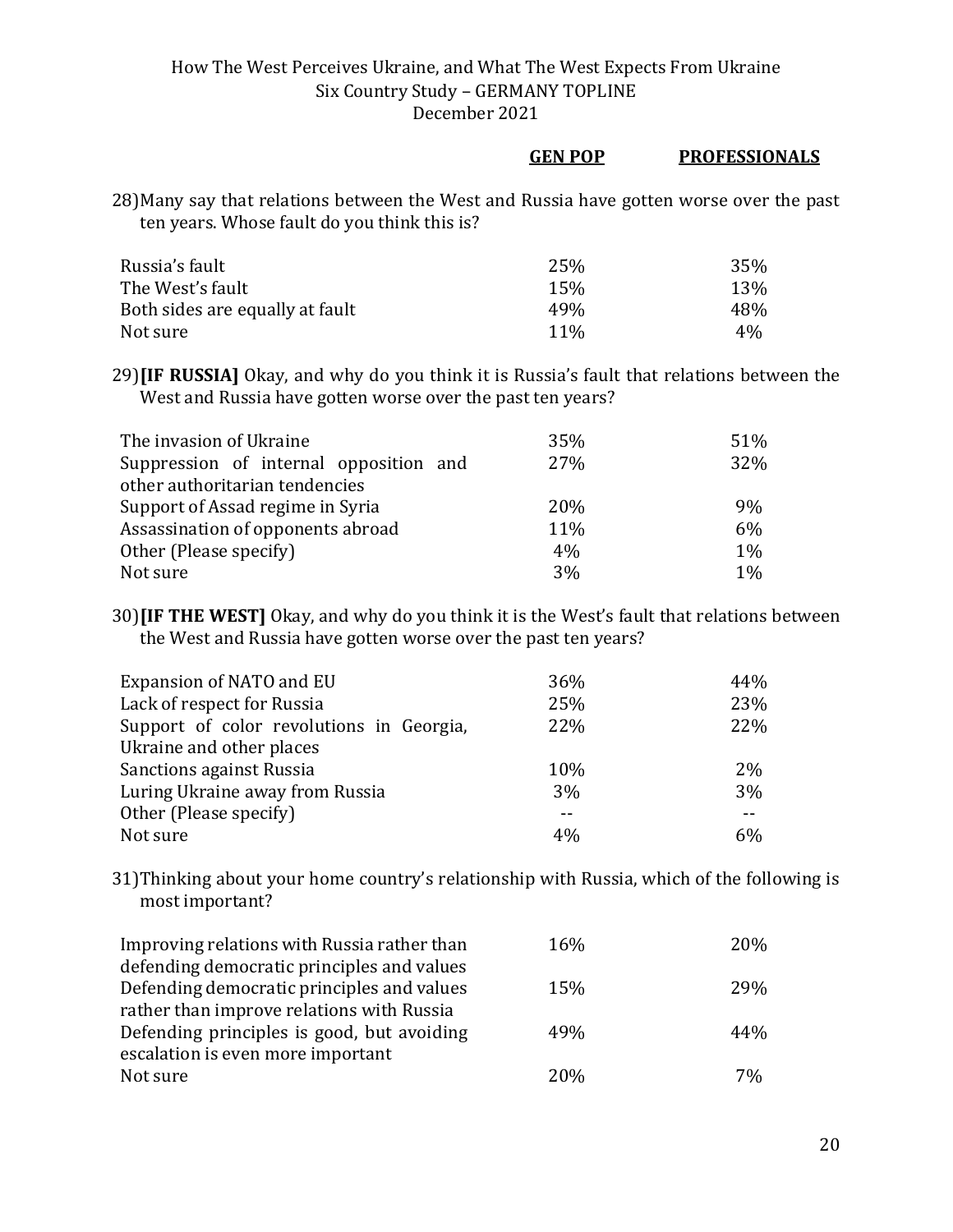| | GEN POP | PROFESSIONALS |
|---|---|---|

28) Many say that relations between the West and Russia have gotten worse over the past ten years. Whose fault do you think this is?

| | GEN POP | PROFESSIONALS |
|---|---|---|
| Russia's fault | 25% | 35% |
| The West's fault | 15% | 13% |
| Both sides are equally at fault | 49% | 48% |
| Not sure | 11% | 4% |

29) **[IF RUSSIA]** Okay, and why do you think it is Russia's fault that relations between the West and Russia have gotten worse over the past ten years?

| | GEN POP | PROFESSIONALS |
|---|---|---|
| The invasion of Ukraine | 35% | 51% |
| Suppression of internal opposition and other authoritarian tendencies | 27% | 32% |
| Support of Assad regime in Syria | 20% | 9% |
| Assassination of opponents abroad | 11% | 6% |
| Other (Please specify) | 4% | 1% |
| Not sure | 3% | 1% |

30) **[IF THE WEST]** Okay, and why do you think it is the West's fault that relations between the West and Russia have gotten worse over the past ten years?

| | GEN POP | PROFESSIONALS |
|---|---|---|
| Expansion of NATO and EU | 36% | 44% |
| Lack of respect for Russia | 25% | 23% |
| Support of color revolutions in Georgia, Ukraine and other places | 22% | 22% |
| Sanctions against Russia | 10% | 2% |
| Luring Ukraine away from Russia | 3% | 3% |
| Other (Please specify) | -- | -- |
| Not sure | 4% | 6% |

31) Thinking about your home country's relationship with Russia, which of the following is most important?

| | GEN POP | PROFESSIONALS |
|---|---|---|
| Improving relations with Russia rather than defending democratic principles and values | 16% | 20% |
| Defending democratic principles and values rather than improve relations with Russia | 15% | 29% |
| Defending principles is good, but avoiding escalation is even more important | 49% | 44% |
| Not sure | 20% | 7% |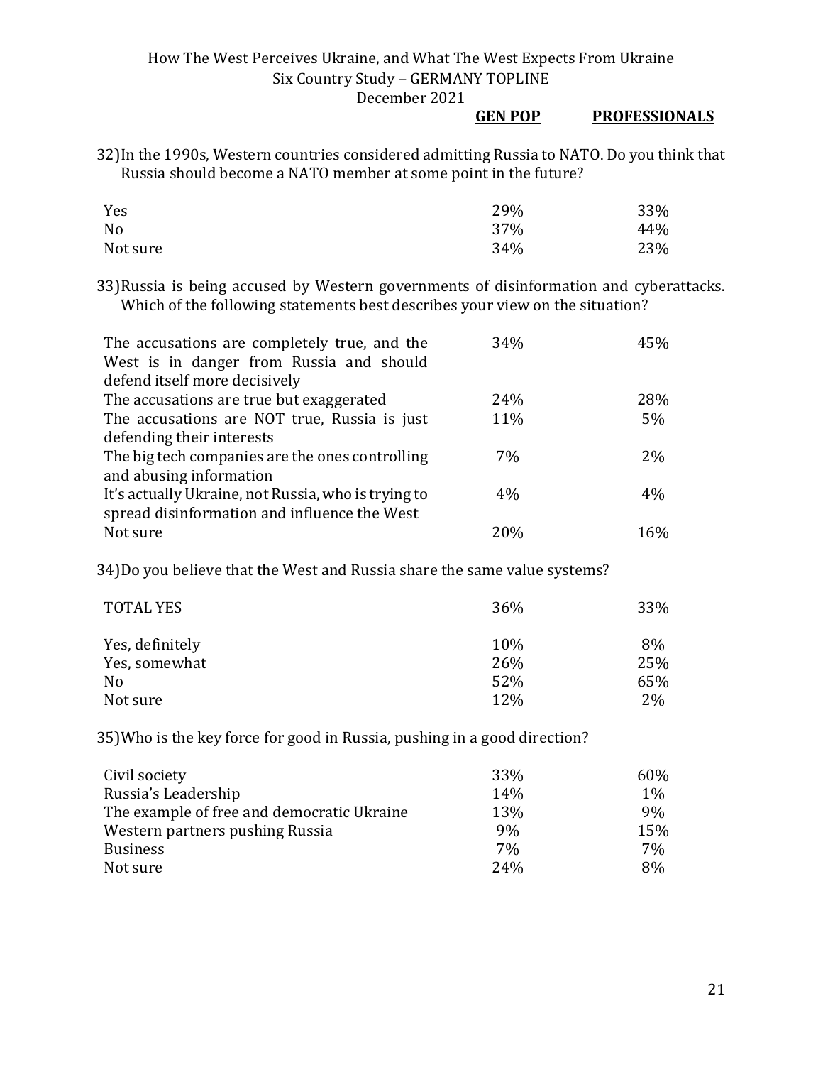32) In the 1990s, Western countries considered admitting Russia to NATO. Do you think that Russia should become a NATO member at some point in the future?

| | GEN POP | PROFESSIONALS |
|---|---|---|
| Yes | 29% | 33% |
| No | 37% | 44% |
| Not sure | 34% | 23% |

33) Russia is being accused by Western governments of disinformation and cyberattacks. Which of the following statements best describes your view on the situation?

| | GEN POP | PROFESSIONALS |
|---|---|---|
| The accusations are completely true, and the West is in danger from Russia and should defend itself more decisively | 34% | 45% |
| The accusations are true but exaggerated | 24% | 28% |
| The accusations are NOT true, Russia is just defending their interests | 11% | 5% |
| The big tech companies are the ones controlling and abusing information | 7% | 2% |
| It's actually Ukraine, not Russia, who is trying to spread disinformation and influence the West | 4% | 4% |
| Not sure | 20% | 16% |

34) Do you believe that the West and Russia share the same value systems?

| | GEN POP | PROFESSIONALS |
|---|---|---|
| TOTAL YES | 36% | 33% |
| Yes, definitely | 10% | 8% |
| Yes, somewhat | 26% | 25% |
| No | 52% | 65% |
| Not sure | 12% | 2% |

35) Who is the key force for good in Russia, pushing in a good direction?

| | GEN POP | PROFESSIONALS |
|---|---|---|
| Civil society | 33% | 60% |
| Russia's Leadership | 14% | 1% |
| The example of free and democratic Ukraine | 13% | 9% |
| Western partners pushing Russia | 9% | 15% |
| Business | 7% | 7% |
| Not sure | 24% | 8% |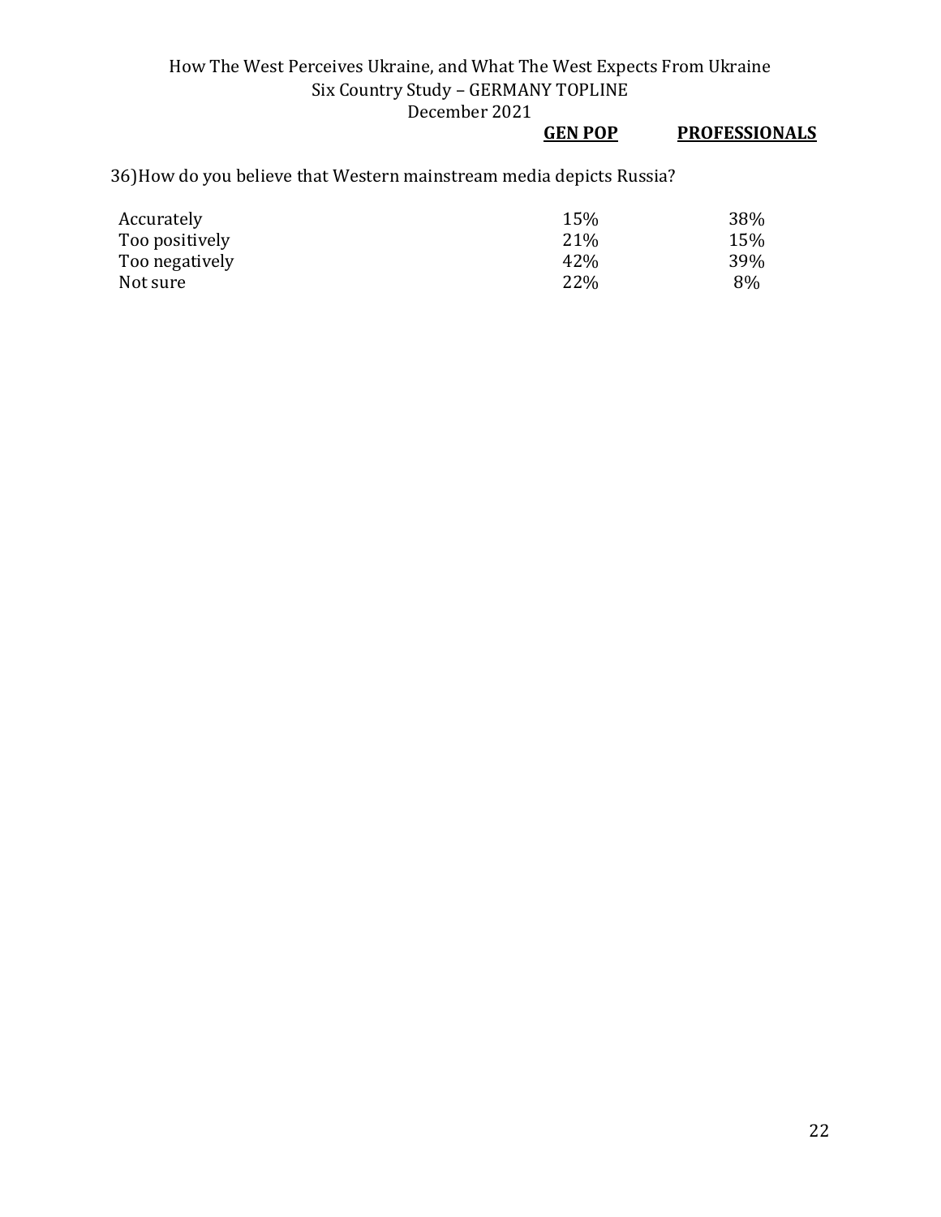36)How do you believe that Western mainstream media depicts Russia?

| | GEN POP | PROFESSIONALS |
|---|---|---|
| Accurately | 15% | 38% |
| Too positively | 21% | 15% |
| Too negatively | 42% | 39% |
| Not sure | 22% | 8% |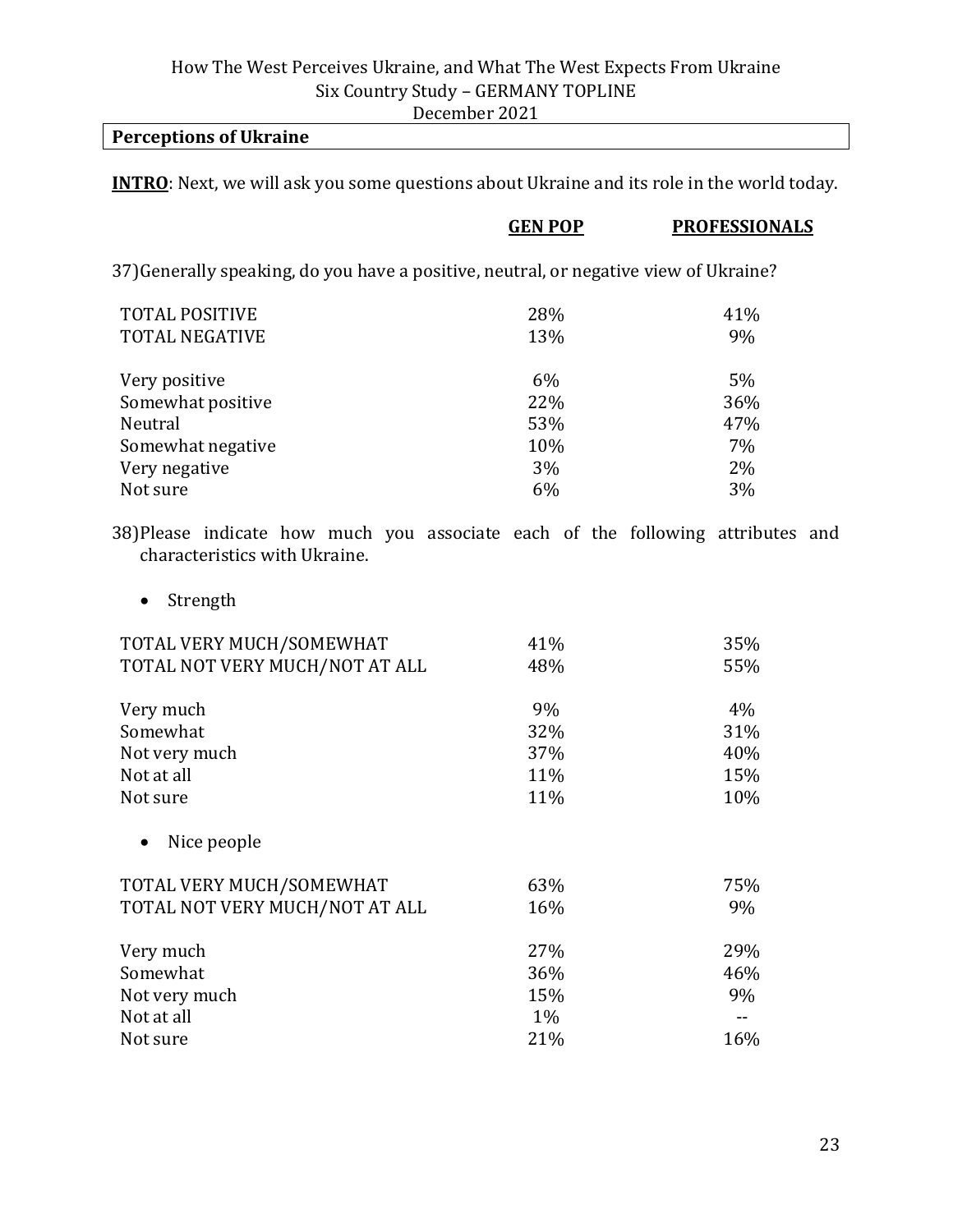**Perceptions of Ukraine**

**INTRO**: Next, we will ask you some questions about Ukraine and its role in the world today.

37) Generally speaking, do you have a positive, neutral, or negative view of Ukraine?

| | GEN POP | PROFESSIONALS |
|---|---|---|
| TOTAL POSITIVE | 28% | 41% |
| TOTAL NEGATIVE | 13% | 9% |
| | | |
| Very positive | 6% | 5% |
| Somewhat positive | 22% | 36% |
| Neutral | 53% | 47% |
| Somewhat negative | 10% | 7% |
| Very negative | 3% | 2% |
| Not sure | 6% | 3% |

38) Please indicate how much you associate each of the following attributes and characteristics with Ukraine.

- Strength

| | GEN POP | PROFESSIONALS |
|---|---|---|
| TOTAL VERY MUCH/SOMEWHAT | 41% | 35% |
| TOTAL NOT VERY MUCH/NOT AT ALL | 48% | 55% |
| | | |
| Very much | 9% | 4% |
| Somewhat | 32% | 31% |
| Not very much | 37% | 40% |
| Not at all | 11% | 15% |
| Not sure | 11% | 10% |

- Nice people

| | GEN POP | PROFESSIONALS |
|---|---|---|
| TOTAL VERY MUCH/SOMEWHAT | 63% | 75% |
| TOTAL NOT VERY MUCH/NOT AT ALL | 16% | 9% |
| | | |
| Very much | 27% | 29% |
| Somewhat | 36% | 46% |
| Not very much | 15% | 9% |
| Not at all | 1% | -- |
| Not sure | 21% | 16% |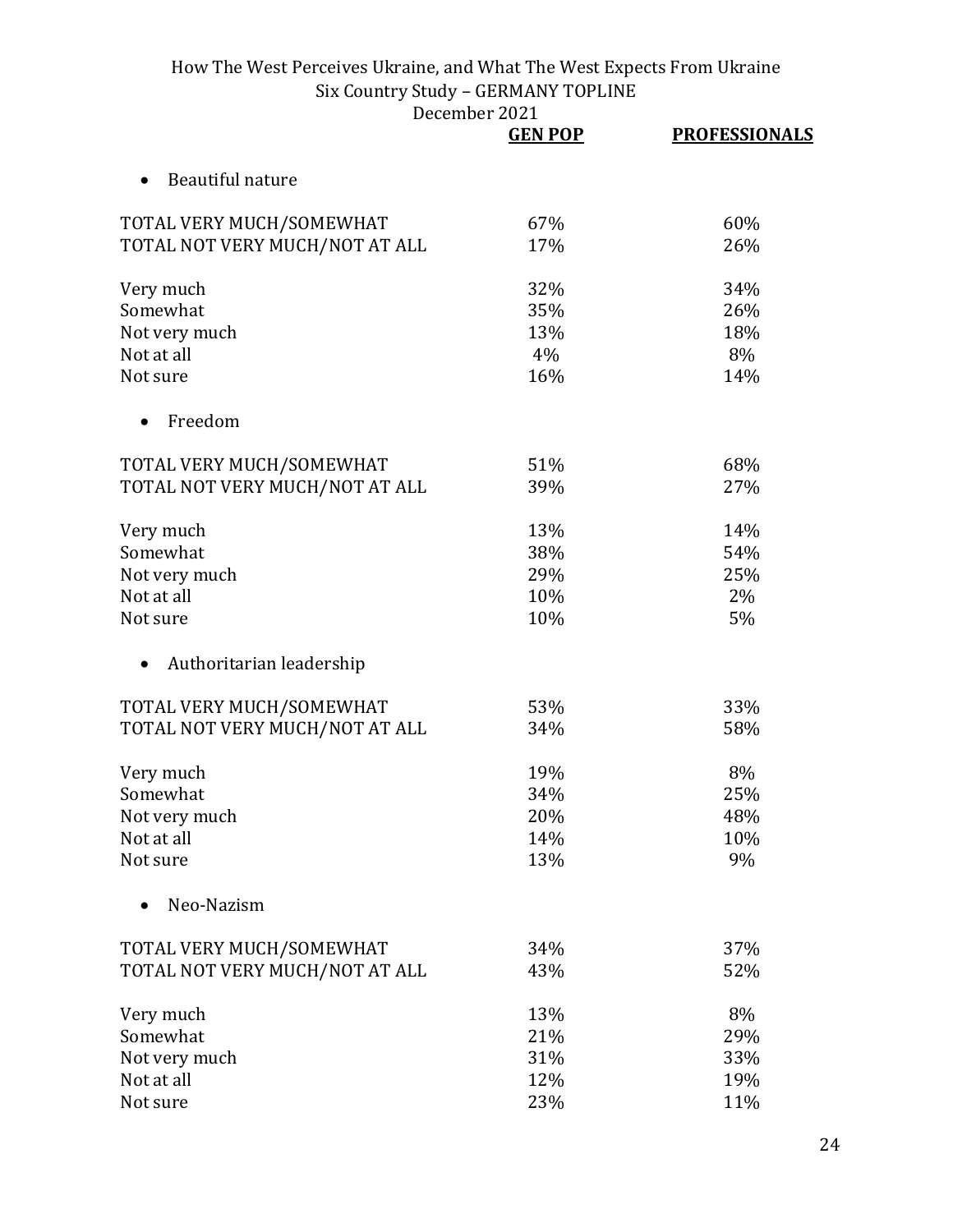| | GEN POP | PROFESSIONALS |
|---|---|---|
| **Beautiful nature** | | |
| TOTAL VERY MUCH/SOMEWHAT | 67% | 60% |
| TOTAL NOT VERY MUCH/NOT AT ALL | 17% | 26% |
| Very much | 32% | 34% |
| Somewhat | 35% | 26% |
| Not very much | 13% | 18% |
| Not at all | 4% | 8% |
| Not sure | 16% | 14% |
| **Freedom** | | |
| TOTAL VERY MUCH/SOMEWHAT | 51% | 68% |
| TOTAL NOT VERY MUCH/NOT AT ALL | 39% | 27% |
| Very much | 13% | 14% |
| Somewhat | 38% | 54% |
| Not very much | 29% | 25% |
| Not at all | 10% | 2% |
| Not sure | 10% | 5% |
| **Authoritarian leadership** | | |
| TOTAL VERY MUCH/SOMEWHAT | 53% | 33% |
| TOTAL NOT VERY MUCH/NOT AT ALL | 34% | 58% |
| Very much | 19% | 8% |
| Somewhat | 34% | 25% |
| Not very much | 20% | 48% |
| Not at all | 14% | 10% |
| Not sure | 13% | 9% |
| **Neo-Nazism** | | |
| TOTAL VERY MUCH/SOMEWHAT | 34% | 37% |
| TOTAL NOT VERY MUCH/NOT AT ALL | 43% | 52% |
| Very much | 13% | 8% |
| Somewhat | 21% | 29% |
| Not very much | 31% | 33% |
| Not at all | 12% | 19% |
| Not sure | 23% | 11% |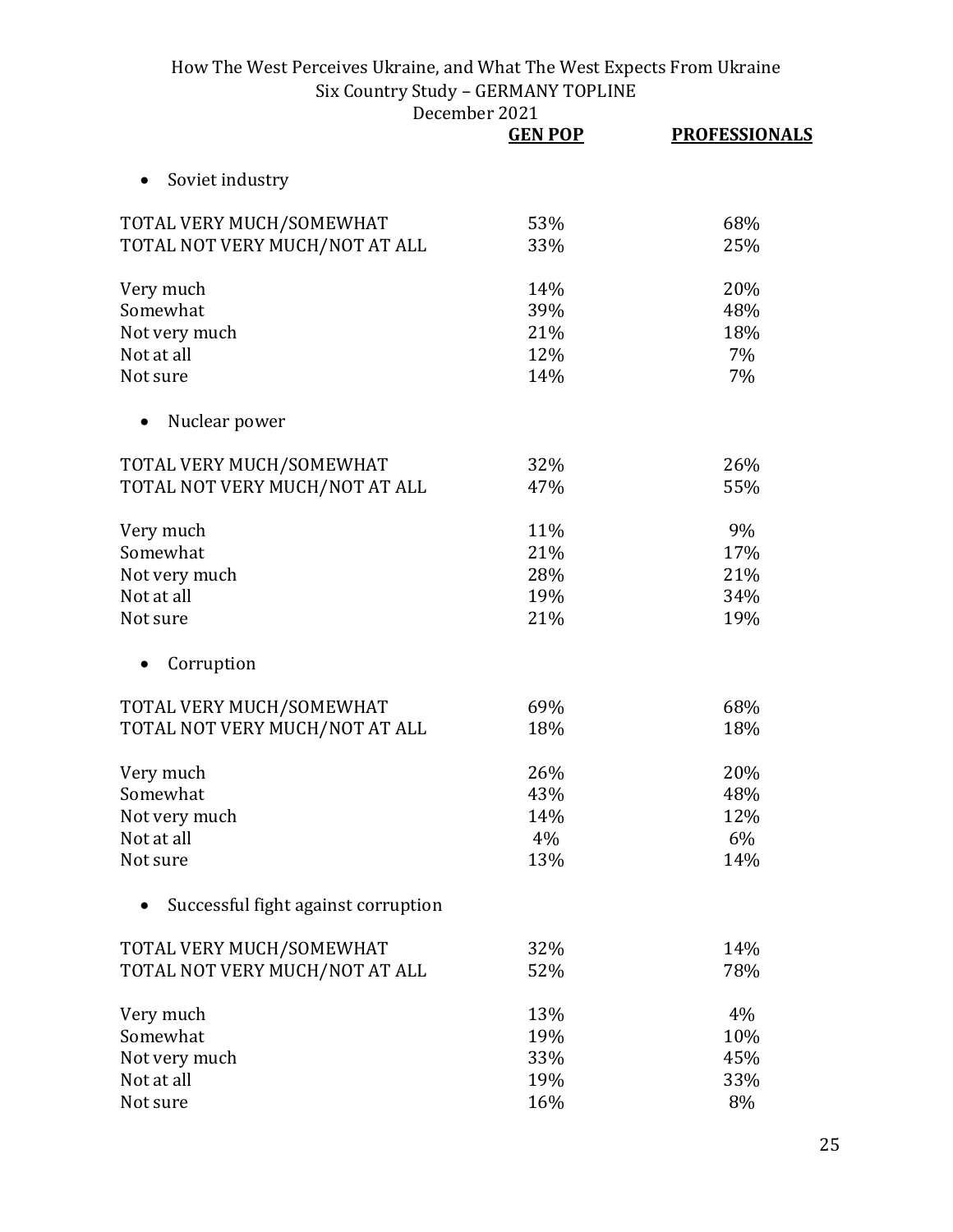|  | GEN POP | PROFESSIONALS |
|---|---|---|
| **• Soviet industry** | | |
| TOTAL VERY MUCH/SOMEWHAT | 53% | 68% |
| TOTAL NOT VERY MUCH/NOT AT ALL | 33% | 25% |
| Very much | 14% | 20% |
| Somewhat | 39% | 48% |
| Not very much | 21% | 18% |
| Not at all | 12% | 7% |
| Not sure | 14% | 7% |
| **• Nuclear power** | | |
| TOTAL VERY MUCH/SOMEWHAT | 32% | 26% |
| TOTAL NOT VERY MUCH/NOT AT ALL | 47% | 55% |
| Very much | 11% | 9% |
| Somewhat | 21% | 17% |
| Not very much | 28% | 21% |
| Not at all | 19% | 34% |
| Not sure | 21% | 19% |
| **• Corruption** | | |
| TOTAL VERY MUCH/SOMEWHAT | 69% | 68% |
| TOTAL NOT VERY MUCH/NOT AT ALL | 18% | 18% |
| Very much | 26% | 20% |
| Somewhat | 43% | 48% |
| Not very much | 14% | 12% |
| Not at all | 4% | 6% |
| Not sure | 13% | 14% |
| **• Successful fight against corruption** | | |
| TOTAL VERY MUCH/SOMEWHAT | 32% | 14% |
| TOTAL NOT VERY MUCH/NOT AT ALL | 52% | 78% |
| Very much | 13% | 4% |
| Somewhat | 19% | 10% |
| Not very much | 33% | 45% |
| Not at all | 19% | 33% |
| Not sure | 16% | 8% |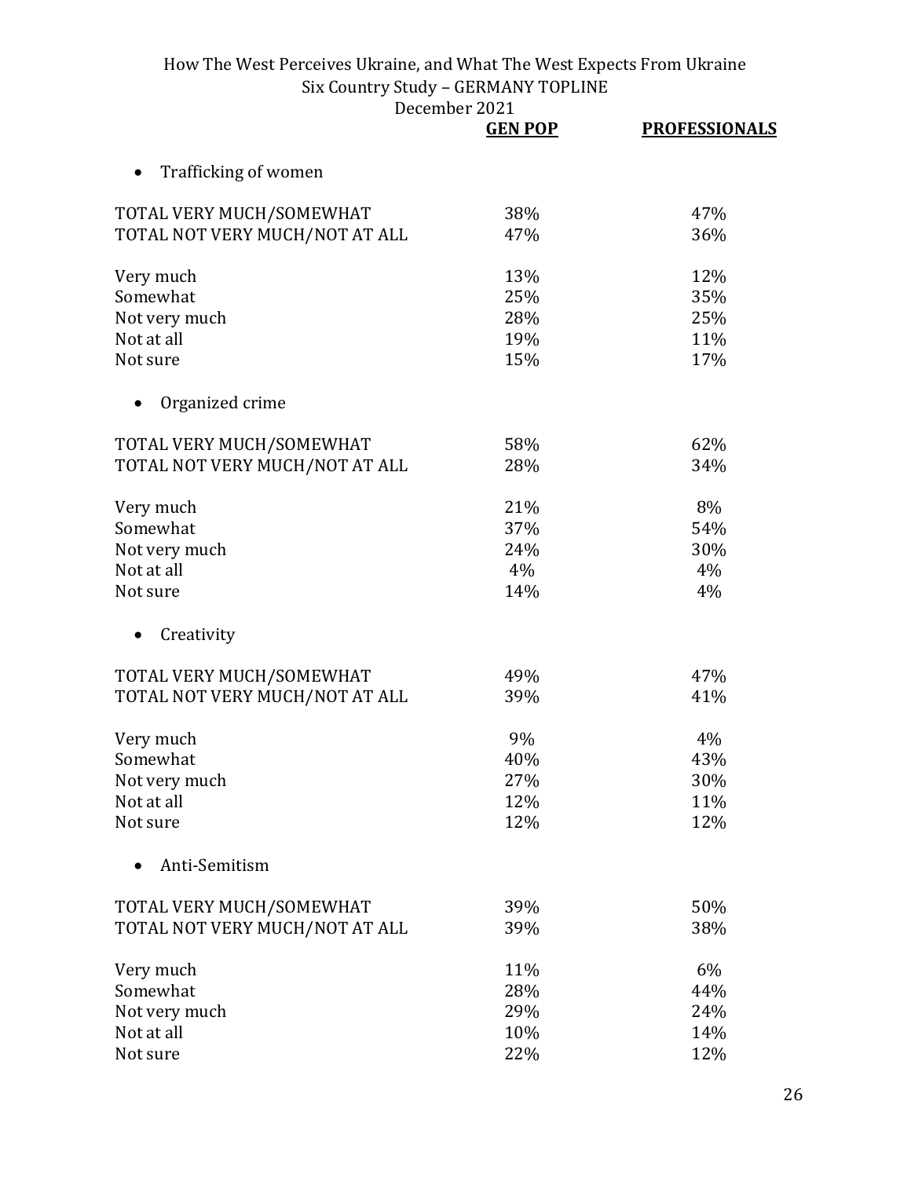| | GEN POP | PROFESSIONALS |
|---|---|---|
| • Trafficking of women | | |
| TOTAL VERY MUCH/SOMEWHAT | 38% | 47% |
| TOTAL NOT VERY MUCH/NOT AT ALL | 47% | 36% |
| Very much | 13% | 12% |
| Somewhat | 25% | 35% |
| Not very much | 28% | 25% |
| Not at all | 19% | 11% |
| Not sure | 15% | 17% |
| • Organized crime | | |
| TOTAL VERY MUCH/SOMEWHAT | 58% | 62% |
| TOTAL NOT VERY MUCH/NOT AT ALL | 28% | 34% |
| Very much | 21% | 8% |
| Somewhat | 37% | 54% |
| Not very much | 24% | 30% |
| Not at all | 4% | 4% |
| Not sure | 14% | 4% |
| • Creativity | | |
| TOTAL VERY MUCH/SOMEWHAT | 49% | 47% |
| TOTAL NOT VERY MUCH/NOT AT ALL | 39% | 41% |
| Very much | 9% | 4% |
| Somewhat | 40% | 43% |
| Not very much | 27% | 30% |
| Not at all | 12% | 11% |
| Not sure | 12% | 12% |
| • Anti-Semitism | | |
| TOTAL VERY MUCH/SOMEWHAT | 39% | 50% |
| TOTAL NOT VERY MUCH/NOT AT ALL | 39% | 38% |
| Very much | 11% | 6% |
| Somewhat | 28% | 44% |
| Not very much | 29% | 24% |
| Not at all | 10% | 14% |
| Not sure | 22% | 12% |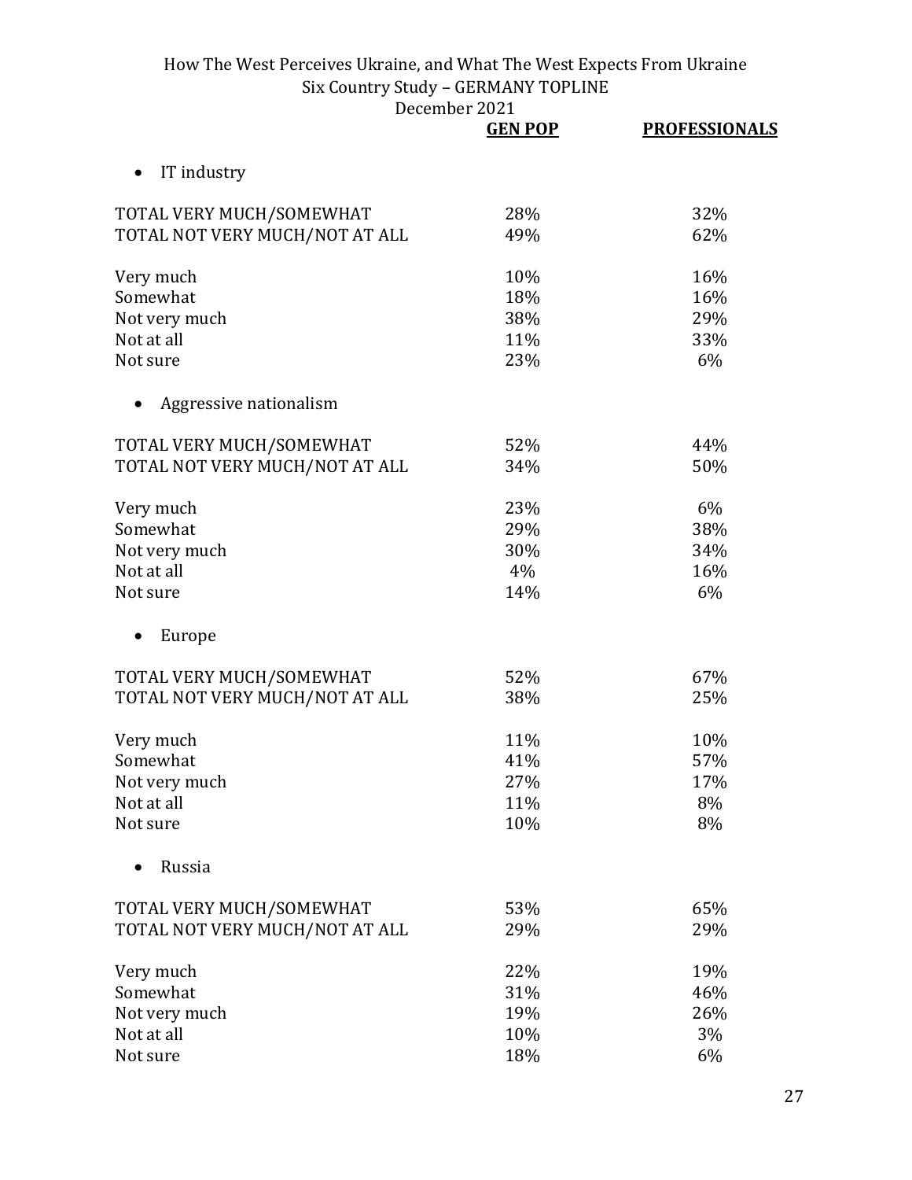| | GEN POP | PROFESSIONALS |
|---|---|---|
| • IT industry | | |
| TOTAL VERY MUCH/SOMEWHAT | 28% | 32% |
| TOTAL NOT VERY MUCH/NOT AT ALL | 49% | 62% |
| Very much | 10% | 16% |
| Somewhat | 18% | 16% |
| Not very much | 38% | 29% |
| Not at all | 11% | 33% |
| Not sure | 23% | 6% |
| • Aggressive nationalism | | |
| TOTAL VERY MUCH/SOMEWHAT | 52% | 44% |
| TOTAL NOT VERY MUCH/NOT AT ALL | 34% | 50% |
| Very much | 23% | 6% |
| Somewhat | 29% | 38% |
| Not very much | 30% | 34% |
| Not at all | 4% | 16% |
| Not sure | 14% | 6% |
| • Europe | | |
| TOTAL VERY MUCH/SOMEWHAT | 52% | 67% |
| TOTAL NOT VERY MUCH/NOT AT ALL | 38% | 25% |
| Very much | 11% | 10% |
| Somewhat | 41% | 57% |
| Not very much | 27% | 17% |
| Not at all | 11% | 8% |
| Not sure | 10% | 8% |
| • Russia | | |
| TOTAL VERY MUCH/SOMEWHAT | 53% | 65% |
| TOTAL NOT VERY MUCH/NOT AT ALL | 29% | 29% |
| Very much | 22% | 19% |
| Somewhat | 31% | 46% |
| Not very much | 19% | 26% |
| Not at all | 10% | 3% |
| Not sure | 18% | 6% |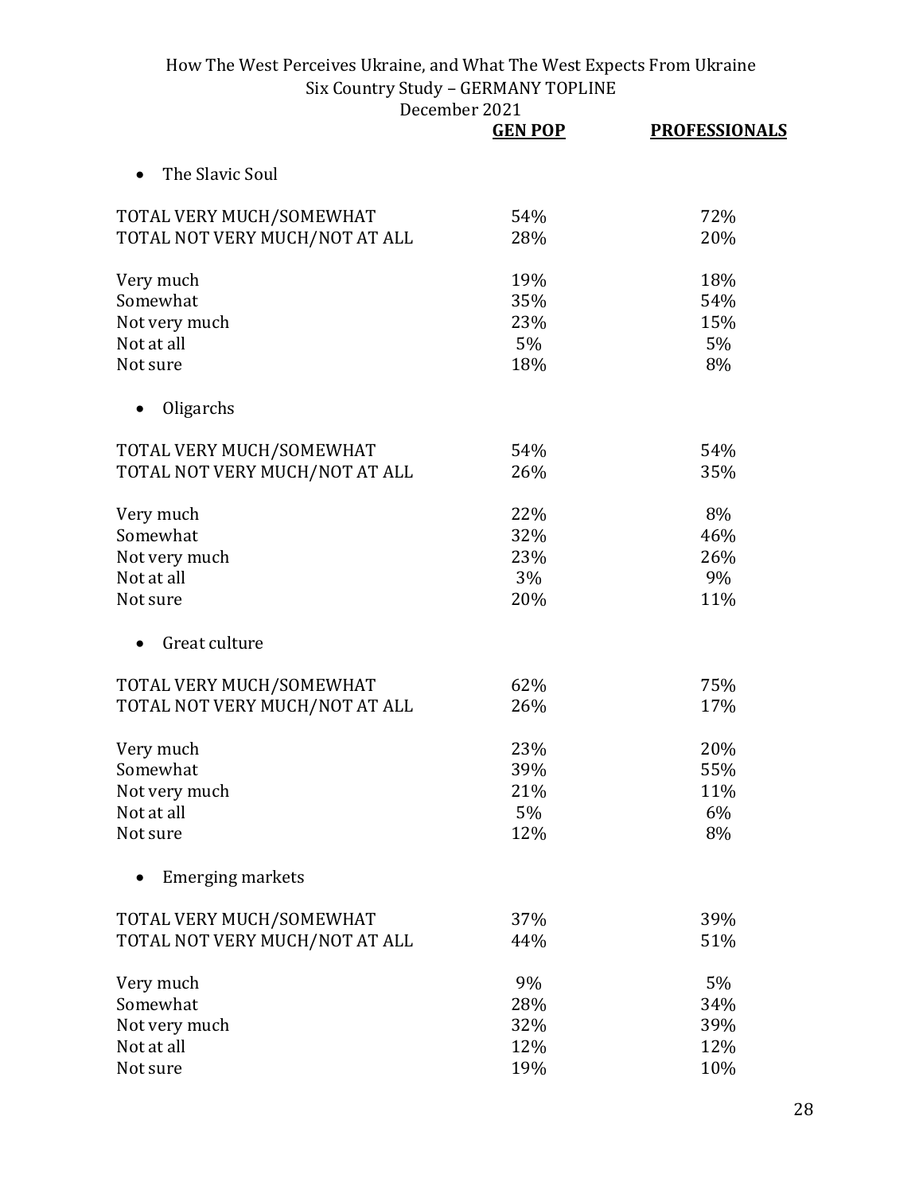|  | GEN POP | PROFESSIONALS |
|---|---|---|
| **The Slavic Soul** | | |
| TOTAL VERY MUCH/SOMEWHAT | 54% | 72% |
| TOTAL NOT VERY MUCH/NOT AT ALL | 28% | 20% |
| Very much | 19% | 18% |
| Somewhat | 35% | 54% |
| Not very much | 23% | 15% |
| Not at all | 5% | 5% |
| Not sure | 18% | 8% |
| **Oligarchs** | | |
| TOTAL VERY MUCH/SOMEWHAT | 54% | 54% |
| TOTAL NOT VERY MUCH/NOT AT ALL | 26% | 35% |
| Very much | 22% | 8% |
| Somewhat | 32% | 46% |
| Not very much | 23% | 26% |
| Not at all | 3% | 9% |
| Not sure | 20% | 11% |
| **Great culture** | | |
| TOTAL VERY MUCH/SOMEWHAT | 62% | 75% |
| TOTAL NOT VERY MUCH/NOT AT ALL | 26% | 17% |
| Very much | 23% | 20% |
| Somewhat | 39% | 55% |
| Not very much | 21% | 11% |
| Not at all | 5% | 6% |
| Not sure | 12% | 8% |
| **Emerging markets** | | |
| TOTAL VERY MUCH/SOMEWHAT | 37% | 39% |
| TOTAL NOT VERY MUCH/NOT AT ALL | 44% | 51% |
| Very much | 9% | 5% |
| Somewhat | 28% | 34% |
| Not very much | 32% | 39% |
| Not at all | 12% | 12% |
| Not sure | 19% | 10% |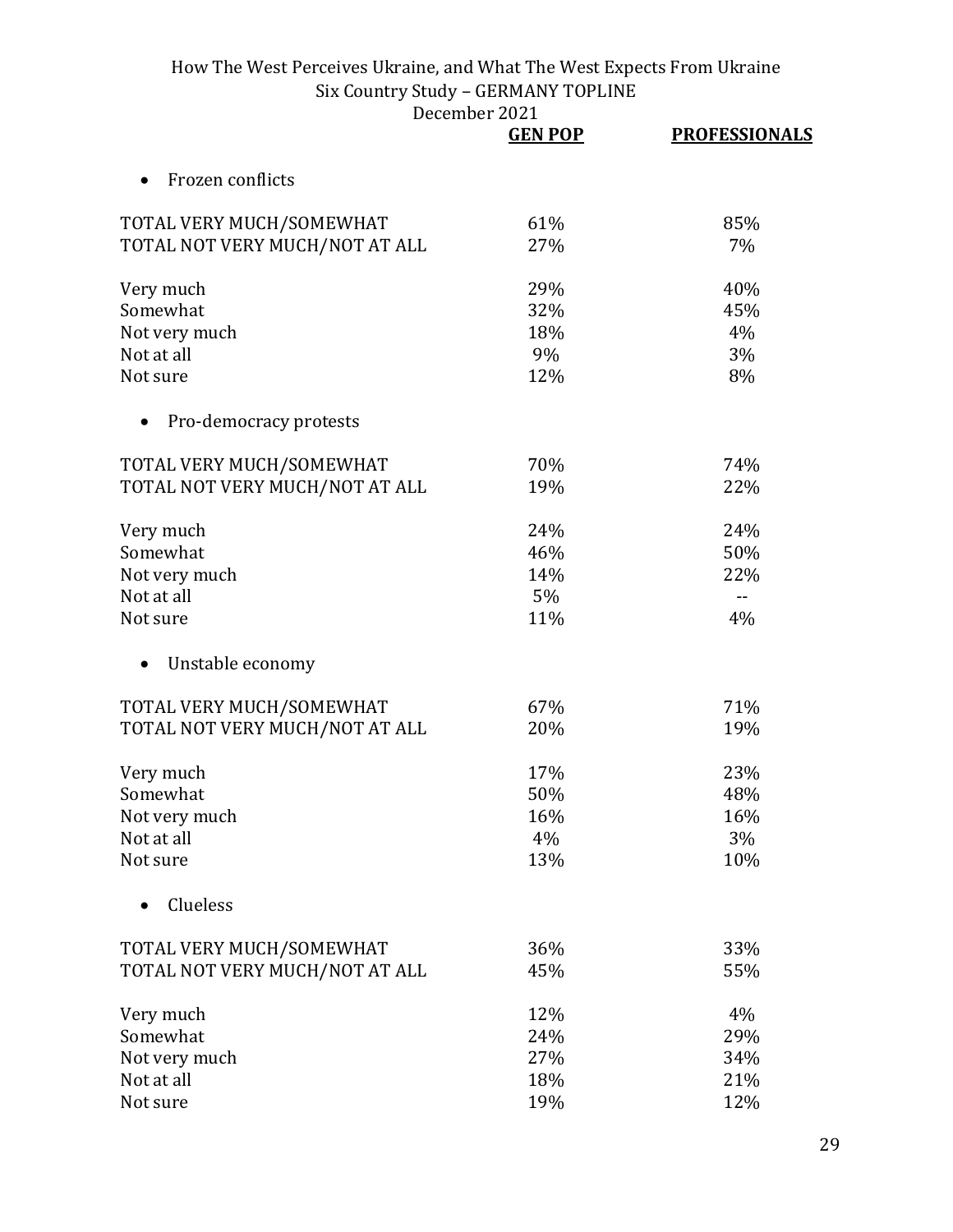| | GEN POP | PROFESSIONALS |
|---|---|---|
| • Frozen conflicts | | |
| TOTAL VERY MUCH/SOMEWHAT | 61% | 85% |
| TOTAL NOT VERY MUCH/NOT AT ALL | 27% | 7% |
| Very much | 29% | 40% |
| Somewhat | 32% | 45% |
| Not very much | 18% | 4% |
| Not at all | 9% | 3% |
| Not sure | 12% | 8% |
| • Pro-democracy protests | | |
| TOTAL VERY MUCH/SOMEWHAT | 70% | 74% |
| TOTAL NOT VERY MUCH/NOT AT ALL | 19% | 22% |
| Very much | 24% | 24% |
| Somewhat | 46% | 50% |
| Not very much | 14% | 22% |
| Not at all | 5% | -- |
| Not sure | 11% | 4% |
| • Unstable economy | | |
| TOTAL VERY MUCH/SOMEWHAT | 67% | 71% |
| TOTAL NOT VERY MUCH/NOT AT ALL | 20% | 19% |
| Very much | 17% | 23% |
| Somewhat | 50% | 48% |
| Not very much | 16% | 16% |
| Not at all | 4% | 3% |
| Not sure | 13% | 10% |
| • Clueless | | |
| TOTAL VERY MUCH/SOMEWHAT | 36% | 33% |
| TOTAL NOT VERY MUCH/NOT AT ALL | 45% | 55% |
| Very much | 12% | 4% |
| Somewhat | 24% | 29% |
| Not very much | 27% | 34% |
| Not at all | 18% | 21% |
| Not sure | 19% | 12% |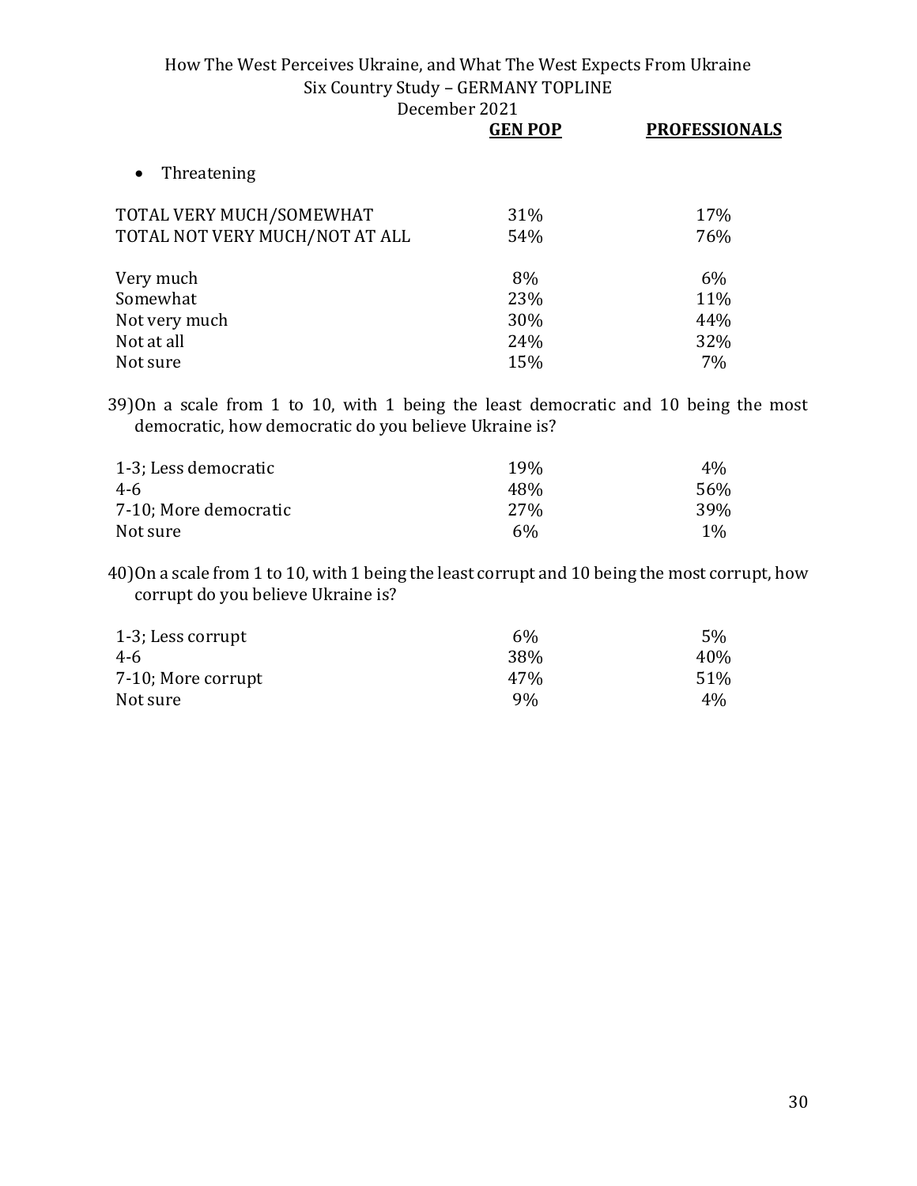- Threatening

| | GEN POP | PROFESSIONALS |
|---|---|---|
| TOTAL VERY MUCH/SOMEWHAT | 31% | 17% |
| TOTAL NOT VERY MUCH/NOT AT ALL | 54% | 76% |
| | | |
| Very much | 8% | 6% |
| Somewhat | 23% | 11% |
| Not very much | 30% | 44% |
| Not at all | 24% | 32% |
| Not sure | 15% | 7% |

39) On a scale from 1 to 10, with 1 being the least democratic and 10 being the most democratic, how democratic do you believe Ukraine is?

| | GEN POP | PROFESSIONALS |
|---|---|---|
| 1-3; Less democratic | 19% | 4% |
| 4-6 | 48% | 56% |
| 7-10; More democratic | 27% | 39% |
| Not sure | 6% | 1% |

40) On a scale from 1 to 10, with 1 being the least corrupt and 10 being the most corrupt, how corrupt do you believe Ukraine is?

| | GEN POP | PROFESSIONALS |
|---|---|---|
| 1-3; Less corrupt | 6% | 5% |
| 4-6 | 38% | 40% |
| 7-10; More corrupt | 47% | 51% |
| Not sure | 9% | 4% |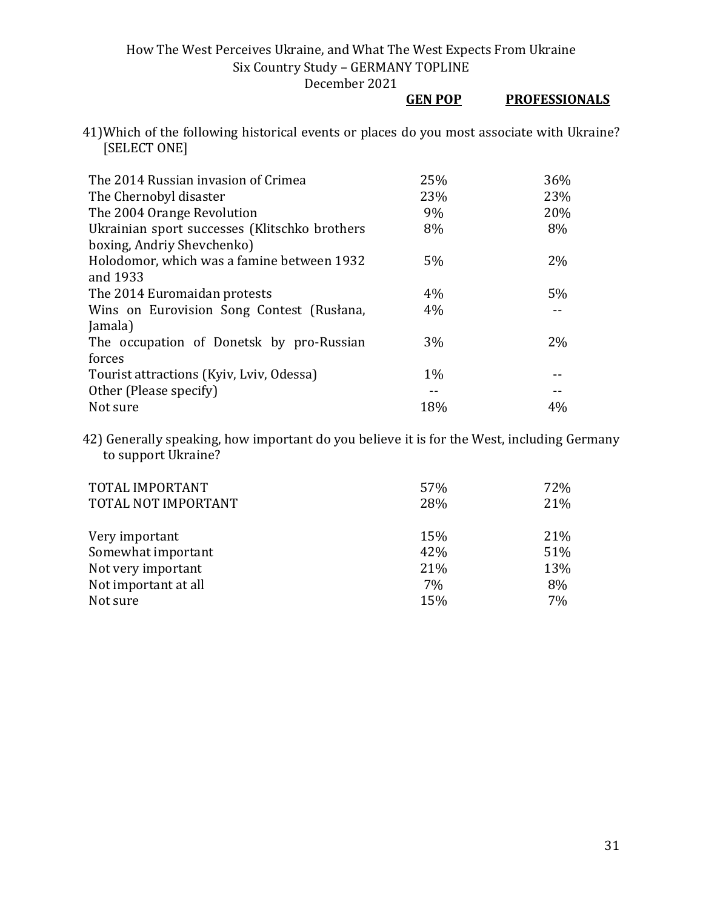41) Which of the following historical events or places do you most associate with Ukraine? [SELECT ONE]

| | GEN POP | PROFESSIONALS |
|---|---|---|
| The 2014 Russian invasion of Crimea | 25% | 36% |
| The Chernobyl disaster | 23% | 23% |
| The 2004 Orange Revolution | 9% | 20% |
| Ukrainian sport successes (Klitschko brothers boxing, Andriy Shevchenko) | 8% | 8% |
| Holodomor, which was a famine between 1932 and 1933 | 5% | 2% |
| The 2014 Euromaidan protests | 4% | 5% |
| Wins on Eurovision Song Contest (Rusłana, Jamala) | 4% | -- |
| The occupation of Donetsk by pro-Russian forces | 3% | 2% |
| Tourist attractions (Kyiv, Lviv, Odessa) | 1% | -- |
| Other (Please specify) | -- | -- |
| Not sure | 18% | 4% |

42) Generally speaking, how important do you believe it is for the West, including Germany to support Ukraine?

| | GEN POP | PROFESSIONALS |
|---|---|---|
| TOTAL IMPORTANT | 57% | 72% |
| TOTAL NOT IMPORTANT | 28% | 21% |
| | | |
| Very important | 15% | 21% |
| Somewhat important | 42% | 51% |
| Not very important | 21% | 13% |
| Not important at all | 7% | 8% |
| Not sure | 15% | 7% |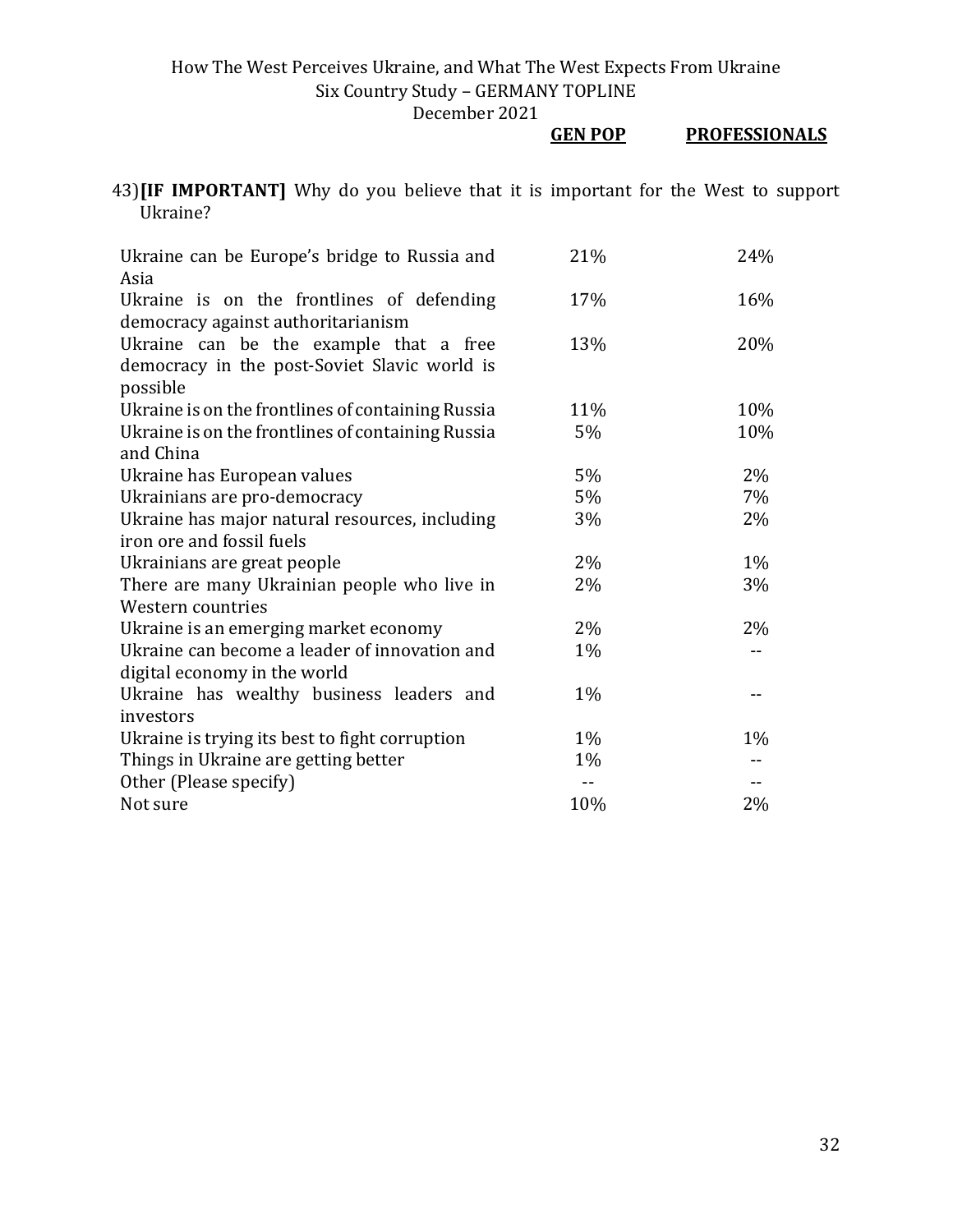43) **[IF IMPORTANT]** Why do you believe that it is important for the West to support Ukraine?

| | GEN POP | PROFESSIONALS |
|---|---|---|
| Ukraine can be Europe's bridge to Russia and Asia | 21% | 24% |
| Ukraine is on the frontlines of defending democracy against authoritarianism | 17% | 16% |
| Ukraine can be the example that a free democracy in the post-Soviet Slavic world is possible | 13% | 20% |
| Ukraine is on the frontlines of containing Russia | 11% | 10% |
| Ukraine is on the frontlines of containing Russia and China | 5% | 10% |
| Ukraine has European values | 5% | 2% |
| Ukrainians are pro-democracy | 5% | 7% |
| Ukraine has major natural resources, including iron ore and fossil fuels | 3% | 2% |
| Ukrainians are great people | 2% | 1% |
| There are many Ukrainian people who live in Western countries | 2% | 3% |
| Ukraine is an emerging market economy | 2% | 2% |
| Ukraine can become a leader of innovation and digital economy in the world | 1% | -- |
| Ukraine has wealthy business leaders and investors | 1% | -- |
| Ukraine is trying its best to fight corruption | 1% | 1% |
| Things in Ukraine are getting better | 1% | -- |
| Other (Please specify) | -- | -- |
| Not sure | 10% | 2% |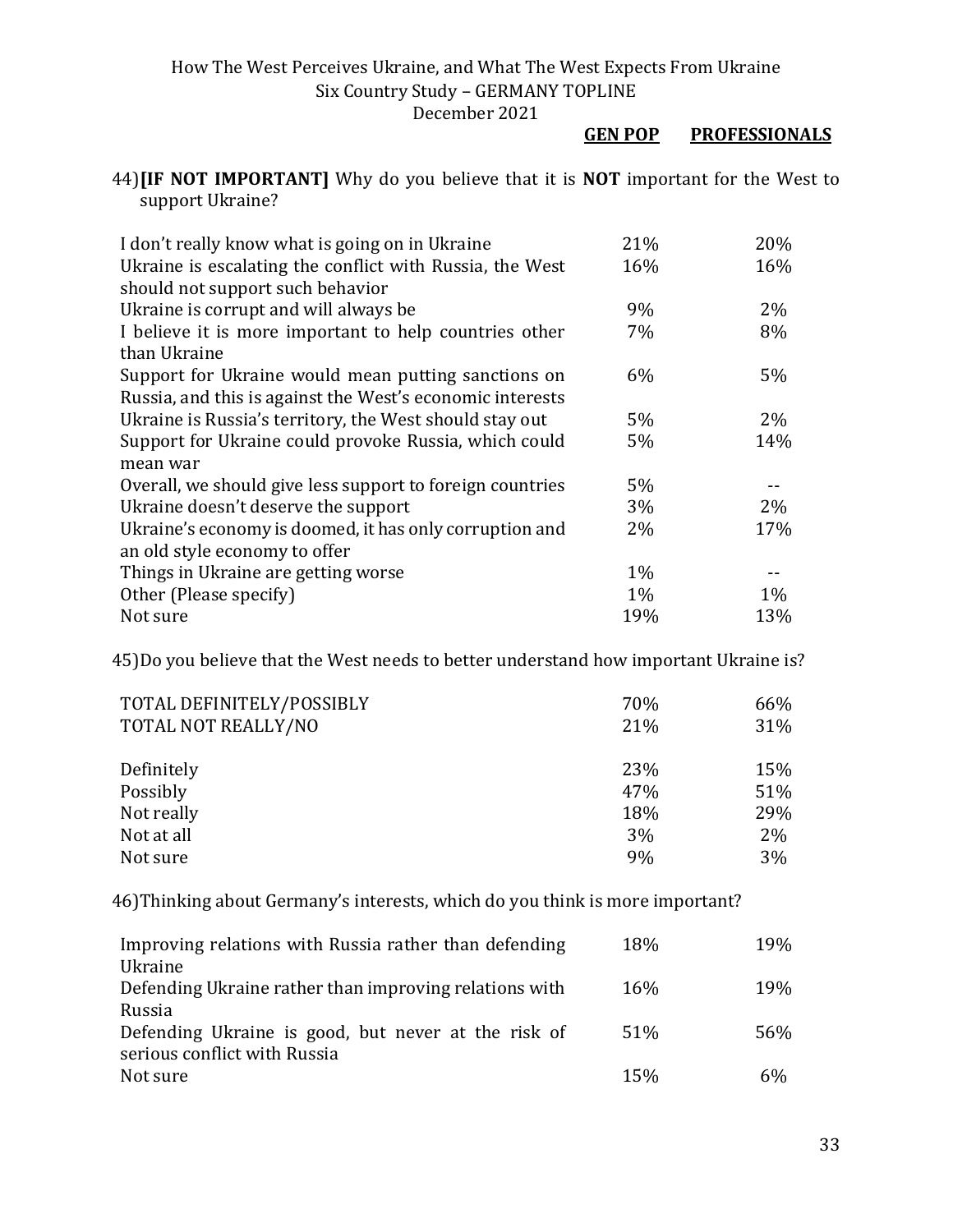44) **[IF NOT IMPORTANT]** Why do you believe that it is **NOT** important for the West to support Ukraine?

| | GEN POP | PROFESSIONALS |
|---|---|---|
| I don't really know what is going on in Ukraine | 21% | 20% |
| Ukraine is escalating the conflict with Russia, the West should not support such behavior | 16% | 16% |
| Ukraine is corrupt and will always be | 9% | 2% |
| I believe it is more important to help countries other than Ukraine | 7% | 8% |
| Support for Ukraine would mean putting sanctions on Russia, and this is against the West's economic interests | 6% | 5% |
| Ukraine is Russia's territory, the West should stay out | 5% | 2% |
| Support for Ukraine could provoke Russia, which could mean war | 5% | 14% |
| Overall, we should give less support to foreign countries | 5% | -- |
| Ukraine doesn't deserve the support | 3% | 2% |
| Ukraine's economy is doomed, it has only corruption and an old style economy to offer | 2% | 17% |
| Things in Ukraine are getting worse | 1% | -- |
| Other (Please specify) | 1% | 1% |
| Not sure | 19% | 13% |

45) Do you believe that the West needs to better understand how important Ukraine is?

| | GEN POP | PROFESSIONALS |
|---|---|---|
| TOTAL DEFINITELY/POSSIBLY | 70% | 66% |
| TOTAL NOT REALLY/NO | 21% | 31% |
| Definitely | 23% | 15% |
| Possibly | 47% | 51% |
| Not really | 18% | 29% |
| Not at all | 3% | 2% |
| Not sure | 9% | 3% |

46) Thinking about Germany's interests, which do you think is more important?

| | GEN POP | PROFESSIONALS |
|---|---|---|
| Improving relations with Russia rather than defending Ukraine | 18% | 19% |
| Defending Ukraine rather than improving relations with Russia | 16% | 19% |
| Defending Ukraine is good, but never at the risk of serious conflict with Russia | 51% | 56% |
| Not sure | 15% | 6% |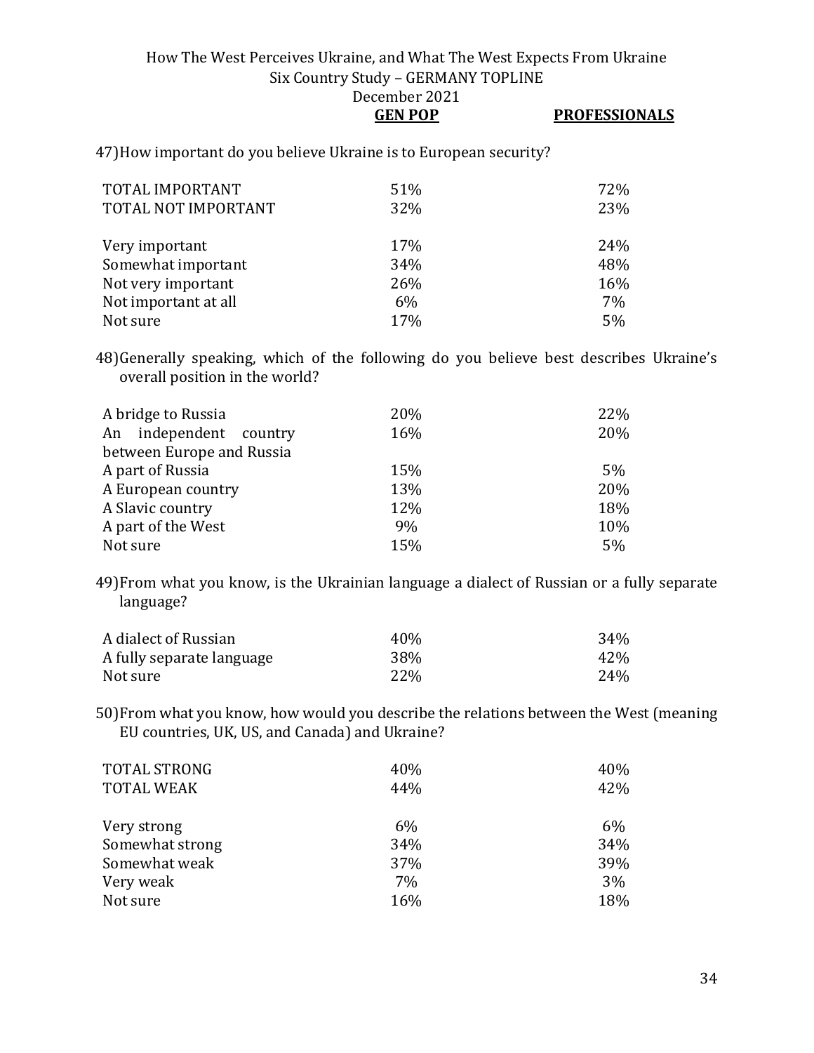47) How important do you believe Ukraine is to European security?

| | GEN POP | PROFESSIONALS |
|---|---|---|
| TOTAL IMPORTANT | 51% | 72% |
| TOTAL NOT IMPORTANT | 32% | 23% |
| | | |
| Very important | 17% | 24% |
| Somewhat important | 34% | 48% |
| Not very important | 26% | 16% |
| Not important at all | 6% | 7% |
| Not sure | 17% | 5% |

48) Generally speaking, which of the following do you believe best describes Ukraine's overall position in the world?

| | GEN POP | PROFESSIONALS |
|---|---|---|
| A bridge to Russia | 20% | 22% |
| An independent country between Europe and Russia | 16% | 20% |
| A part of Russia | 15% | 5% |
| A European country | 13% | 20% |
| A Slavic country | 12% | 18% |
| A part of the West | 9% | 10% |
| Not sure | 15% | 5% |

49) From what you know, is the Ukrainian language a dialect of Russian or a fully separate language?

| | GEN POP | PROFESSIONALS |
|---|---|---|
| A dialect of Russian | 40% | 34% |
| A fully separate language | 38% | 42% |
| Not sure | 22% | 24% |

50) From what you know, how would you describe the relations between the West (meaning EU countries, UK, US, and Canada) and Ukraine?

| | GEN POP | PROFESSIONALS |
|---|---|---|
| TOTAL STRONG | 40% | 40% |
| TOTAL WEAK | 44% | 42% |
| | | |
| Very strong | 6% | 6% |
| Somewhat strong | 34% | 34% |
| Somewhat weak | 37% | 39% |
| Very weak | 7% | 3% |
| Not sure | 16% | 18% |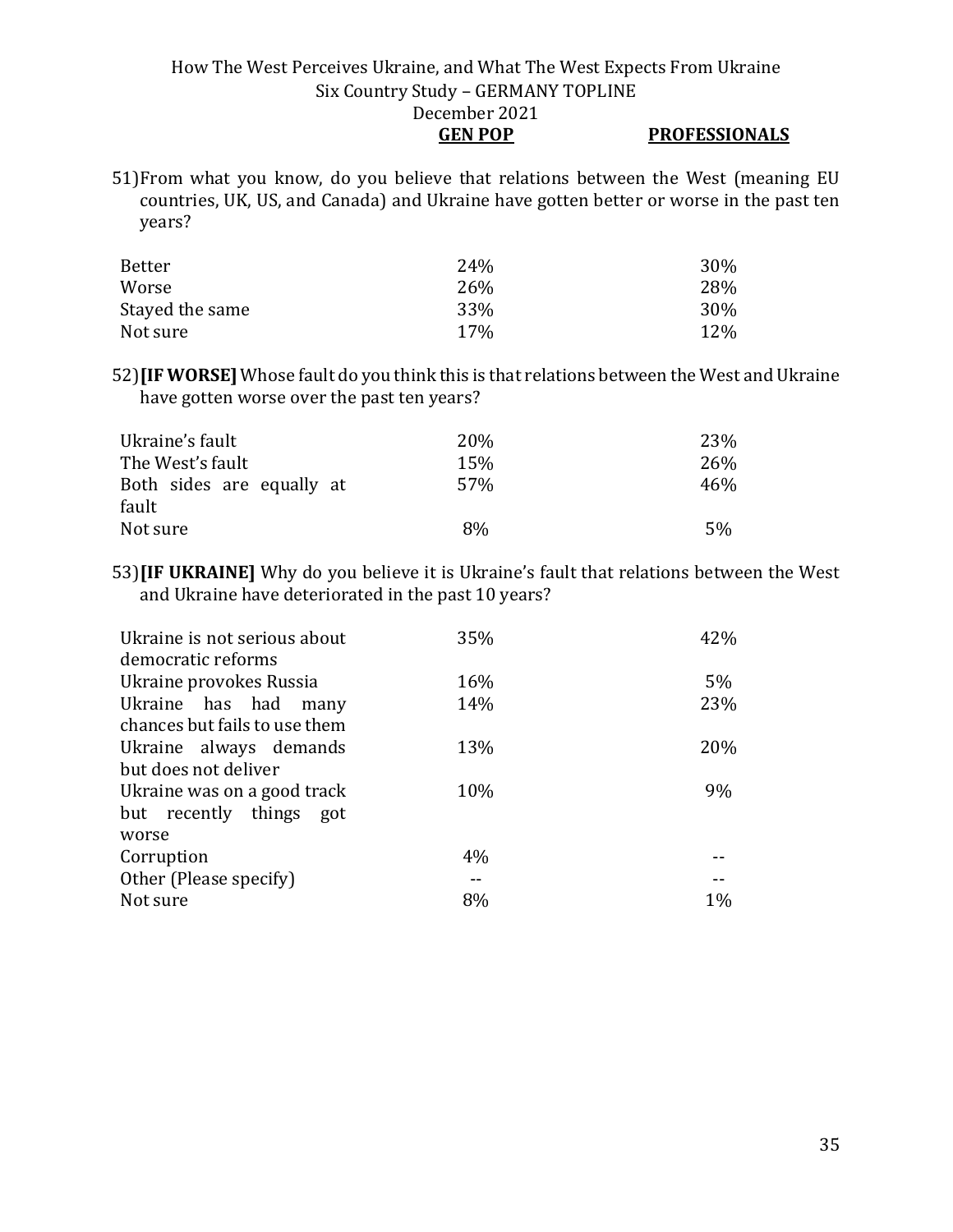How The West Perceives Ukraine, and What The West Expects From Ukraine
Six Country Study – GERMANY TOPLINE
December 2021

51) From what you know, do you believe that relations between the West (meaning EU countries, UK, US, and Canada) and Ukraine have gotten better or worse in the past ten years?

| | GEN POP | PROFESSIONALS |
|---|---|---|
| Better | 24% | 30% |
| Worse | 26% | 28% |
| Stayed the same | 33% | 30% |
| Not sure | 17% | 12% |

52) **[IF WORSE]** Whose fault do you think this is that relations between the West and Ukraine have gotten worse over the past ten years?

| | GEN POP | PROFESSIONALS |
|---|---|---|
| Ukraine's fault | 20% | 23% |
| The West's fault | 15% | 26% |
| Both sides are equally at fault | 57% | 46% |
| Not sure | 8% | 5% |

53) **[IF UKRAINE]** Why do you believe it is Ukraine's fault that relations between the West and Ukraine have deteriorated in the past 10 years?

| | GEN POP | PROFESSIONALS |
|---|---|---|
| Ukraine is not serious about democratic reforms | 35% | 42% |
| Ukraine provokes Russia | 16% | 5% |
| Ukraine has had many chances but fails to use them | 14% | 23% |
| Ukraine always demands but does not deliver | 13% | 20% |
| Ukraine was on a good track but recently things got worse | 10% | 9% |
| Corruption | 4% | -- |
| Other (Please specify) | -- | -- |
| Not sure | 8% | 1% |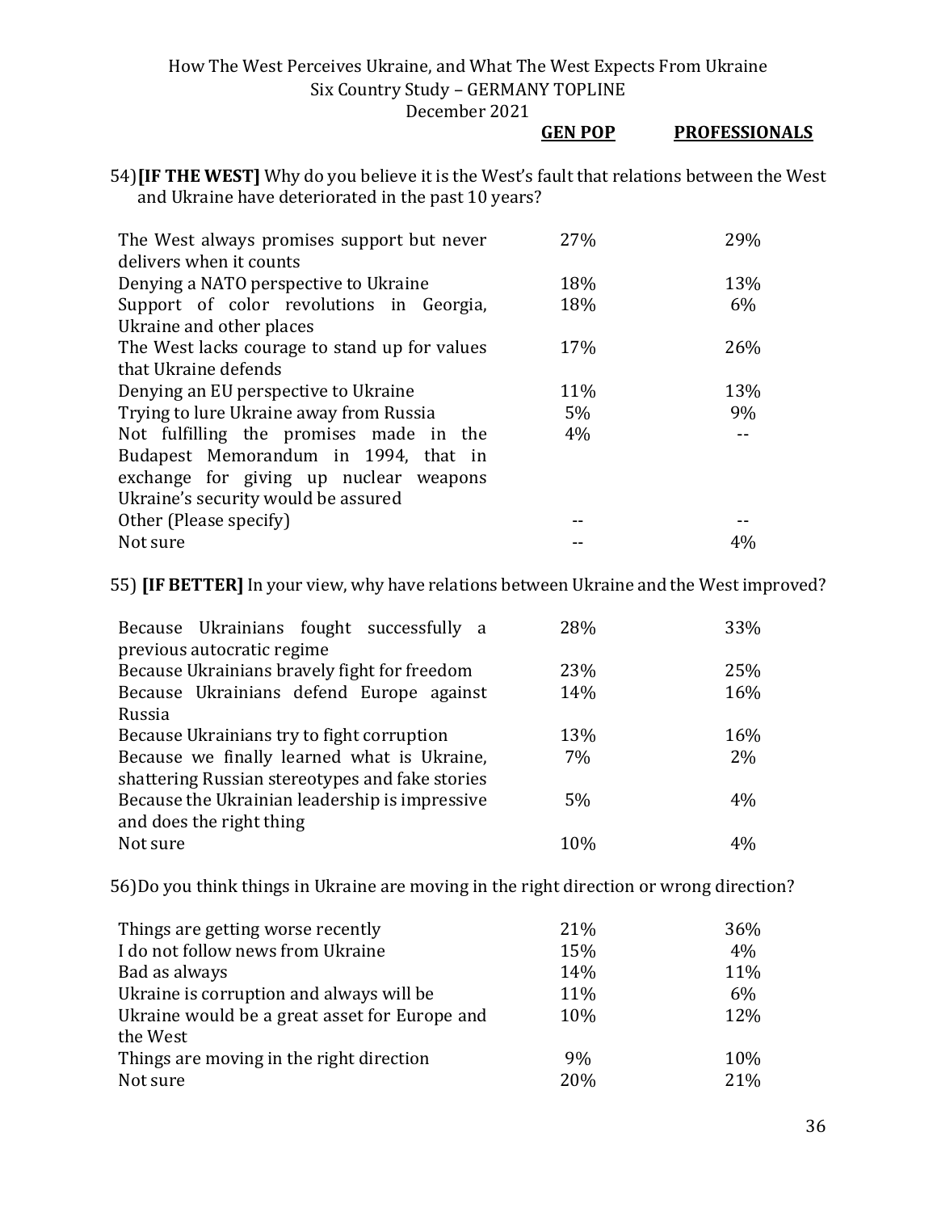| | GEN POP | PROFESSIONALS |
|---|---|---|

54) **[IF THE WEST]** Why do you believe it is the West's fault that relations between the West and Ukraine have deteriorated in the past 10 years?

| | GEN POP | PROFESSIONALS |
|---|---|---|
| The West always promises support but never delivers when it counts | 27% | 29% |
| Denying a NATO perspective to Ukraine | 18% | 13% |
| Support of color revolutions in Georgia, Ukraine and other places | 18% | 6% |
| The West lacks courage to stand up for values that Ukraine defends | 17% | 26% |
| Denying an EU perspective to Ukraine | 11% | 13% |
| Trying to lure Ukraine away from Russia | 5% | 9% |
| Not fulfilling the promises made in the Budapest Memorandum in 1994, that in exchange for giving up nuclear weapons Ukraine's security would be assured | 4% | -- |
| Other (Please specify) | -- | -- |
| Not sure | -- | 4% |

55) **[IF BETTER]** In your view, why have relations between Ukraine and the West improved?

| | GEN POP | PROFESSIONALS |
|---|---|---|
| Because Ukrainians fought successfully a previous autocratic regime | 28% | 33% |
| Because Ukrainians bravely fight for freedom | 23% | 25% |
| Because Ukrainians defend Europe against Russia | 14% | 16% |
| Because Ukrainians try to fight corruption | 13% | 16% |
| Because we finally learned what is Ukraine, shattering Russian stereotypes and fake stories | 7% | 2% |
| Because the Ukrainian leadership is impressive and does the right thing | 5% | 4% |
| Not sure | 10% | 4% |

56) Do you think things in Ukraine are moving in the right direction or wrong direction?

| | GEN POP | PROFESSIONALS |
|---|---|---|
| Things are getting worse recently | 21% | 36% |
| I do not follow news from Ukraine | 15% | 4% |
| Bad as always | 14% | 11% |
| Ukraine is corruption and always will be | 11% | 6% |
| Ukraine would be a great asset for Europe and the West | 10% | 12% |
| Things are moving in the right direction | 9% | 10% |
| Not sure | 20% | 21% |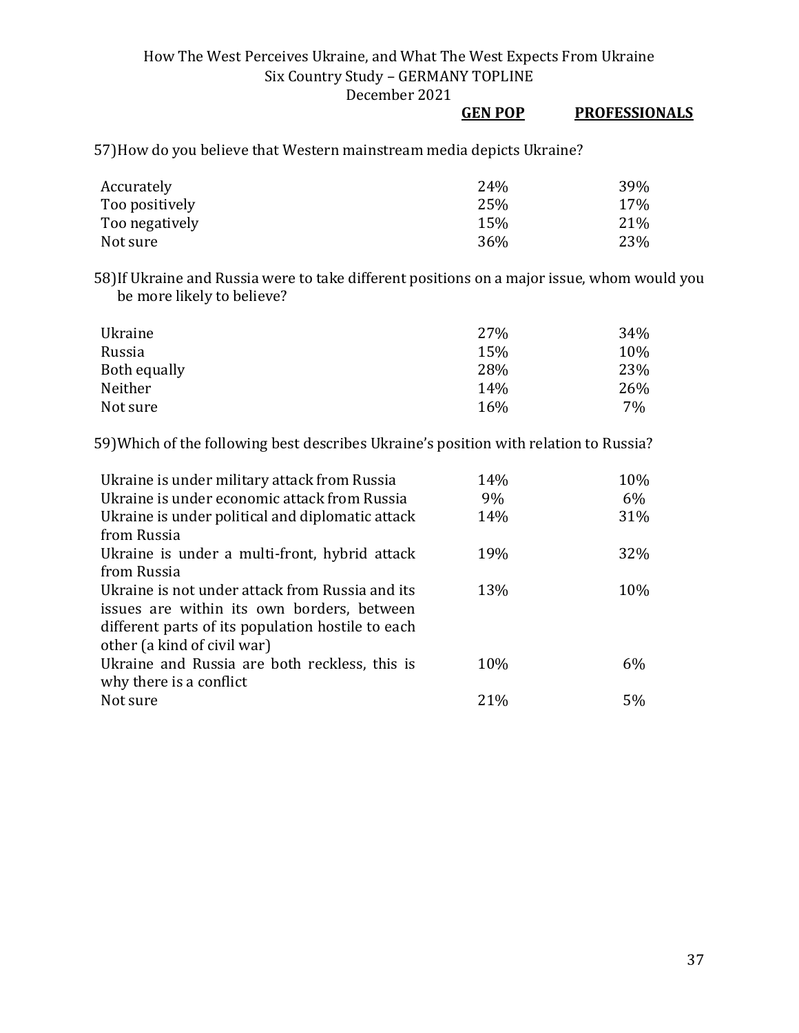57) How do you believe that Western mainstream media depicts Ukraine?

| | GEN POP | PROFESSIONALS |
|---|---|---|
| Accurately | 24% | 39% |
| Too positively | 25% | 17% |
| Too negatively | 15% | 21% |
| Not sure | 36% | 23% |

58) If Ukraine and Russia were to take different positions on a major issue, whom would you be more likely to believe?

| | GEN POP | PROFESSIONALS |
|---|---|---|
| Ukraine | 27% | 34% |
| Russia | 15% | 10% |
| Both equally | 28% | 23% |
| Neither | 14% | 26% |
| Not sure | 16% | 7% |

59) Which of the following best describes Ukraine's position with relation to Russia?

| | GEN POP | PROFESSIONALS |
|---|---|---|
| Ukraine is under military attack from Russia | 14% | 10% |
| Ukraine is under economic attack from Russia | 9% | 6% |
| Ukraine is under political and diplomatic attack from Russia | 14% | 31% |
| Ukraine is under a multi-front, hybrid attack from Russia | 19% | 32% |
| Ukraine is not under attack from Russia and its issues are within its own borders, between different parts of its population hostile to each other (a kind of civil war) | 13% | 10% |
| Ukraine and Russia are both reckless, this is why there is a conflict | 10% | 6% |
| Not sure | 21% | 5% |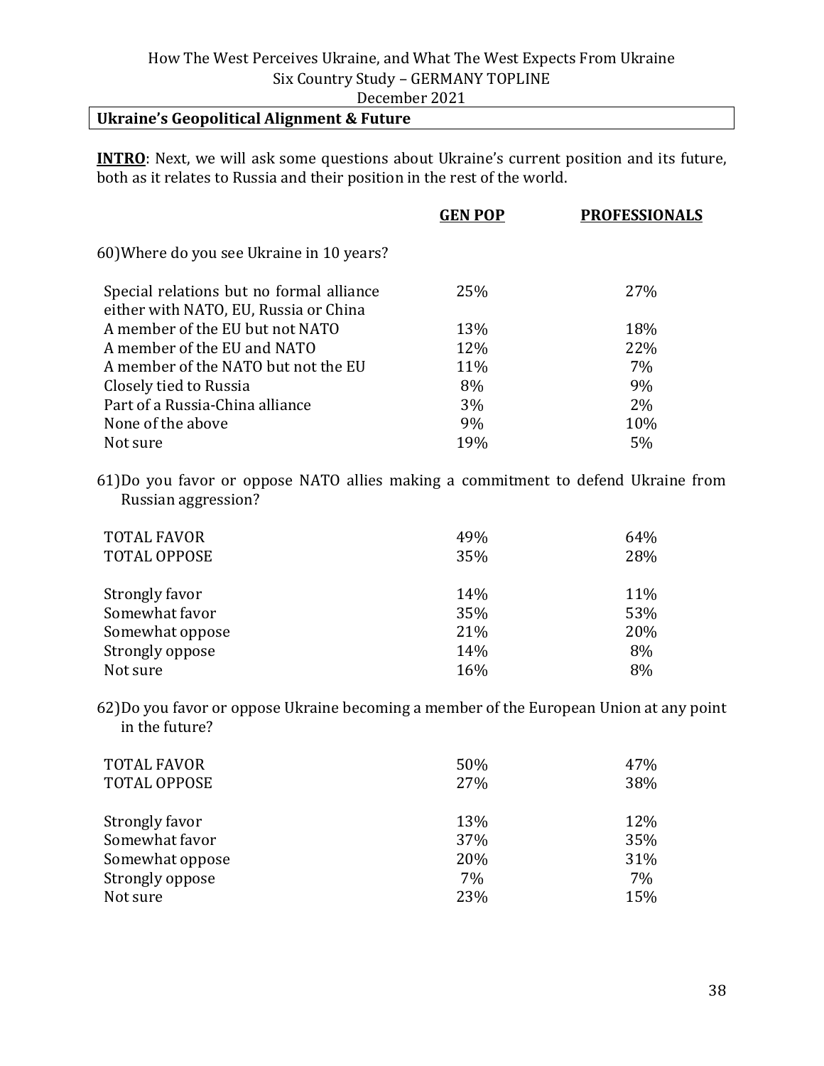## Ukraine's Geopolitical Alignment & Future

**INTRO**: Next, we will ask some questions about Ukraine's current position and its future, both as it relates to Russia and their position in the rest of the world.

60) Where do you see Ukraine in 10 years?

| | GEN POP | PROFESSIONALS |
|---|---|---|
| Special relations but no formal alliance either with NATO, EU, Russia or China | 25% | 27% |
| A member of the EU but not NATO | 13% | 18% |
| A member of the EU and NATO | 12% | 22% |
| A member of the NATO but not the EU | 11% | 7% |
| Closely tied to Russia | 8% | 9% |
| Part of a Russia-China alliance | 3% | 2% |
| None of the above | 9% | 10% |
| Not sure | 19% | 5% |

61) Do you favor or oppose NATO allies making a commitment to defend Ukraine from Russian aggression?

| | GEN POP | PROFESSIONALS |
|---|---|---|
| TOTAL FAVOR | 49% | 64% |
| TOTAL OPPOSE | 35% | 28% |
| | | |
| Strongly favor | 14% | 11% |
| Somewhat favor | 35% | 53% |
| Somewhat oppose | 21% | 20% |
| Strongly oppose | 14% | 8% |
| Not sure | 16% | 8% |

62) Do you favor or oppose Ukraine becoming a member of the European Union at any point in the future?

| | GEN POP | PROFESSIONALS |
|---|---|---|
| TOTAL FAVOR | 50% | 47% |
| TOTAL OPPOSE | 27% | 38% |
| | | |
| Strongly favor | 13% | 12% |
| Somewhat favor | 37% | 35% |
| Somewhat oppose | 20% | 31% |
| Strongly oppose | 7% | 7% |
| Not sure | 23% | 15% |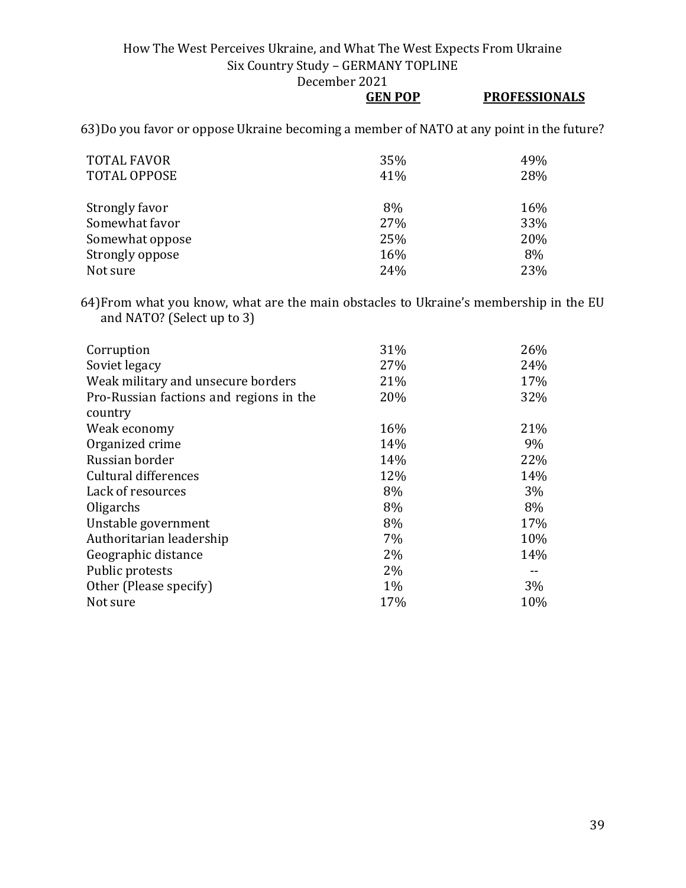63) Do you favor or oppose Ukraine becoming a member of NATO at any point in the future?

| | GEN POP | PROFESSIONALS |
|---|---|---|
| TOTAL FAVOR | 35% | 49% |
| TOTAL OPPOSE | 41% | 28% |
| Strongly favor | 8% | 16% |
| Somewhat favor | 27% | 33% |
| Somewhat oppose | 25% | 20% |
| Strongly oppose | 16% | 8% |
| Not sure | 24% | 23% |

64) From what you know, what are the main obstacles to Ukraine's membership in the EU and NATO? (Select up to 3)

| | GEN POP | PROFESSIONALS |
|---|---|---|
| Corruption | 31% | 26% |
| Soviet legacy | 27% | 24% |
| Weak military and unsecure borders | 21% | 17% |
| Pro-Russian factions and regions in the country | 20% | 32% |
| Weak economy | 16% | 21% |
| Organized crime | 14% | 9% |
| Russian border | 14% | 22% |
| Cultural differences | 12% | 14% |
| Lack of resources | 8% | 3% |
| Oligarchs | 8% | 8% |
| Unstable government | 8% | 17% |
| Authoritarian leadership | 7% | 10% |
| Geographic distance | 2% | 14% |
| Public protests | 2% | -- |
| Other (Please specify) | 1% | 3% |
| Not sure | 17% | 10% |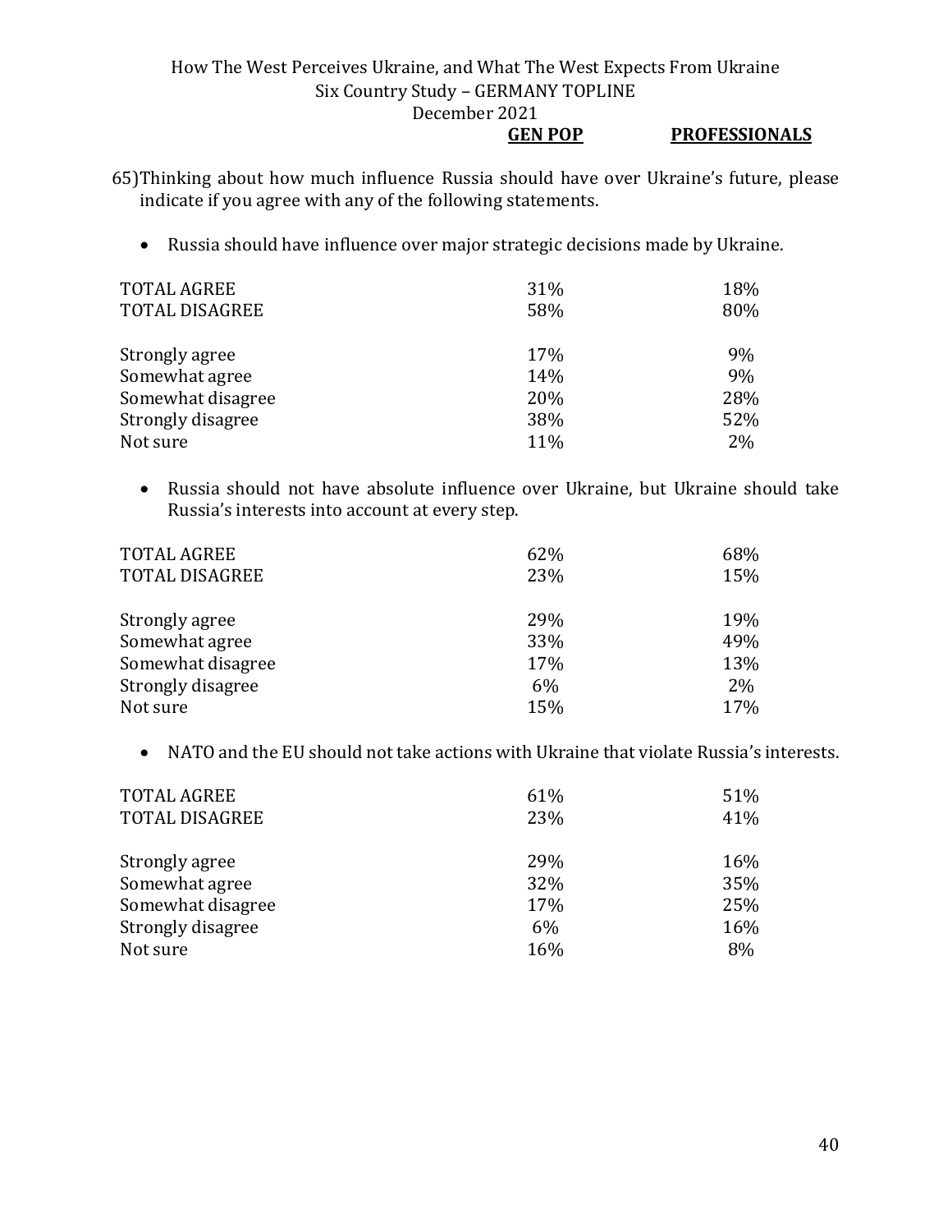65) Thinking about how much influence Russia should have over Ukraine's future, please indicate if you agree with any of the following statements.

- Russia should have influence over major strategic decisions made by Ukraine.

| | GEN POP | PROFESSIONALS |
|---|---|---|
| TOTAL AGREE | 31% | 18% |
| TOTAL DISAGREE | 58% | 80% |
| | | |
| Strongly agree | 17% | 9% |
| Somewhat agree | 14% | 9% |
| Somewhat disagree | 20% | 28% |
| Strongly disagree | 38% | 52% |
| Not sure | 11% | 2% |

- Russia should not have absolute influence over Ukraine, but Ukraine should take Russia's interests into account at every step.

| | GEN POP | PROFESSIONALS |
|---|---|---|
| TOTAL AGREE | 62% | 68% |
| TOTAL DISAGREE | 23% | 15% |
| | | |
| Strongly agree | 29% | 19% |
| Somewhat agree | 33% | 49% |
| Somewhat disagree | 17% | 13% |
| Strongly disagree | 6% | 2% |
| Not sure | 15% | 17% |

- NATO and the EU should not take actions with Ukraine that violate Russia's interests.

| | GEN POP | PROFESSIONALS |
|---|---|---|
| TOTAL AGREE | 61% | 51% |
| TOTAL DISAGREE | 23% | 41% |
| | | |
| Strongly agree | 29% | 16% |
| Somewhat agree | 32% | 35% |
| Somewhat disagree | 17% | 25% |
| Strongly disagree | 6% | 16% |
| Not sure | 16% | 8% |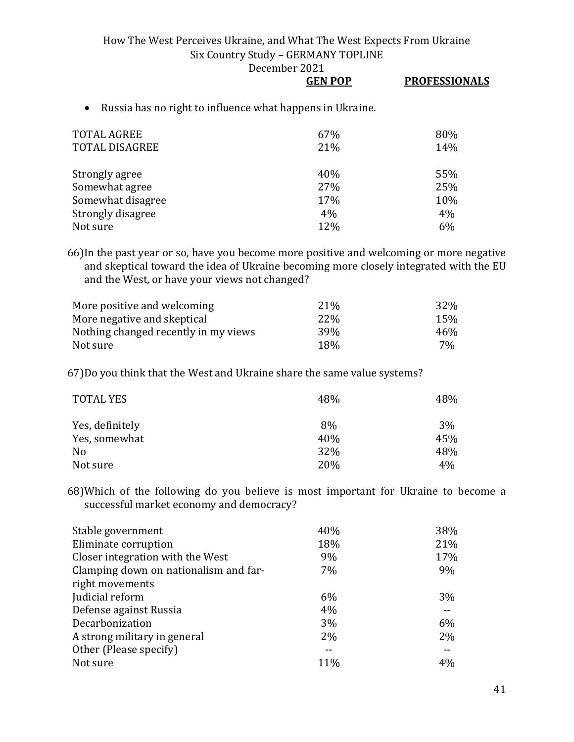| | GEN POP | PROFESSIONALS |
|---|---|---|

- Russia has no right to influence what happens in Ukraine.

| | GEN POP | PROFESSIONALS |
|---|---|---|
| TOTAL AGREE | 67% | 80% |
| TOTAL DISAGREE | 21% | 14% |
| | | |
| Strongly agree | 40% | 55% |
| Somewhat agree | 27% | 25% |
| Somewhat disagree | 17% | 10% |
| Strongly disagree | 4% | 4% |
| Not sure | 12% | 6% |

66) In the past year or so, have you become more positive and welcoming or more negative and skeptical toward the idea of Ukraine becoming more closely integrated with the EU and the West, or have your views not changed?

| | GEN POP | PROFESSIONALS |
|---|---|---|
| More positive and welcoming | 21% | 32% |
| More negative and skeptical | 22% | 15% |
| Nothing changed recently in my views | 39% | 46% |
| Not sure | 18% | 7% |

67) Do you think that the West and Ukraine share the same value systems?

| | GEN POP | PROFESSIONALS |
|---|---|---|
| TOTAL YES | 48% | 48% |
| | | |
| Yes, definitely | 8% | 3% |
| Yes, somewhat | 40% | 45% |
| No | 32% | 48% |
| Not sure | 20% | 4% |

68) Which of the following do you believe is most important for Ukraine to become a successful market economy and democracy?

| | GEN POP | PROFESSIONALS |
|---|---|---|
| Stable government | 40% | 38% |
| Eliminate corruption | 18% | 21% |
| Closer integration with the West | 9% | 17% |
| Clamping down on nationalism and far-right movements | 7% | 9% |
| Judicial reform | 6% | 3% |
| Defense against Russia | 4% | -- |
| Decarbonization | 3% | 6% |
| A strong military in general | 2% | 2% |
| Other (Please specify) | -- | -- |
| Not sure | 11% | 4% |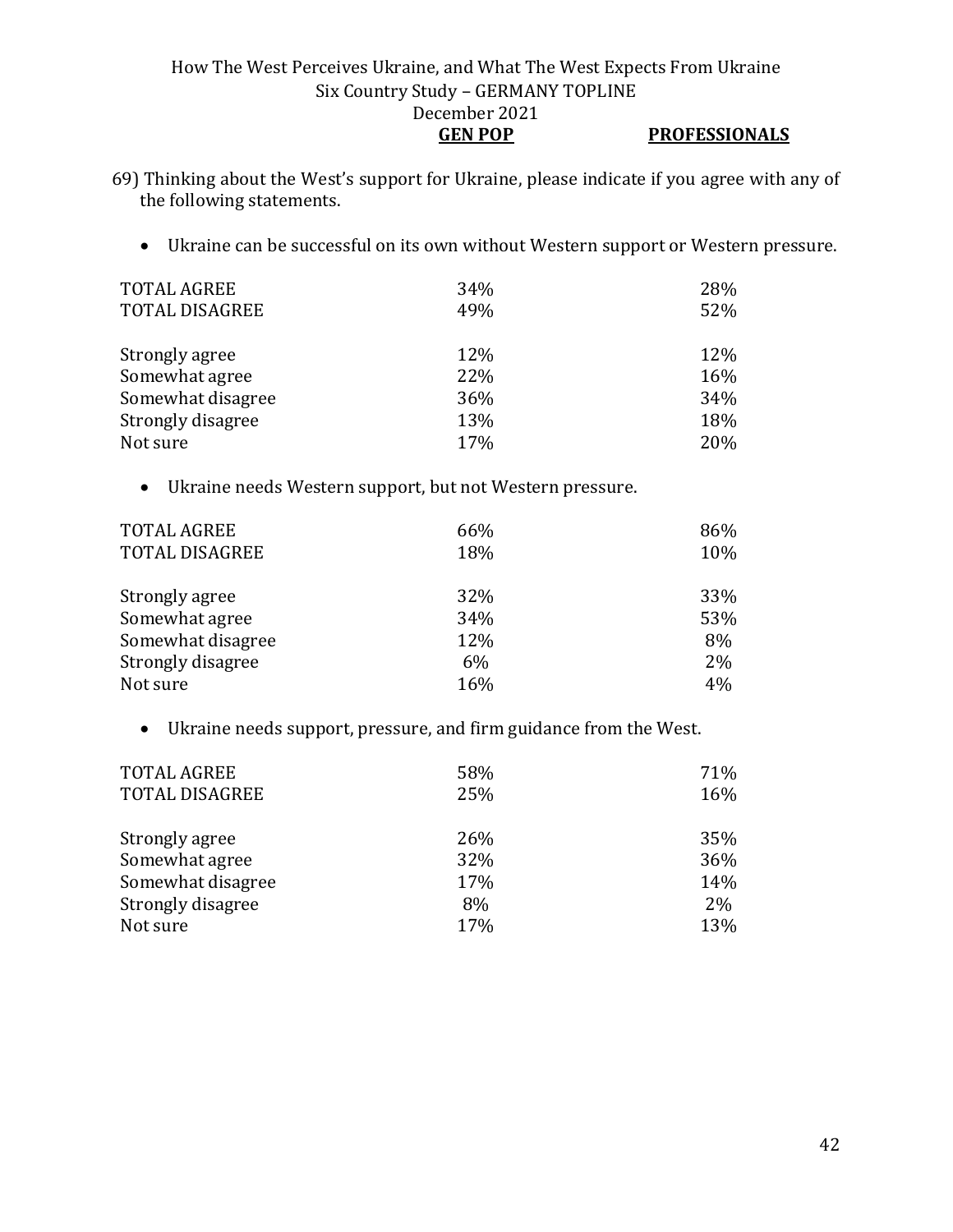69) Thinking about the West's support for Ukraine, please indicate if you agree with any of the following statements.

- Ukraine can be successful on its own without Western support or Western pressure.

| | GEN POP | PROFESSIONALS |
|---|---|---|
| TOTAL AGREE | 34% | 28% |
| TOTAL DISAGREE | 49% | 52% |
| | | |
| Strongly agree | 12% | 12% |
| Somewhat agree | 22% | 16% |
| Somewhat disagree | 36% | 34% |
| Strongly disagree | 13% | 18% |
| Not sure | 17% | 20% |

- Ukraine needs Western support, but not Western pressure.

| | GEN POP | PROFESSIONALS |
|---|---|---|
| TOTAL AGREE | 66% | 86% |
| TOTAL DISAGREE | 18% | 10% |
| | | |
| Strongly agree | 32% | 33% |
| Somewhat agree | 34% | 53% |
| Somewhat disagree | 12% | 8% |
| Strongly disagree | 6% | 2% |
| Not sure | 16% | 4% |

- Ukraine needs support, pressure, and firm guidance from the West.

| | GEN POP | PROFESSIONALS |
|---|---|---|
| TOTAL AGREE | 58% | 71% |
| TOTAL DISAGREE | 25% | 16% |
| | | |
| Strongly agree | 26% | 35% |
| Somewhat agree | 32% | 36% |
| Somewhat disagree | 17% | 14% |
| Strongly disagree | 8% | 2% |
| Not sure | 17% | 13% |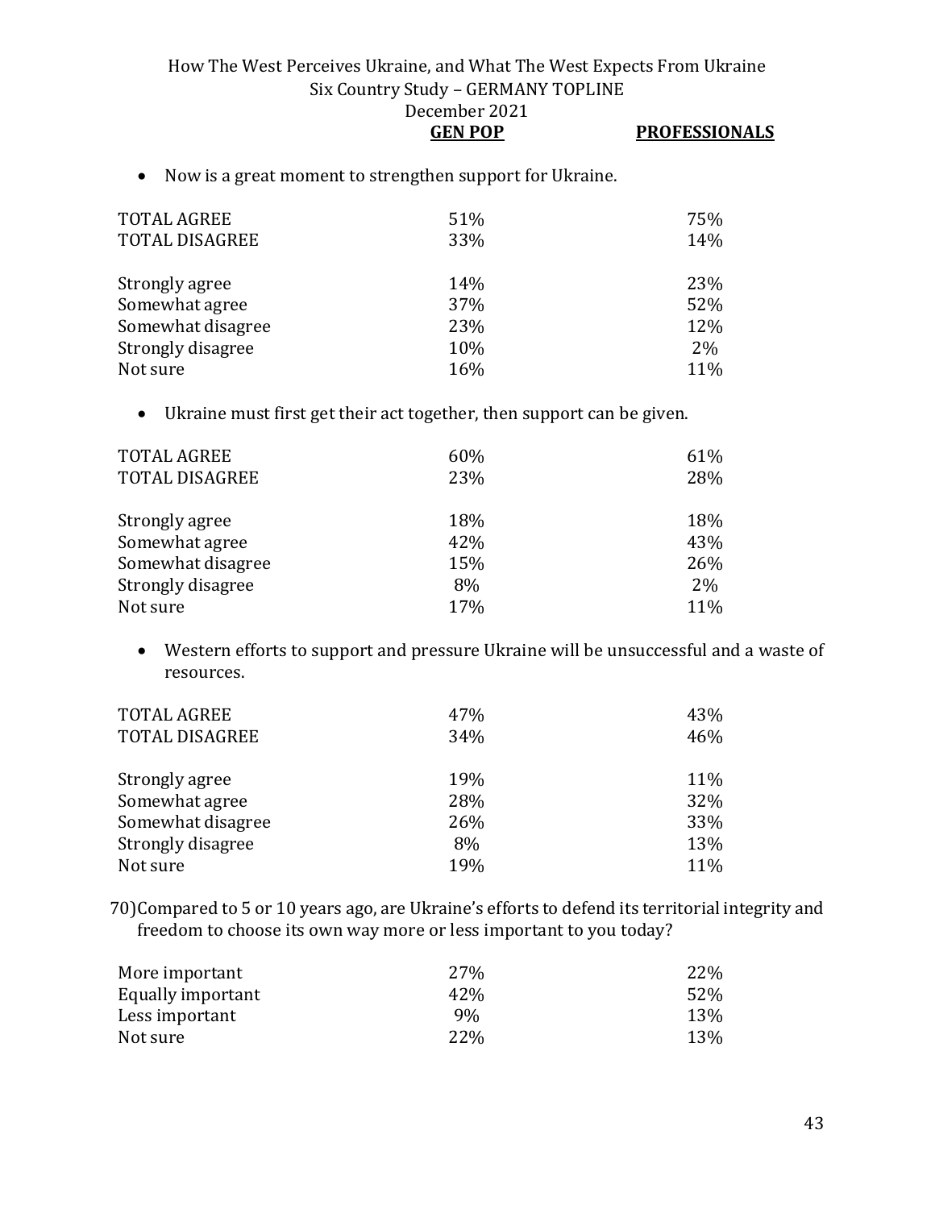- Now is a great moment to strengthen support for Ukraine.

| | GEN POP | PROFESSIONALS |
|---|---|---|
| TOTAL AGREE | 51% | 75% |
| TOTAL DISAGREE | 33% | 14% |
| Strongly agree | 14% | 23% |
| Somewhat agree | 37% | 52% |
| Somewhat disagree | 23% | 12% |
| Strongly disagree | 10% | 2% |
| Not sure | 16% | 11% |

- Ukraine must first get their act together, then support can be given.

| | GEN POP | PROFESSIONALS |
|---|---|---|
| TOTAL AGREE | 60% | 61% |
| TOTAL DISAGREE | 23% | 28% |
| Strongly agree | 18% | 18% |
| Somewhat agree | 42% | 43% |
| Somewhat disagree | 15% | 26% |
| Strongly disagree | 8% | 2% |
| Not sure | 17% | 11% |

- Western efforts to support and pressure Ukraine will be unsuccessful and a waste of resources.

| | GEN POP | PROFESSIONALS |
|---|---|---|
| TOTAL AGREE | 47% | 43% |
| TOTAL DISAGREE | 34% | 46% |
| Strongly agree | 19% | 11% |
| Somewhat agree | 28% | 32% |
| Somewhat disagree | 26% | 33% |
| Strongly disagree | 8% | 13% |
| Not sure | 19% | 11% |

70) Compared to 5 or 10 years ago, are Ukraine's efforts to defend its territorial integrity and freedom to choose its own way more or less important to you today?

| | GEN POP | PROFESSIONALS |
|---|---|---|
| More important | 27% | 22% |
| Equally important | 42% | 52% |
| Less important | 9% | 13% |
| Not sure | 22% | 13% |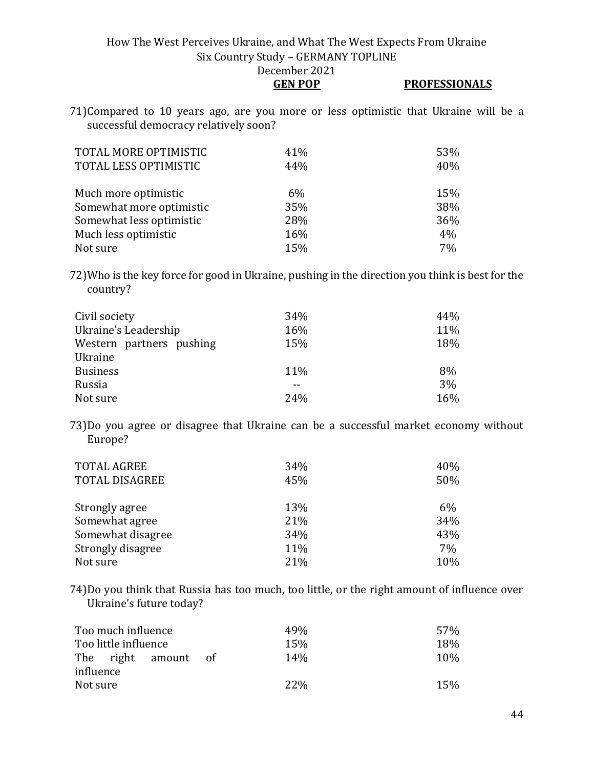| | GEN POP | PROFESSIONALS |
|---|---|---|

71) Compared to 10 years ago, are you more or less optimistic that Ukraine will be a successful democracy relatively soon?

| | GEN POP | PROFESSIONALS |
|---|---|---|
| TOTAL MORE OPTIMISTIC | 41% | 53% |
| TOTAL LESS OPTIMISTIC | 44% | 40% |
| | | |
| Much more optimistic | 6% | 15% |
| Somewhat more optimistic | 35% | 38% |
| Somewhat less optimistic | 28% | 36% |
| Much less optimistic | 16% | 4% |
| Not sure | 15% | 7% |

72) Who is the key force for good in Ukraine, pushing in the direction you think is best for the country?

| | GEN POP | PROFESSIONALS |
|---|---|---|
| Civil society | 34% | 44% |
| Ukraine's Leadership | 16% | 11% |
| Western partners pushing Ukraine | 15% | 18% |
| Business | 11% | 8% |
| Russia | -- | 3% |
| Not sure | 24% | 16% |

73) Do you agree or disagree that Ukraine can be a successful market economy without Europe?

| | GEN POP | PROFESSIONALS |
|---|---|---|
| TOTAL AGREE | 34% | 40% |
| TOTAL DISAGREE | 45% | 50% |
| | | |
| Strongly agree | 13% | 6% |
| Somewhat agree | 21% | 34% |
| Somewhat disagree | 34% | 43% |
| Strongly disagree | 11% | 7% |
| Not sure | 21% | 10% |

74) Do you think that Russia has too much, too little, or the right amount of influence over Ukraine's future today?

| | GEN POP | PROFESSIONALS |
|---|---|---|
| Too much influence | 49% | 57% |
| Too little influence | 15% | 18% |
| The right amount of influence | 14% | 10% |
| Not sure | 22% | 15% |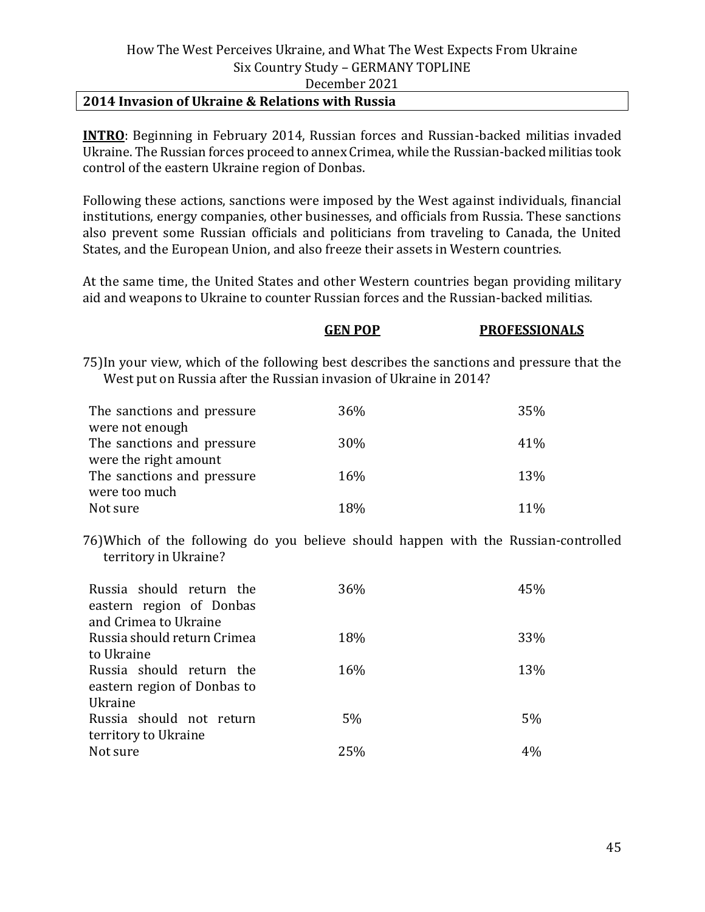## 2014 Invasion of Ukraine & Relations with Russia

**INTRO**: Beginning in February 2014, Russian forces and Russian-backed militias invaded Ukraine. The Russian forces proceed to annex Crimea, while the Russian-backed militias took control of the eastern Ukraine region of Donbas.

Following these actions, sanctions were imposed by the West against individuals, financial institutions, energy companies, other businesses, and officials from Russia. These sanctions also prevent some Russian officials and politicians from traveling to Canada, the United States, and the European Union, and also freeze their assets in Western countries.

At the same time, the United States and other Western countries began providing military aid and weapons to Ukraine to counter Russian forces and the Russian-backed militias.

75) In your view, which of the following best describes the sanctions and pressure that the West put on Russia after the Russian invasion of Ukraine in 2014?

| | GEN POP | PROFESSIONALS |
|---|---|---|
| The sanctions and pressure were not enough | 36% | 35% |
| The sanctions and pressure were the right amount | 30% | 41% |
| The sanctions and pressure were too much | 16% | 13% |
| Not sure | 18% | 11% |

76) Which of the following do you believe should happen with the Russian-controlled territory in Ukraine?

| | GEN POP | PROFESSIONALS |
|---|---|---|
| Russia should return the eastern region of Donbas and Crimea to Ukraine | 36% | 45% |
| Russia should return Crimea to Ukraine | 18% | 33% |
| Russia should return the eastern region of Donbas to Ukraine | 16% | 13% |
| Russia should not return territory to Ukraine | 5% | 5% |
| Not sure | 25% | 4% |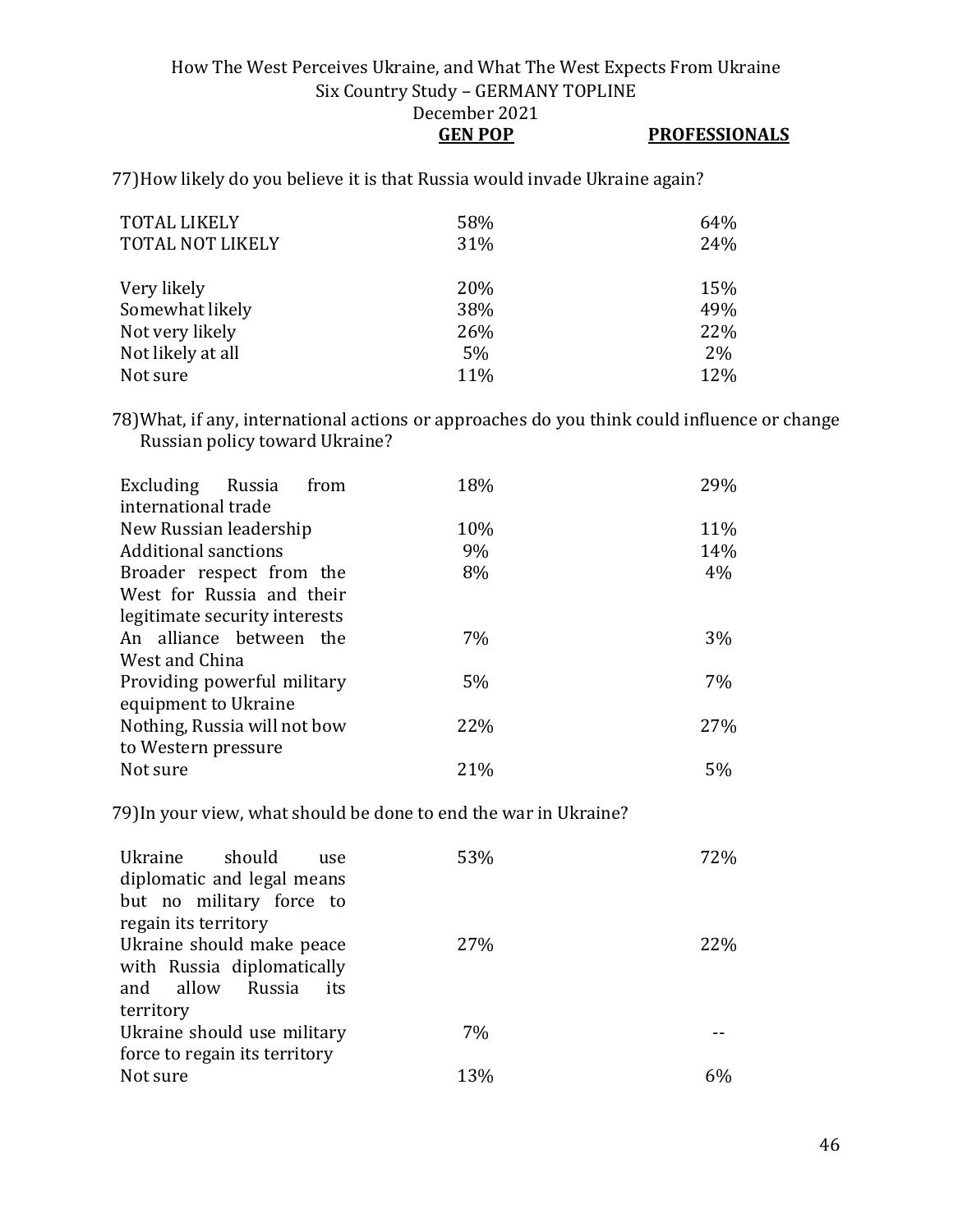77) How likely do you believe it is that Russia would invade Ukraine again?

| | GEN POP | PROFESSIONALS |
|---|---|---|
| TOTAL LIKELY | 58% | 64% |
| TOTAL NOT LIKELY | 31% | 24% |
| | | |
| Very likely | 20% | 15% |
| Somewhat likely | 38% | 49% |
| Not very likely | 26% | 22% |
| Not likely at all | 5% | 2% |
| Not sure | 11% | 12% |

78) What, if any, international actions or approaches do you think could influence or change Russian policy toward Ukraine?

| | GEN POP | PROFESSIONALS |
|---|---|---|
| Excluding Russia from international trade | 18% | 29% |
| New Russian leadership | 10% | 11% |
| Additional sanctions | 9% | 14% |
| Broader respect from the West for Russia and their legitimate security interests | 8% | 4% |
| An alliance between the West and China | 7% | 3% |
| Providing powerful military equipment to Ukraine | 5% | 7% |
| Nothing, Russia will not bow to Western pressure | 22% | 27% |
| Not sure | 21% | 5% |

79) In your view, what should be done to end the war in Ukraine?

| | GEN POP | PROFESSIONALS |
|---|---|---|
| Ukraine should use diplomatic and legal means but no military force to regain its territory | 53% | 72% |
| Ukraine should make peace with Russia diplomatically and allow Russia its territory | 27% | 22% |
| Ukraine should use military force to regain its territory | 7% | -- |
| Not sure | 13% | 6% |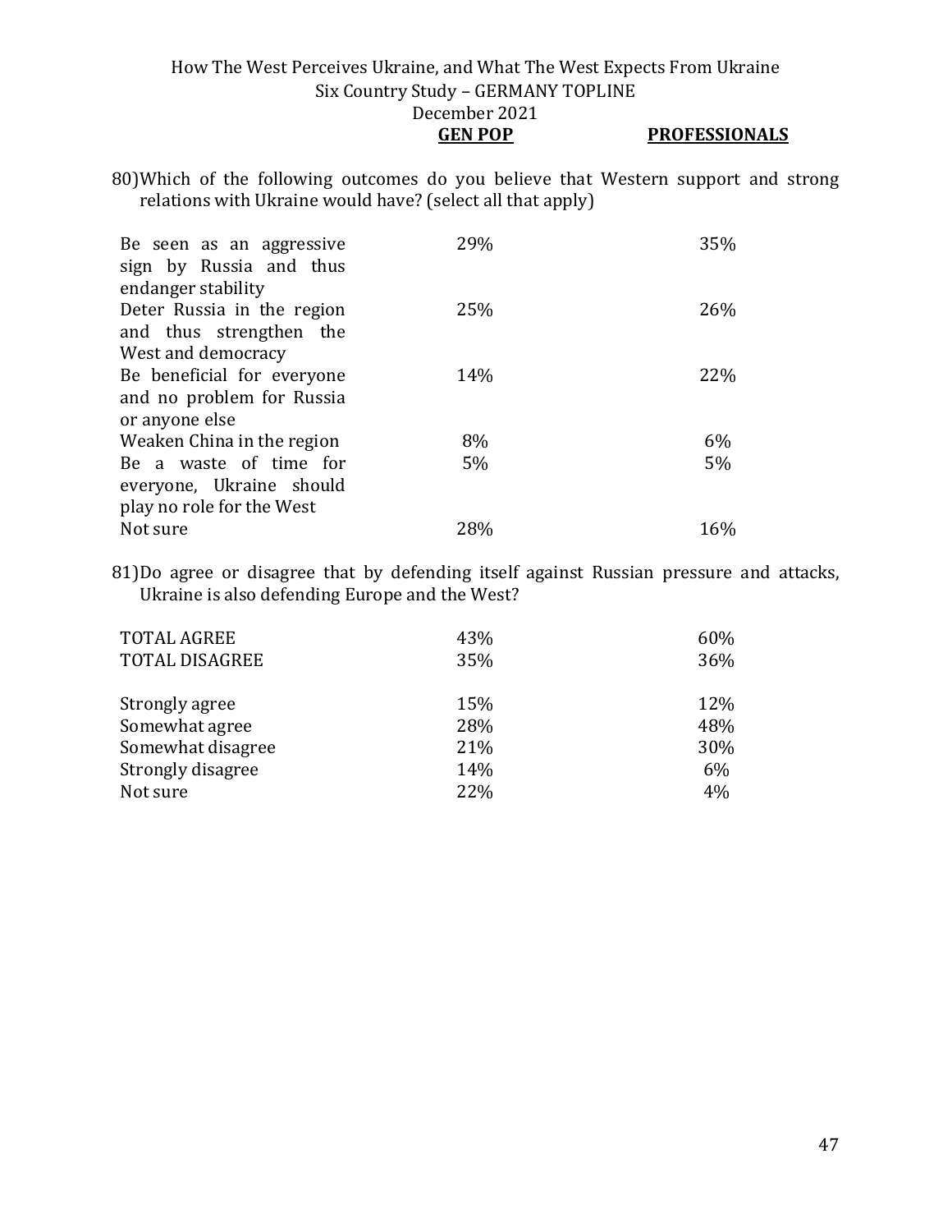80)Which of the following outcomes do you believe that Western support and strong relations with Ukraine would have? (select all that apply)

| | GEN POP | PROFESSIONALS |
|---|---|---|
| Be seen as an aggressive sign by Russia and thus endanger stability | 29% | 35% |
| Deter Russia in the region and thus strengthen the West and democracy | 25% | 26% |
| Be beneficial for everyone and no problem for Russia or anyone else | 14% | 22% |
| Weaken China in the region | 8% | 6% |
| Be a waste of time for everyone, Ukraine should play no role for the West | 5% | 5% |
| Not sure | 28% | 16% |

81)Do agree or disagree that by defending itself against Russian pressure and attacks, Ukraine is also defending Europe and the West?

| | GEN POP | PROFESSIONALS |
|---|---|---|
| TOTAL AGREE | 43% | 60% |
| TOTAL DISAGREE | 35% | 36% |
| | | |
| Strongly agree | 15% | 12% |
| Somewhat agree | 28% | 48% |
| Somewhat disagree | 21% | 30% |
| Strongly disagree | 14% | 6% |
| Not sure | 22% | 4% |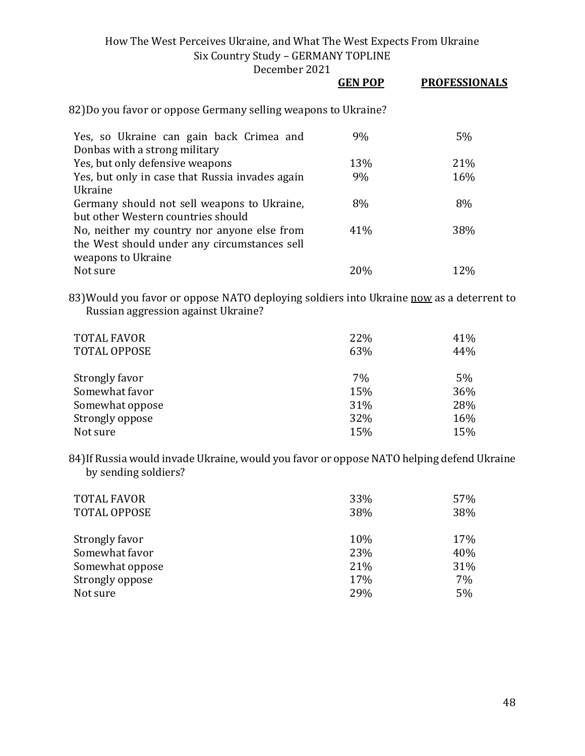| | **GEN POP** | **PROFESSIONALS** |
|---|---|---|

82) Do you favor or oppose Germany selling weapons to Ukraine?

| | GEN POP | PROFESSIONALS |
|---|---|---|
| Yes, so Ukraine can gain back Crimea and Donbas with a strong military | 9% | 5% |
| Yes, but only defensive weapons | 13% | 21% |
| Yes, but only in case that Russia invades again Ukraine | 9% | 16% |
| Germany should not sell weapons to Ukraine, but other Western countries should | 8% | 8% |
| No, neither my country nor anyone else from the West should under any circumstances sell weapons to Ukraine | 41% | 38% |
| Not sure | 20% | 12% |

83) Would you favor or oppose NATO deploying soldiers into Ukraine <u>now</u> as a deterrent to Russian aggression against Ukraine?

| | GEN POP | PROFESSIONALS |
|---|---|---|
| TOTAL FAVOR | 22% | 41% |
| TOTAL OPPOSE | 63% | 44% |
| | | |
| Strongly favor | 7% | 5% |
| Somewhat favor | 15% | 36% |
| Somewhat oppose | 31% | 28% |
| Strongly oppose | 32% | 16% |
| Not sure | 15% | 15% |

84) If Russia would invade Ukraine, would you favor or oppose NATO helping defend Ukraine by sending soldiers?

| | GEN POP | PROFESSIONALS |
|---|---|---|
| TOTAL FAVOR | 33% | 57% |
| TOTAL OPPOSE | 38% | 38% |
| | | |
| Strongly favor | 10% | 17% |
| Somewhat favor | 23% | 40% |
| Somewhat oppose | 21% | 31% |
| Strongly oppose | 17% | 7% |
| Not sure | 29% | 5% |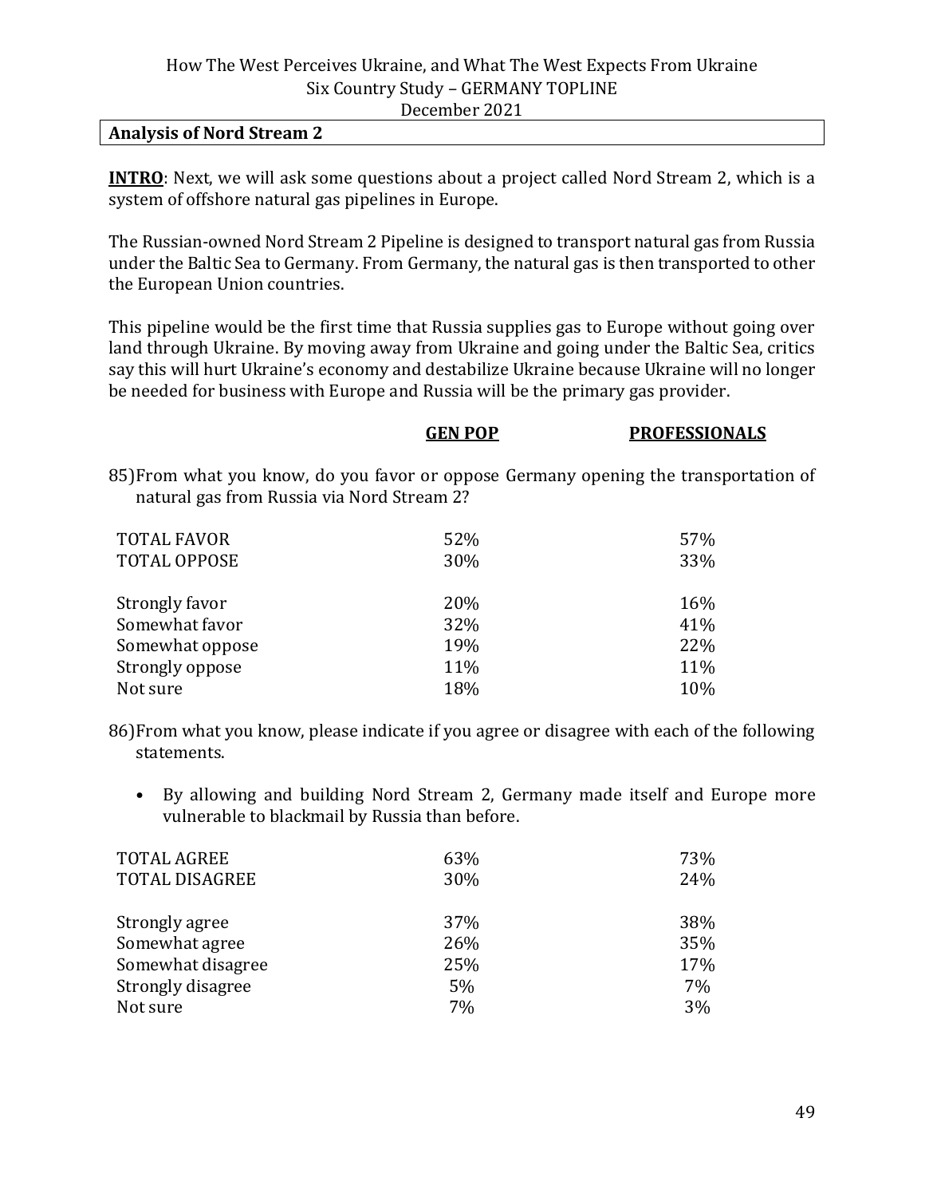## Analysis of Nord Stream 2

**INTRO**: Next, we will ask some questions about a project called Nord Stream 2, which is a system of offshore natural gas pipelines in Europe.

The Russian-owned Nord Stream 2 Pipeline is designed to transport natural gas from Russia under the Baltic Sea to Germany. From Germany, the natural gas is then transported to other the European Union countries.

This pipeline would be the first time that Russia supplies gas to Europe without going over land through Ukraine. By moving away from Ukraine and going under the Baltic Sea, critics say this will hurt Ukraine's economy and destabilize Ukraine because Ukraine will no longer be needed for business with Europe and Russia will be the primary gas provider.

85) From what you know, do you favor or oppose Germany opening the transportation of natural gas from Russia via Nord Stream 2?

| | GEN POP | PROFESSIONALS |
|---|---|---|
| TOTAL FAVOR | 52% | 57% |
| TOTAL OPPOSE | 30% | 33% |
| Strongly favor | 20% | 16% |
| Somewhat favor | 32% | 41% |
| Somewhat oppose | 19% | 22% |
| Strongly oppose | 11% | 11% |
| Not sure | 18% | 10% |

86) From what you know, please indicate if you agree or disagree with each of the following statements.

- By allowing and building Nord Stream 2, Germany made itself and Europe more vulnerable to blackmail by Russia than before.

| | GEN POP | PROFESSIONALS |
|---|---|---|
| TOTAL AGREE | 63% | 73% |
| TOTAL DISAGREE | 30% | 24% |
| Strongly agree | 37% | 38% |
| Somewhat agree | 26% | 35% |
| Somewhat disagree | 25% | 17% |
| Strongly disagree | 5% | 7% |
| Not sure | 7% | 3% |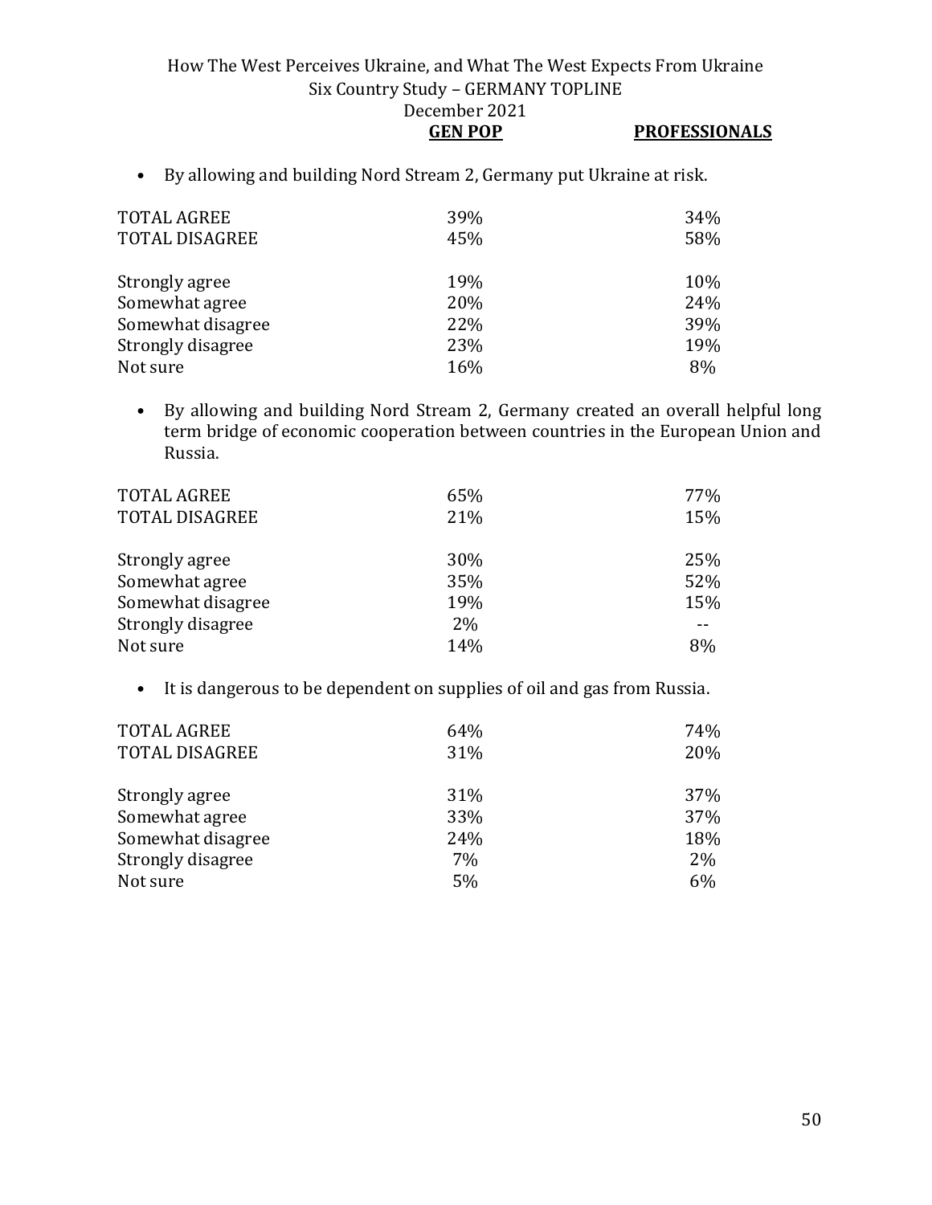- By allowing and building Nord Stream 2, Germany put Ukraine at risk.

| | GEN POP | PROFESSIONALS |
|---|---|---|
| TOTAL AGREE | 39% | 34% |
| TOTAL DISAGREE | 45% | 58% |
| Strongly agree | 19% | 10% |
| Somewhat agree | 20% | 24% |
| Somewhat disagree | 22% | 39% |
| Strongly disagree | 23% | 19% |
| Not sure | 16% | 8% |

- By allowing and building Nord Stream 2, Germany created an overall helpful long term bridge of economic cooperation between countries in the European Union and Russia.

| | GEN POP | PROFESSIONALS |
|---|---|---|
| TOTAL AGREE | 65% | 77% |
| TOTAL DISAGREE | 21% | 15% |
| Strongly agree | 30% | 25% |
| Somewhat agree | 35% | 52% |
| Somewhat disagree | 19% | 15% |
| Strongly disagree | 2% | -- |
| Not sure | 14% | 8% |

- It is dangerous to be dependent on supplies of oil and gas from Russia.

| | GEN POP | PROFESSIONALS |
|---|---|---|
| TOTAL AGREE | 64% | 74% |
| TOTAL DISAGREE | 31% | 20% |
| Strongly agree | 31% | 37% |
| Somewhat agree | 33% | 37% |
| Somewhat disagree | 24% | 18% |
| Strongly disagree | 7% | 2% |
| Not sure | 5% | 6% |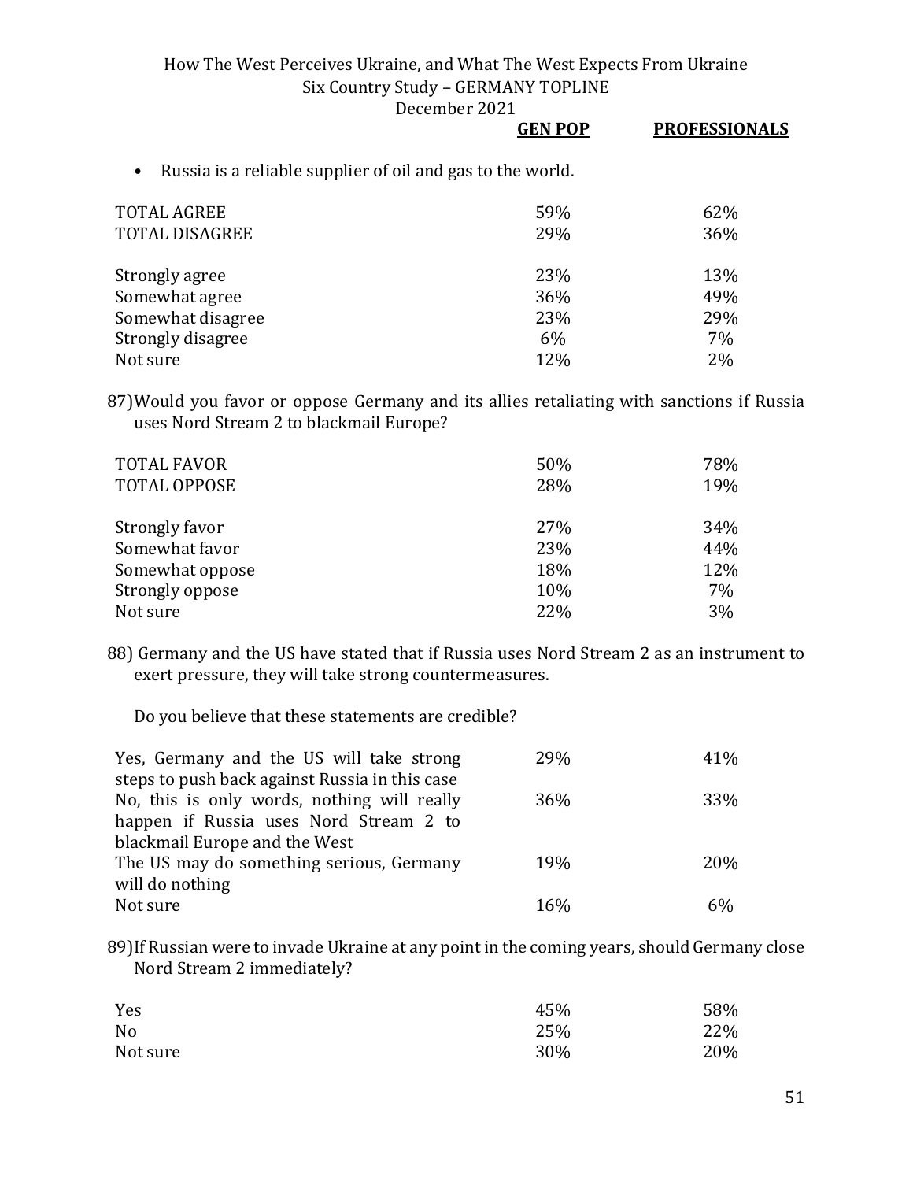- Russia is a reliable supplier of oil and gas to the world.

| | GEN POP | PROFESSIONALS |
|---|---|---|
| TOTAL AGREE | 59% | 62% |
| TOTAL DISAGREE | 29% | 36% |
| Strongly agree | 23% | 13% |
| Somewhat agree | 36% | 49% |
| Somewhat disagree | 23% | 29% |
| Strongly disagree | 6% | 7% |
| Not sure | 12% | 2% |

87) Would you favor or oppose Germany and its allies retaliating with sanctions if Russia uses Nord Stream 2 to blackmail Europe?

| | GEN POP | PROFESSIONALS |
|---|---|---|
| TOTAL FAVOR | 50% | 78% |
| TOTAL OPPOSE | 28% | 19% |
| Strongly favor | 27% | 34% |
| Somewhat favor | 23% | 44% |
| Somewhat oppose | 18% | 12% |
| Strongly oppose | 10% | 7% |
| Not sure | 22% | 3% |

88) Germany and the US have stated that if Russia uses Nord Stream 2 as an instrument to exert pressure, they will take strong countermeasures.

Do you believe that these statements are credible?

| | GEN POP | PROFESSIONALS |
|---|---|---|
| Yes, Germany and the US will take strong steps to push back against Russia in this case | 29% | 41% |
| No, this is only words, nothing will really happen if Russia uses Nord Stream 2 to blackmail Europe and the West | 36% | 33% |
| The US may do something serious, Germany will do nothing | 19% | 20% |
| Not sure | 16% | 6% |

89) If Russian were to invade Ukraine at any point in the coming years, should Germany close Nord Stream 2 immediately?

| | GEN POP | PROFESSIONALS |
|---|---|---|
| Yes | 45% | 58% |
| No | 25% | 22% |
| Not sure | 30% | 20% |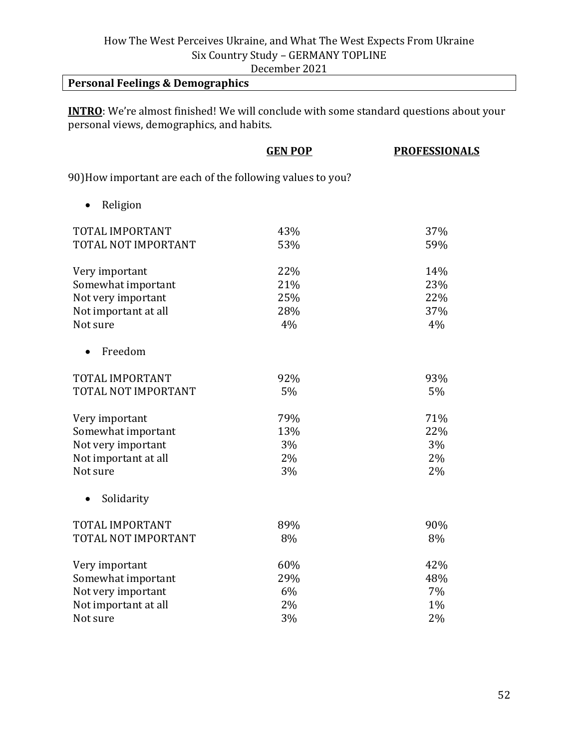## Personal Feelings & Demographics

**INTRO**: We're almost finished! We will conclude with some standard questions about your personal views, demographics, and habits.

90) How important are each of the following values to you?

- Religion

| | GEN POP | PROFESSIONALS |
|---|---|---|
| TOTAL IMPORTANT | 43% | 37% |
| TOTAL NOT IMPORTANT | 53% | 59% |
| | | |
| Very important | 22% | 14% |
| Somewhat important | 21% | 23% |
| Not very important | 25% | 22% |
| Not important at all | 28% | 37% |
| Not sure | 4% | 4% |

- Freedom

| | GEN POP | PROFESSIONALS |
|---|---|---|
| TOTAL IMPORTANT | 92% | 93% |
| TOTAL NOT IMPORTANT | 5% | 5% |
| | | |
| Very important | 79% | 71% |
| Somewhat important | 13% | 22% |
| Not very important | 3% | 3% |
| Not important at all | 2% | 2% |
| Not sure | 3% | 2% |

- Solidarity

| | GEN POP | PROFESSIONALS |
|---|---|---|
| TOTAL IMPORTANT | 89% | 90% |
| TOTAL NOT IMPORTANT | 8% | 8% |
| | | |
| Very important | 60% | 42% |
| Somewhat important | 29% | 48% |
| Not very important | 6% | 7% |
| Not important at all | 2% | 1% |
| Not sure | 3% | 2% |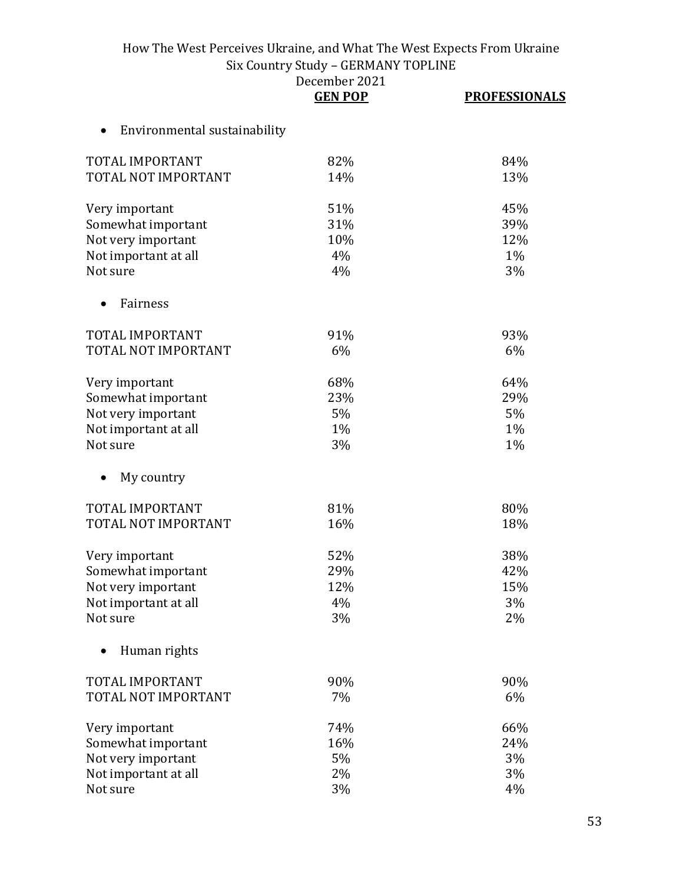| | GEN POP | PROFESSIONALS |
|---|---|---|
| • Environmental sustainability | | |
| TOTAL IMPORTANT | 82% | 84% |
| TOTAL NOT IMPORTANT | 14% | 13% |
| Very important | 51% | 45% |
| Somewhat important | 31% | 39% |
| Not very important | 10% | 12% |
| Not important at all | 4% | 1% |
| Not sure | 4% | 3% |
| • Fairness | | |
| TOTAL IMPORTANT | 91% | 93% |
| TOTAL NOT IMPORTANT | 6% | 6% |
| Very important | 68% | 64% |
| Somewhat important | 23% | 29% |
| Not very important | 5% | 5% |
| Not important at all | 1% | 1% |
| Not sure | 3% | 1% |
| • My country | | |
| TOTAL IMPORTANT | 81% | 80% |
| TOTAL NOT IMPORTANT | 16% | 18% |
| Very important | 52% | 38% |
| Somewhat important | 29% | 42% |
| Not very important | 12% | 15% |
| Not important at all | 4% | 3% |
| Not sure | 3% | 2% |
| • Human rights | | |
| TOTAL IMPORTANT | 90% | 90% |
| TOTAL NOT IMPORTANT | 7% | 6% |
| Very important | 74% | 66% |
| Somewhat important | 16% | 24% |
| Not very important | 5% | 3% |
| Not important at all | 2% | 3% |
| Not sure | 3% | 4% |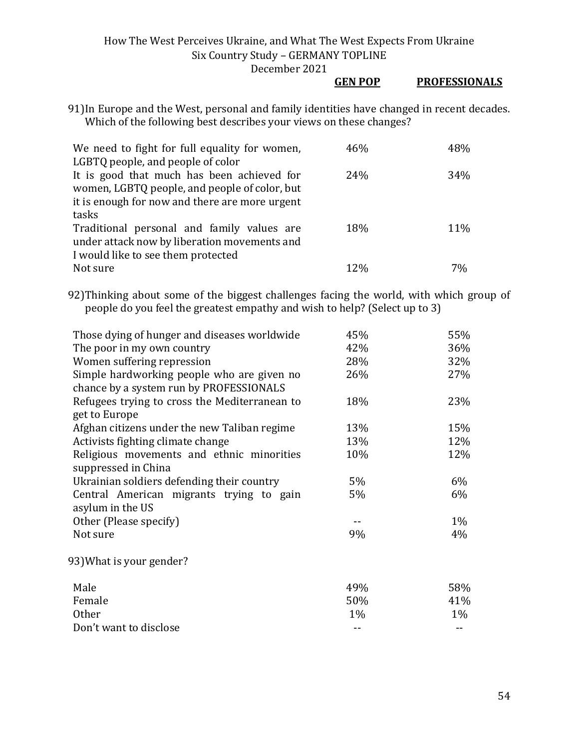91) In Europe and the West, personal and family identities have changed in recent decades. Which of the following best describes your views on these changes?

| | GEN POP | PROFESSIONALS |
|---|---|---|
| We need to fight for full equality for women, LGBTQ people, and people of color | 46% | 48% |
| It is good that much has been achieved for women, LGBTQ people, and people of color, but it is enough for now and there are more urgent tasks | 24% | 34% |
| Traditional personal and family values are under attack now by liberation movements and I would like to see them protected | 18% | 11% |
| Not sure | 12% | 7% |

92) Thinking about some of the biggest challenges facing the world, with which group of people do you feel the greatest empathy and wish to help? (Select up to 3)

| | GEN POP | PROFESSIONALS |
|---|---|---|
| Those dying of hunger and diseases worldwide | 45% | 55% |
| The poor in my own country | 42% | 36% |
| Women suffering repression | 28% | 32% |
| Simple hardworking people who are given no chance by a system run by PROFESSIONALS | 26% | 27% |
| Refugees trying to cross the Mediterranean to get to Europe | 18% | 23% |
| Afghan citizens under the new Taliban regime | 13% | 15% |
| Activists fighting climate change | 13% | 12% |
| Religious movements and ethnic minorities suppressed in China | 10% | 12% |
| Ukrainian soldiers defending their country | 5% | 6% |
| Central American migrants trying to gain asylum in the US | 5% | 6% |
| Other (Please specify) | -- | 1% |
| Not sure | 9% | 4% |

93) What is your gender?

| | GEN POP | PROFESSIONALS |
|---|---|---|
| Male | 49% | 58% |
| Female | 50% | 41% |
| Other | 1% | 1% |
| Don't want to disclose | -- | -- |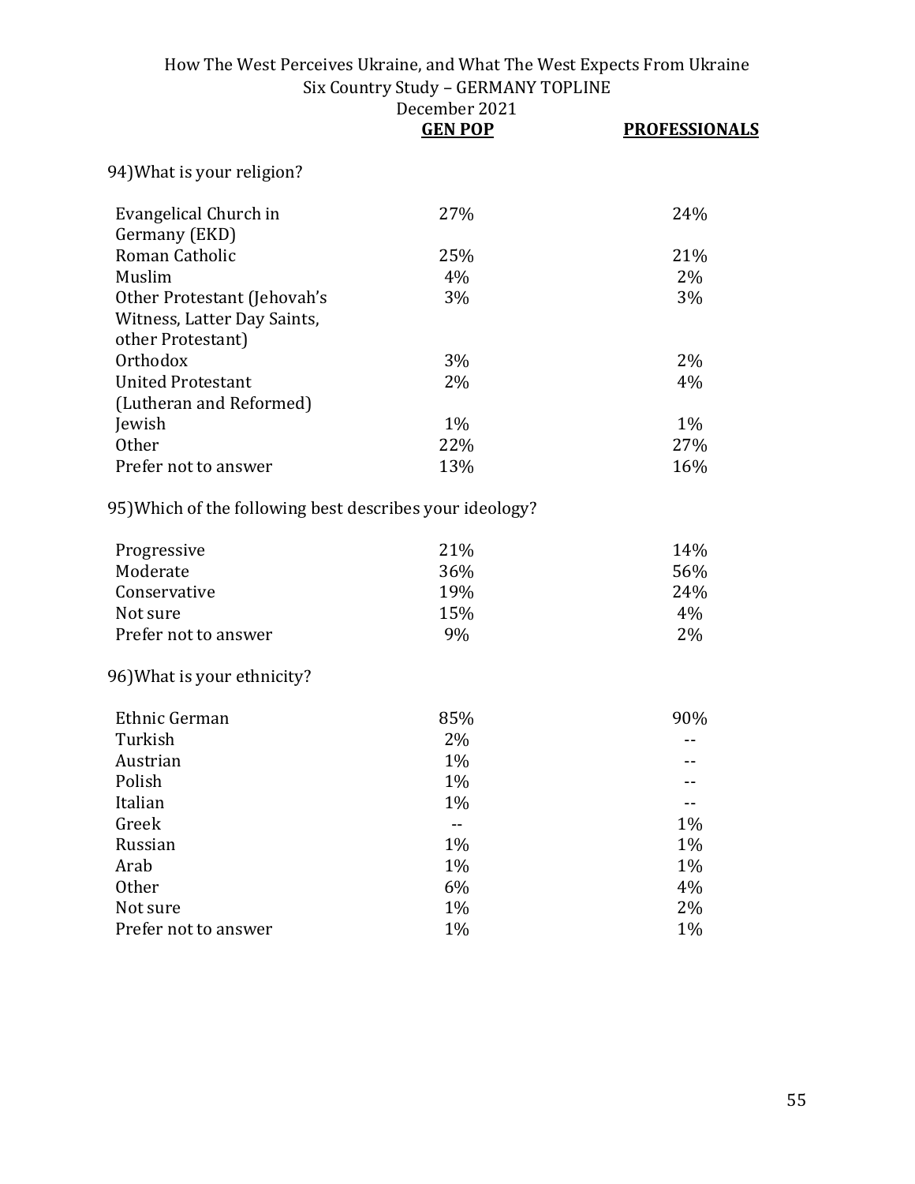| | GEN POP | PROFESSIONALS |
|---|---|---|
| **94) What is your religion?** | | |
| Evangelical Church in Germany (EKD) | 27% | 24% |
| Roman Catholic | 25% | 21% |
| Muslim | 4% | 2% |
| Other Protestant (Jehovah's Witness, Latter Day Saints, other Protestant) | 3% | 3% |
| Orthodox | 3% | 2% |
| United Protestant (Lutheran and Reformed) | 2% | 4% |
| Jewish | 1% | 1% |
| Other | 22% | 27% |
| Prefer not to answer | 13% | 16% |
| **95) Which of the following best describes your ideology?** | | |
| Progressive | 21% | 14% |
| Moderate | 36% | 56% |
| Conservative | 19% | 24% |
| Not sure | 15% | 4% |
| Prefer not to answer | 9% | 2% |
| **96) What is your ethnicity?** | | |
| Ethnic German | 85% | 90% |
| Turkish | 2% | -- |
| Austrian | 1% | -- |
| Polish | 1% | -- |
| Italian | 1% | -- |
| Greek | -- | 1% |
| Russian | 1% | 1% |
| Arab | 1% | 1% |
| Other | 6% | 4% |
| Not sure | 1% | 2% |
| Prefer not to answer | 1% | 1% |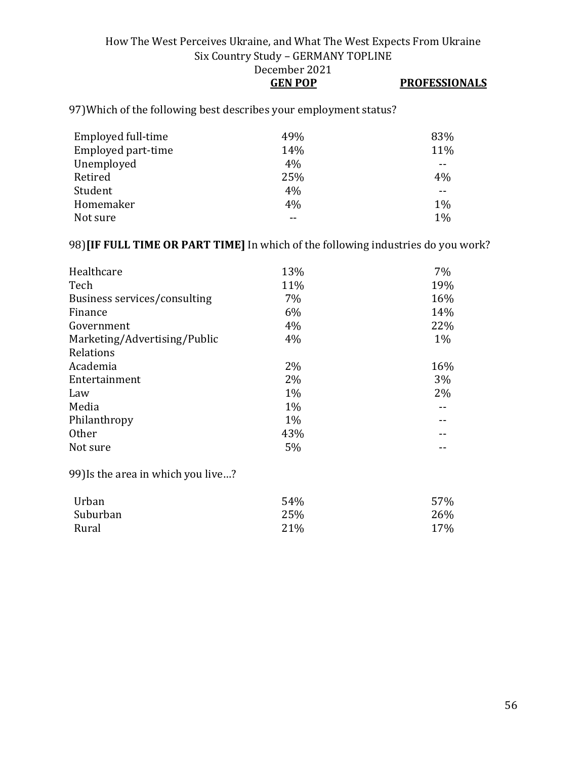| | GEN POP | PROFESSIONALS |
|---|---|---|

97)Which of the following best describes your employment status?

| | GEN POP | PROFESSIONALS |
|---|---|---|
| Employed full-time | 49% | 83% |
| Employed part-time | 14% | 11% |
| Unemployed | 4% | -- |
| Retired | 25% | 4% |
| Student | 4% | -- |
| Homemaker | 4% | 1% |
| Not sure | -- | 1% |

98)**[IF FULL TIME OR PART TIME]** In which of the following industries do you work?

| | GEN POP | PROFESSIONALS |
|---|---|---|
| Healthcare | 13% | 7% |
| Tech | 11% | 19% |
| Business services/consulting | 7% | 16% |
| Finance | 6% | 14% |
| Government | 4% | 22% |
| Marketing/Advertising/Public Relations | 4% | 1% |
| Academia | 2% | 16% |
| Entertainment | 2% | 3% |
| Law | 1% | 2% |
| Media | 1% | -- |
| Philanthropy | 1% | -- |
| Other | 43% | -- |
| Not sure | 5% | -- |

99)Is the area in which you live…?

| | GEN POP | PROFESSIONALS |
|---|---|---|
| Urban | 54% | 57% |
| Suburban | 25% | 26% |
| Rural | 21% | 17% |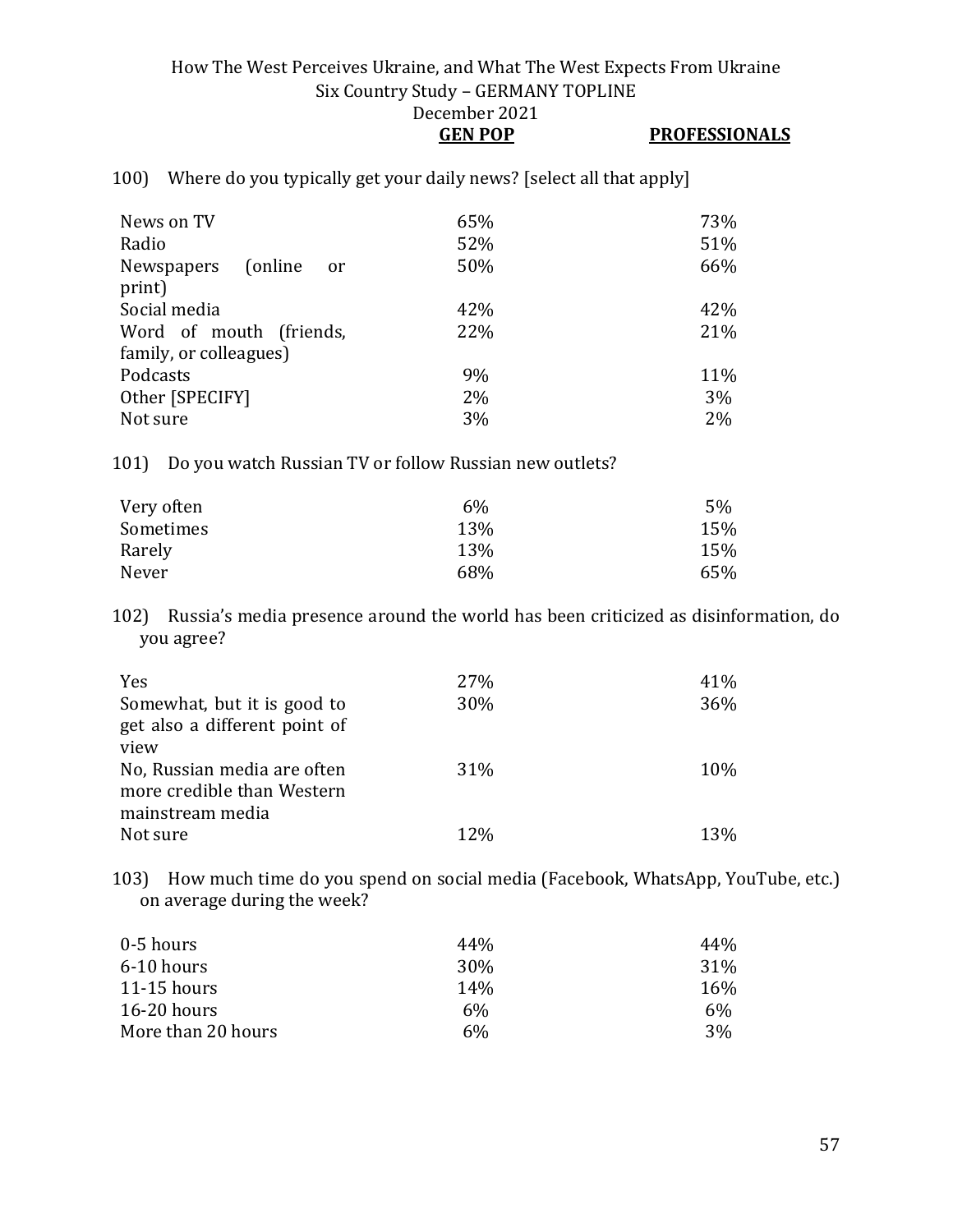100) Where do you typically get your daily news? [select all that apply]

| | GEN POP | PROFESSIONALS |
|---|---|---|
| News on TV | 65% | 73% |
| Radio | 52% | 51% |
| Newspapers (online or print) | 50% | 66% |
| Social media | 42% | 42% |
| Word of mouth (friends, family, or colleagues) | 22% | 21% |
| Podcasts | 9% | 11% |
| Other [SPECIFY] | 2% | 3% |
| Not sure | 3% | 2% |

101) Do you watch Russian TV or follow Russian new outlets?

| | GEN POP | PROFESSIONALS |
|---|---|---|
| Very often | 6% | 5% |
| Sometimes | 13% | 15% |
| Rarely | 13% | 15% |
| Never | 68% | 65% |

102) Russia's media presence around the world has been criticized as disinformation, do you agree?

| | GEN POP | PROFESSIONALS |
|---|---|---|
| Yes | 27% | 41% |
| Somewhat, but it is good to get also a different point of view | 30% | 36% |
| No, Russian media are often more credible than Western mainstream media | 31% | 10% |
| Not sure | 12% | 13% |

103) How much time do you spend on social media (Facebook, WhatsApp, YouTube, etc.) on average during the week?

| | GEN POP | PROFESSIONALS |
|---|---|---|
| 0-5 hours | 44% | 44% |
| 6-10 hours | 30% | 31% |
| 11-15 hours | 14% | 16% |
| 16-20 hours | 6% | 6% |
| More than 20 hours | 6% | 3% |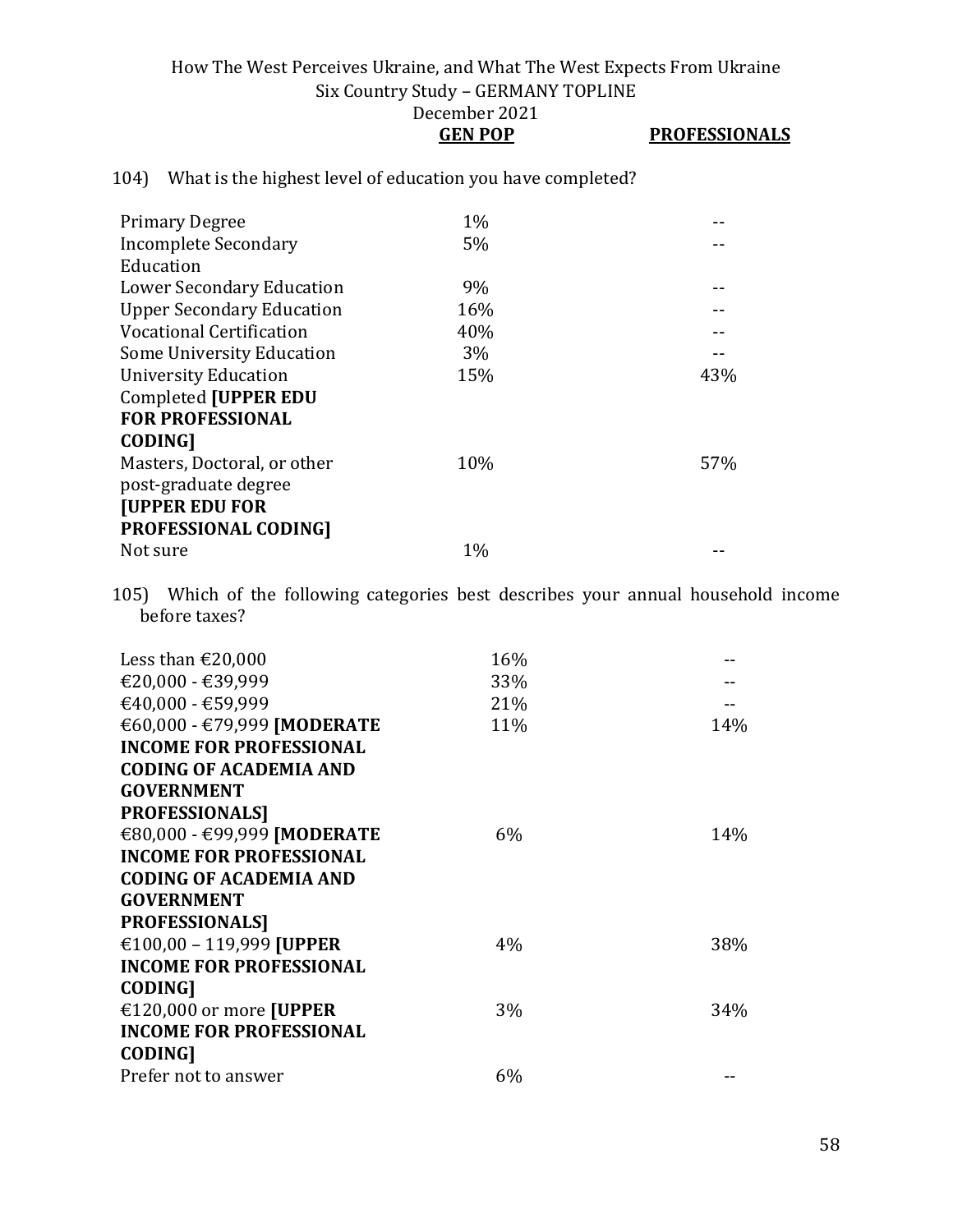104) What is the highest level of education you have completed?

| | GEN POP | PROFESSIONALS |
|---|---|---|
| Primary Degree | 1% | -- |
| Incomplete Secondary Education | 5% | -- |
| Lower Secondary Education | 9% | -- |
| Upper Secondary Education | 16% | -- |
| Vocational Certification | 40% | -- |
| Some University Education | 3% | -- |
| University Education Completed **[UPPER EDU FOR PROFESSIONAL CODING]** | 15% | 43% |
| Masters, Doctoral, or other post-graduate degree **[UPPER EDU FOR PROFESSIONAL CODING]** | 10% | 57% |
| Not sure | 1% | -- |

105) Which of the following categories best describes your annual household income before taxes?

| | GEN POP | PROFESSIONALS |
|---|---|---|
| Less than €20,000 | 16% | -- |
| €20,000 - €39,999 | 33% | -- |
| €40,000 - €59,999 | 21% | -- |
| €60,000 - €79,999 **[MODERATE INCOME FOR PROFESSIONAL CODING OF ACADEMIA AND GOVERNMENT PROFESSIONALS]** | 11% | 14% |
| €80,000 - €99,999 **[MODERATE INCOME FOR PROFESSIONAL CODING OF ACADEMIA AND GOVERNMENT PROFESSIONALS]** | 6% | 14% |
| €100,00 – 119,999 **[UPPER INCOME FOR PROFESSIONAL CODING]** | 4% | 38% |
| €120,000 or more **[UPPER INCOME FOR PROFESSIONAL CODING]** | 3% | 34% |
| Prefer not to answer | 6% | -- |